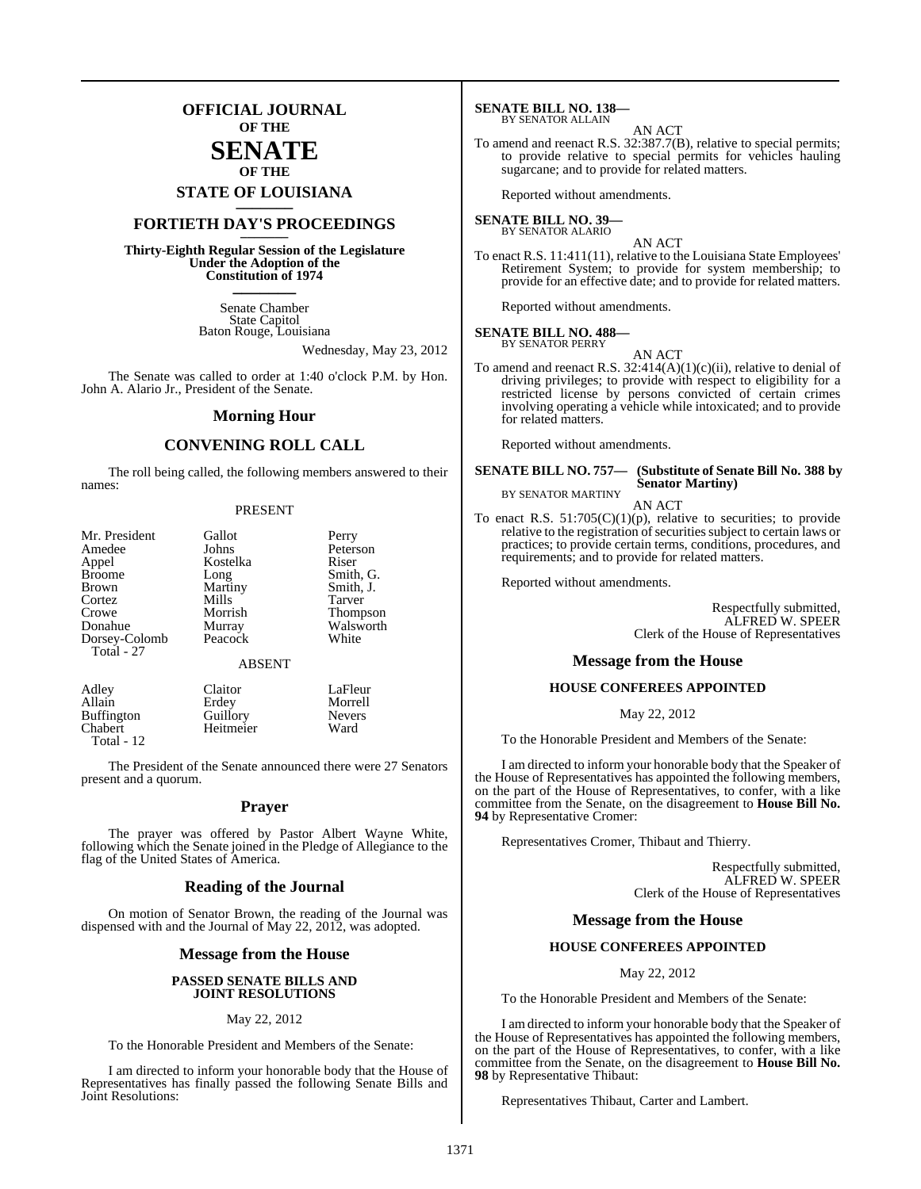# OFFICIAL JOURNAL OF THE SENATE OF THE STATE OF LOUISIANA

## FORTIETH DAY'S PROCEEDINGS

**Thirty-Eighth Regular Session of the Legislature Under the Adoption of the Constitution of 1974**

Senate Chamber
State Capitol
Baton Rouge, Louisiana

Wednesday, May 23, 2012

The Senate was called to order at 1:40 o'clock P.M. by Hon. John A. Alario Jr., President of the Senate.

## Morning Hour

## CONVENING ROLL CALL

The roll being called, the following members answered to their names:

PRESENT

| | | |
|---|---|---|
| Mr. President | Gallot | Perry |
| Amedee | Johns | Peterson |
| Appel | Kostelka | Riser |
| Broome | Long | Smith, G. |
| Brown | Martiny | Smith, J. |
| Cortez | Mills | Tarver |
| Crowe | Morrish | Thompson |
| Donahue | Murray | Walsworth |
| Dorsey-Colomb | Peacock | White |

Total - 27

ABSENT

| | | |
|---|---|---|
| Adley | Claitor | LaFleur |
| Allain | Erdey | Morrell |
| Buffington | Guillory | Nevers |
| Chabert | Heitmeier | Ward |

Total - 12

The President of the Senate announced there were 27 Senators present and a quorum.

## Prayer

The prayer was offered by Pastor Albert Wayne White, following which the Senate joined in the Pledge of Allegiance to the flag of the United States of America.

## Reading of the Journal

On motion of Senator Brown, the reading of the Journal was dispensed with and the Journal of May 22, 2012, was adopted.

## Message from the House

### PASSED SENATE BILLS AND JOINT RESOLUTIONS

May 22, 2012

To the Honorable President and Members of the Senate:

I am directed to inform your honorable body that the House of Representatives has finally passed the following Senate Bills and Joint Resolutions:

**SENATE BILL NO. 138—**
BY SENATOR ALLAIN

AN ACT

To amend and reenact R.S. 32:387.7(B), relative to special permits; to provide relative to special permits for vehicles hauling sugarcane; and to provide for related matters.

Reported without amendments.

**SENATE BILL NO. 39—**
BY SENATOR ALARIO

AN ACT

To enact R.S. 11:411(11), relative to the Louisiana State Employees' Retirement System; to provide for system membership; to provide for an effective date; and to provide for related matters.

Reported without amendments.

**SENATE BILL NO. 488—**
BY SENATOR PERRY

AN ACT

To amend and reenact R.S. 32:414(A)(1)(c)(ii), relative to denial of driving privileges; to provide with respect to eligibility for a restricted license by persons convicted of certain crimes involving operating a vehicle while intoxicated; and to provide for related matters.

Reported without amendments.

**SENATE BILL NO. 757— (Substitute of Senate Bill No. 388 by Senator Martiny)**
BY SENATOR MARTINY

AN ACT

To enact R.S. 51:705(C)(1)(p), relative to securities; to provide relative to the registration of securities subject to certain laws or practices; to provide certain terms, conditions, procedures, and requirements; and to provide for related matters.

Reported without amendments.

Respectfully submitted,
ALFRED W. SPEER
Clerk of the House of Representatives

## Message from the House

### HOUSE CONFEREES APPOINTED

May 22, 2012

To the Honorable President and Members of the Senate:

I am directed to inform your honorable body that the Speaker of the House of Representatives has appointed the following members, on the part of the House of Representatives, to confer, with a like committee from the Senate, on the disagreement to **House Bill No. 94** by Representative Cromer:

Representatives Cromer, Thibaut and Thierry.

Respectfully submitted,
ALFRED W. SPEER
Clerk of the House of Representatives

## Message from the House

### HOUSE CONFEREES APPOINTED

May 22, 2012

To the Honorable President and Members of the Senate:

I am directed to inform your honorable body that the Speaker of the House of Representatives has appointed the following members, on the part of the House of Representatives, to confer, with a like committee from the Senate, on the disagreement to **House Bill No. 98** by Representative Thibaut:

Representatives Thibaut, Carter and Lambert.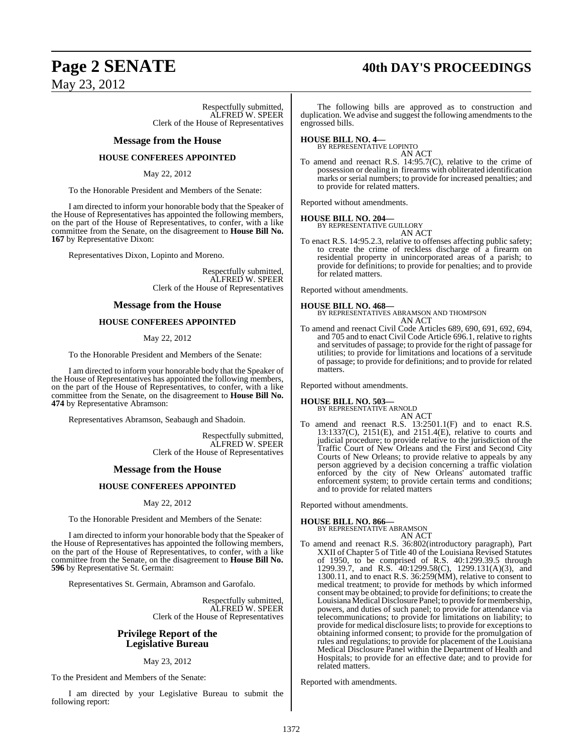Respectfully submitted,
ALFRED W. SPEER
Clerk of the House of Representatives

## Message from the House

### HOUSE CONFEREES APPOINTED

May 22, 2012

To the Honorable President and Members of the Senate:

I am directed to inform your honorable body that the Speaker of the House of Representatives has appointed the following members, on the part of the House of Representatives, to confer, with a like committee from the Senate, on the disagreement to **House Bill No. 167** by Representative Dixon:

Representatives Dixon, Lopinto and Moreno.

Respectfully submitted,
ALFRED W. SPEER
Clerk of the House of Representatives

## Message from the House

### HOUSE CONFEREES APPOINTED

May 22, 2012

To the Honorable President and Members of the Senate:

I am directed to inform your honorable body that the Speaker of the House of Representatives has appointed the following members, on the part of the House of Representatives, to confer, with a like committee from the Senate, on the disagreement to **House Bill No. 474** by Representative Abramson:

Representatives Abramson, Seabaugh and Shadoin.

Respectfully submitted,
ALFRED W. SPEER
Clerk of the House of Representatives

## Message from the House

### HOUSE CONFEREES APPOINTED

May 22, 2012

To the Honorable President and Members of the Senate:

I am directed to inform your honorable body that the Speaker of the House of Representatives has appointed the following members, on the part of the House of Representatives, to confer, with a like committee from the Senate, on the disagreement to **House Bill No. 596** by Representative St. Germain:

Representatives St. Germain, Abramson and Garofalo.

Respectfully submitted,
ALFRED W. SPEER
Clerk of the House of Representatives

## Privilege Report of the Legislative Bureau

May 23, 2012

To the President and Members of the Senate:

I am directed by your Legislative Bureau to submit the following report:

The following bills are approved as to construction and duplication. We advise and suggest the following amendments to the engrossed bills.

**HOUSE BILL NO. 4—**
BY REPRESENTATIVE LOPINTO
AN ACT
To amend and reenact R.S. 14:95.7(C), relative to the crime of possession or dealing in firearms with obliterated identification marks or serial numbers; to provide for increased penalties; and to provide for related matters.

Reported without amendments.

**HOUSE BILL NO. 204—**
BY REPRESENTATIVE GUILLORY
AN ACT
To enact R.S. 14:95.2.3, relative to offenses affecting public safety; to create the crime of reckless discharge of a firearm on residential property in unincorporated areas of a parish; to provide for definitions; to provide for penalties; and to provide for related matters.

Reported without amendments.

**HOUSE BILL NO. 468—**
BY REPRESENTATIVES ABRAMSON AND THOMPSON
AN ACT
To amend and reenact Civil Code Articles 689, 690, 691, 692, 694, and 705 and to enact Civil Code Article 696.1, relative to rights and servitudes of passage; to provide for the right of passage for utilities; to provide for limitations and locations of a servitude of passage; to provide for definitions; and to provide for related matters.

Reported without amendments.

**HOUSE BILL NO. 503—**
BY REPRESENTATIVE ARNOLD
AN ACT
To amend and reenact R.S. 13:2501.1(F) and to enact R.S. 13:1337(C), 2151(E), and 2151.4(E), relative to courts and judicial procedure; to provide relative to the jurisdiction of the Traffic Court of New Orleans and the First and Second City Courts of New Orleans; to provide relative to appeals by any person aggrieved by a decision concerning a traffic violation enforced by the city of New Orleans' automated traffic enforcement system; to provide certain terms and conditions; and to provide for related matters

Reported without amendments.

**HOUSE BILL NO. 866—**
BY REPRESENTATIVE ABRAMSON
AN ACT
To amend and reenact R.S. 36:802(introductory paragraph), Part XXII of Chapter 5 of Title 40 of the Louisiana Revised Statutes of 1950, to be comprised of R.S. 40:1299.39.5 through 1299.39.7, and R.S. 40:1299.58(C), 1299.131(A)(3), and 1300.11, and to enact R.S. 36:259(MM), relative to consent to medical treatment; to provide for methods by which informed consent may be obtained; to provide for definitions; to create the Louisiana Medical Disclosure Panel; to provide for membership, powers, and duties of such panel; to provide for attendance via telecommunications; to provide for limitations on liability; to provide for medical disclosure lists; to provide for exceptions to obtaining informed consent; to provide for the promulgation of rules and regulations; to provide for placement of the Louisiana Medical Disclosure Panel within the Department of Health and Hospitals; to provide for an effective date; and to provide for related matters.

Reported with amendments.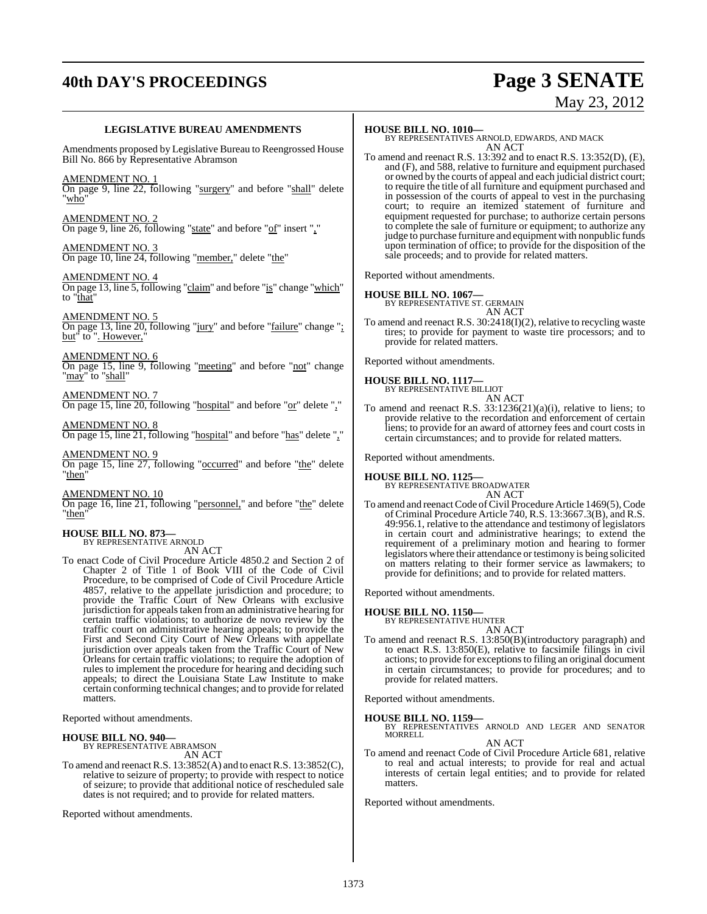### LEGISLATIVE BUREAU AMENDMENTS

Amendments proposed by Legislative Bureau to Reengrossed House Bill No. 866 by Representative Abramson

AMENDMENT NO. 1
On page 9, line 22, following "surgery" and before "shall" delete "who"

AMENDMENT NO. 2
On page 9, line 26, following "state" and before "of" insert ","

AMENDMENT NO. 3
On page 10, line 24, following "member," delete "the"

AMENDMENT NO. 4
On page 13, line 5, following "claim" and before "is" change "which" to "that"

AMENDMENT NO. 5
On page 13, line 20, following "jury" and before "failure" change "; but" to ". However,"

AMENDMENT NO. 6
On page 15, line 9, following "meeting" and before "not" change "may" to "shall"

AMENDMENT NO. 7
On page 15, line 20, following "hospital" and before "or" delete ","

AMENDMENT NO. 8
On page 15, line 21, following "hospital" and before "has" delete ","

AMENDMENT NO. 9
On page 15, line 27, following "occurred" and before "the" delete "then"

AMENDMENT NO. 10
On page 16, line 21, following "personnel," and before "the" delete "then"

**HOUSE BILL NO. 873—**
BY REPRESENTATIVE ARNOLD
AN ACT

To enact Code of Civil Procedure Article 4850.2 and Section 2 of Chapter 2 of Title 1 of Book VIII of the Code of Civil Procedure, to be comprised of Code of Civil Procedure Article 4857, relative to the appellate jurisdiction and procedure; to provide the Traffic Court of New Orleans with exclusive jurisdiction for appeals taken from an administrative hearing for certain traffic violations; to authorize de novo review by the traffic court on administrative hearing appeals; to provide the First and Second City Court of New Orleans with appellate jurisdiction over appeals taken from the Traffic Court of New Orleans for certain traffic violations; to require the adoption of rules to implement the procedure for hearing and deciding such appeals; to direct the Louisiana State Law Institute to make certain conforming technical changes; and to provide for related matters.

Reported without amendments.

**HOUSE BILL NO. 940—**
BY REPRESENTATIVE ABRAMSON
AN ACT

To amend and reenact R.S. 13:3852(A) and to enact R.S. 13:3852(C), relative to seizure of property; to provide with respect to notice of seizure; to provide that additional notice of rescheduled sale dates is not required; and to provide for related matters.

Reported without amendments.

**HOUSE BILL NO. 1010—**
BY REPRESENTATIVES ARNOLD, EDWARDS, AND MACK
AN ACT

To amend and reenact R.S. 13:392 and to enact R.S. 13:352(D), (E), and (F), and 588, relative to furniture and equipment purchased or owned by the courts of appeal and each judicial district court; to require the title of all furniture and equipment purchased and in possession of the courts of appeal to vest in the purchasing court; to require an itemized statement of furniture and equipment requested for purchase; to authorize certain persons to complete the sale of furniture or equipment; to authorize any judge to purchase furniture and equipment with nonpublic funds upon termination of office; to provide for the disposition of the sale proceeds; and to provide for related matters.

Reported without amendments.

**HOUSE BILL NO. 1067—**
BY REPRESENTATIVE ST. GERMAIN
AN ACT

To amend and reenact R.S. 30:2418(I)(2), relative to recycling waste tires; to provide for payment to waste tire processors; and to provide for related matters.

Reported without amendments.

**HOUSE BILL NO. 1117—**
BY REPRESENTATIVE BILLIOT
AN ACT

To amend and reenact R.S. 33:1236(21)(a)(i), relative to liens; to provide relative to the recordation and enforcement of certain liens; to provide for an award of attorney fees and court costs in certain circumstances; and to provide for related matters.

Reported without amendments.

**HOUSE BILL NO. 1125—**
BY REPRESENTATIVE BROADWATER
AN ACT

To amend and reenact Code of Civil Procedure Article 1469(5), Code of Criminal Procedure Article 740, R.S. 13:3667.3(B), and R.S. 49:956.1, relative to the attendance and testimony of legislators in certain court and administrative hearings; to extend the requirement of a preliminary motion and hearing to former legislators where their attendance or testimony is being solicited on matters relating to their former service as lawmakers; to provide for definitions; and to provide for related matters.

Reported without amendments.

**HOUSE BILL NO. 1150—**
BY REPRESENTATIVE HUNTER
AN ACT

To amend and reenact R.S. 13:850(B)(introductory paragraph) and to enact R.S. 13:850(E), relative to facsimile filings in civil actions; to provide for exceptions to filing an original document in certain circumstances; to provide for procedures; and to provide for related matters.

Reported without amendments.

**HOUSE BILL NO. 1159—**
BY REPRESENTATIVES ARNOLD AND LEGER AND SENATOR MORRELL
AN ACT

To amend and reenact Code of Civil Procedure Article 681, relative to real and actual interests; to provide for real and actual interests of certain legal entities; and to provide for related matters.

Reported without amendments.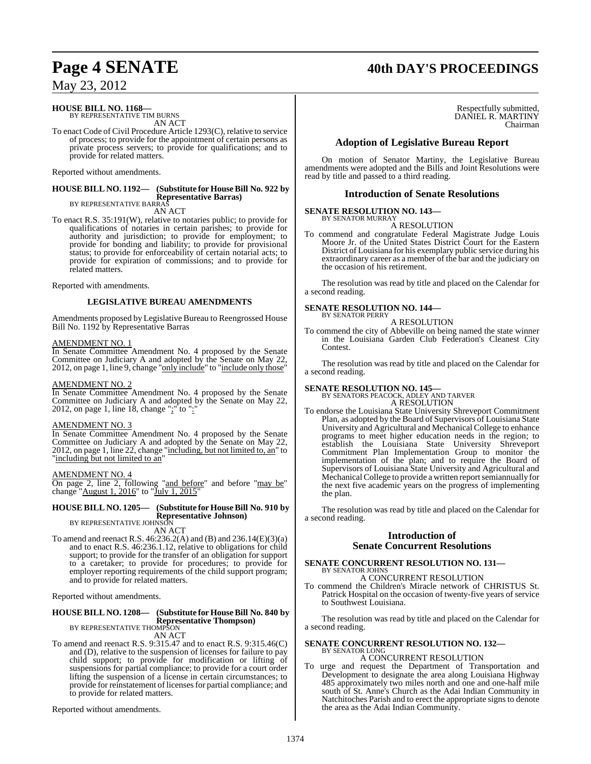**HOUSE BILL NO. 1168—**
BY REPRESENTATIVE TIM BURNS
AN ACT

To enact Code of Civil Procedure Article 1293(C), relative to service of process; to provide for the appointment of certain persons as private process servers; to provide for qualifications; and to provide for related matters.

Reported without amendments.

**HOUSE BILL NO. 1192— (Substitute for House Bill No. 922 by Representative Barras)**
BY REPRESENTATIVE BARRAS
AN ACT

To enact R.S. 35:191(W), relative to notaries public; to provide for qualifications of notaries in certain parishes; to provide for authority and jurisdiction; to provide for employment; to provide for bonding and liability; to provide for provisional status; to provide for enforceability of certain notarial acts; to provide for expiration of commissions; and to provide for related matters.

Reported with amendments.

**LEGISLATIVE BUREAU AMENDMENTS**

Amendments proposed by Legislative Bureau to Reengrossed House Bill No. 1192 by Representative Barras

AMENDMENT NO. 1

In Senate Committee Amendment No. 4 proposed by the Senate Committee on Judiciary A and adopted by the Senate on May 22, 2012, on page 1, line 9, change "only include" to "include only those"

AMENDMENT NO. 2

In Senate Committee Amendment No. 4 proposed by the Senate Committee on Judiciary A and adopted by the Senate on May 22, 2012, on page 1, line 18, change ";" to ":"

AMENDMENT NO. 3

In Senate Committee Amendment No. 4 proposed by the Senate Committee on Judiciary A and adopted by the Senate on May 22, 2012, on page 1, line 22, change "including, but not limited to, an" to "including but not limited to an"

AMENDMENT NO. 4

On page 2, line 2, following "and before" and before "may be" change "August 1, 2016" to "July 1, 2015"

**HOUSE BILL NO. 1205— (Substitute for House Bill No. 910 by Representative Johnson)**
BY REPRESENTATIVE JOHNSON
AN ACT

To amend and reenact R.S. 46:236.2(A) and (B) and 236.14(E)(3)(a) and to enact R.S. 46:236.1.12, relative to obligations for child support; to provide for the transfer of an obligation for support to a caretaker; to provide for procedures; to provide for employer reporting requirements of the child support program; and to provide for related matters.

Reported without amendments.

**HOUSE BILL NO. 1208— (Substitute for House Bill No. 840 by Representative Thompson)**
BY REPRESENTATIVE THOMPSON
AN ACT

To amend and reenact R.S. 9:315.47 and to enact R.S. 9:315.46(C) and (D), relative to the suspension of licenses for failure to pay child support; to provide for modification or lifting of suspensions for partial compliance; to provide for a court order lifting the suspension of a license in certain circumstances; to provide for reinstatement of licenses for partial compliance; and to provide for related matters.

Reported without amendments.

Respectfully submitted,
DANIEL R. MARTINY
Chairman

## Adoption of Legislative Bureau Report

On motion of Senator Martiny, the Legislative Bureau amendments were adopted and the Bills and Joint Resolutions were read by title and passed to a third reading.

## Introduction of Senate Resolutions

**SENATE RESOLUTION NO. 143—**
BY SENATOR MURRAY
A RESOLUTION

To commend and congratulate Federal Magistrate Judge Louis Moore Jr. of the United States District Court for the Eastern District of Louisiana for his exemplary public service during his extraordinary career as a member of the bar and the judiciary on the occasion of his retirement.

The resolution was read by title and placed on the Calendar for a second reading.

**SENATE RESOLUTION NO. 144—**
BY SENATOR PERRY
A RESOLUTION

To commend the city of Abbeville on being named the state winner in the Louisiana Garden Club Federation's Cleanest City Contest.

The resolution was read by title and placed on the Calendar for a second reading.

**SENATE RESOLUTION NO. 145—**
BY SENATORS PEACOCK, ADLEY AND TARVER
A RESOLUTION

To endorse the Louisiana State University Shreveport Commitment Plan, as adopted by the Board of Supervisors of Louisiana State University and Agricultural and Mechanical College to enhance programs to meet higher education needs in the region; to establish the Louisiana State University Shreveport Commitment Plan Implementation Group to monitor the implementation of the plan; and to require the Board of Supervisors of Louisiana State University and Agricultural and Mechanical College to provide a written report semiannually for the next five academic years on the progress of implementing the plan.

The resolution was read by title and placed on the Calendar for a second reading.

## Introduction of Senate Concurrent Resolutions

**SENATE CONCURRENT RESOLUTION NO. 131—**
BY SENATOR JOHNS
A CONCURRENT RESOLUTION

To commend the Children's Miracle network of CHRISTUS St. Patrick Hospital on the occasion of twenty-five years of service to Southwest Louisiana.

The resolution was read by title and placed on the Calendar for a second reading.

**SENATE CONCURRENT RESOLUTION NO. 132—**
BY SENATOR LONG
A CONCURRENT RESOLUTION

To urge and request the Department of Transportation and Development to designate the area along Louisiana Highway 485 approximately two miles north and one and one-half mile south of St. Anne's Church as the Adai Indian Community in Natchitoches Parish and to erect the appropriate signs to denote the area as the Adai Indian Community.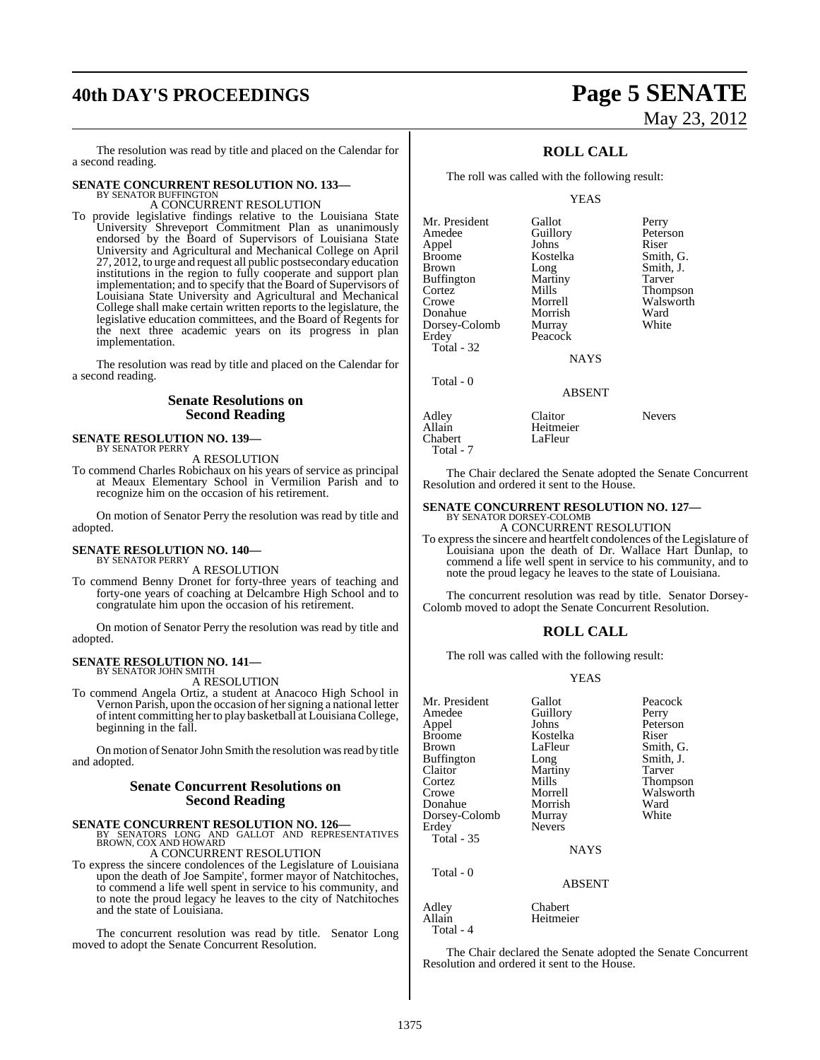The resolution was read by title and placed on the Calendar for a second reading.

**SENATE CONCURRENT RESOLUTION NO. 133—**
BY SENATOR BUFFINGTON

A CONCURRENT RESOLUTION

To provide legislative findings relative to the Louisiana State University Shreveport Commitment Plan as unanimously endorsed by the Board of Supervisors of Louisiana State University and Agricultural and Mechanical College on April 27, 2012, to urge and request all public postsecondary education institutions in the region to fully cooperate and support plan implementation; and to specify that the Board of Supervisors of Louisiana State University and Agricultural and Mechanical College shall make certain written reports to the legislature, the legislative education committees, and the Board of Regents for the next three academic years on its progress in plan implementation.

The resolution was read by title and placed on the Calendar for a second reading.

## Senate Resolutions on Second Reading

**SENATE RESOLUTION NO. 139—**
BY SENATOR PERRY

A RESOLUTION

To commend Charles Robichaux on his years of service as principal at Meaux Elementary School in Vermilion Parish and to recognize him on the occasion of his retirement.

On motion of Senator Perry the resolution was read by title and adopted.

**SENATE RESOLUTION NO. 140—**
BY SENATOR PERRY

A RESOLUTION

To commend Benny Dronet for forty-three years of teaching and forty-one years of coaching at Delcambre High School and to congratulate him upon the occasion of his retirement.

On motion of Senator Perry the resolution was read by title and adopted.

**SENATE RESOLUTION NO. 141—**
BY SENATOR JOHN SMITH

A RESOLUTION

To commend Angela Ortiz, a student at Anacoco High School in Vernon Parish, upon the occasion of her signing a national letter of intent committing her to play basketball at Louisiana College, beginning in the fall.

On motion of Senator John Smith the resolution was read by title and adopted.

## Senate Concurrent Resolutions on Second Reading

**SENATE CONCURRENT RESOLUTION NO. 126—**
BY SENATORS LONG AND GALLOT AND REPRESENTATIVES BROWN, COX AND HOWARD

A CONCURRENT RESOLUTION

To express the sincere condolences of the Legislature of Louisiana upon the death of Joe Sampite', former mayor of Natchitoches, to commend a life well spent in service to his community, and to note the proud legacy he leaves to the city of Natchitoches and the state of Louisiana.

The concurrent resolution was read by title. Senator Long moved to adopt the Senate Concurrent Resolution.

## ROLL CALL

The roll was called with the following result:

YEAS

| | | |
|---|---|---|
| Mr. President | Gallot | Perry |
| Amedee | Guillory | Peterson |
| Appel | Johns | Riser |
| Broome | Kostelka | Smith, G. |
| Brown | Long | Smith, J. |
| Buffington | Martiny | Tarver |
| Cortez | Mills | Thompson |
| Crowe | Morrell | Walsworth |
| Donahue | Morrish | Ward |
| Dorsey-Colomb | Murray | White |
| Erdey | Peacock | |

Total - 32

NAYS

Total - 0

ABSENT

| | | |
|---|---|---|
| Adley | Claitor | Nevers |
| Allain | Heitmeier | |
| Chabert | LaFleur | |

Total - 7

The Chair declared the Senate adopted the Senate Concurrent Resolution and ordered it sent to the House.

**SENATE CONCURRENT RESOLUTION NO. 127—**
BY SENATOR DORSEY-COLOMB

A CONCURRENT RESOLUTION

To express the sincere and heartfelt condolences of the Legislature of Louisiana upon the death of Dr. Wallace Hart Dunlap, to commend a life well spent in service to his community, and to note the proud legacy he leaves to the state of Louisiana.

The concurrent resolution was read by title. Senator Dorsey-Colomb moved to adopt the Senate Concurrent Resolution.

## ROLL CALL

The roll was called with the following result:

YEAS

| | | |
|---|---|---|
| Mr. President | Gallot | Peacock |
| Amedee | Guillory | Perry |
| Appel | Johns | Peterson |
| Broome | Kostelka | Riser |
| Brown | LaFleur | Smith, G. |
| Buffington | Long | Smith, J. |
| Claitor | Martiny | Tarver |
| Cortez | Mills | Thompson |
| Crowe | Morrell | Walsworth |
| Donahue | Morrish | Ward |
| Dorsey-Colomb | Murray | White |
| Erdey | Nevers | |

Total - 35

NAYS

Total - 0

ABSENT

| | |
|---|---|
| Adley | Chabert |
| Allain | Heitmeier |

Total - 4

The Chair declared the Senate adopted the Senate Concurrent Resolution and ordered it sent to the House.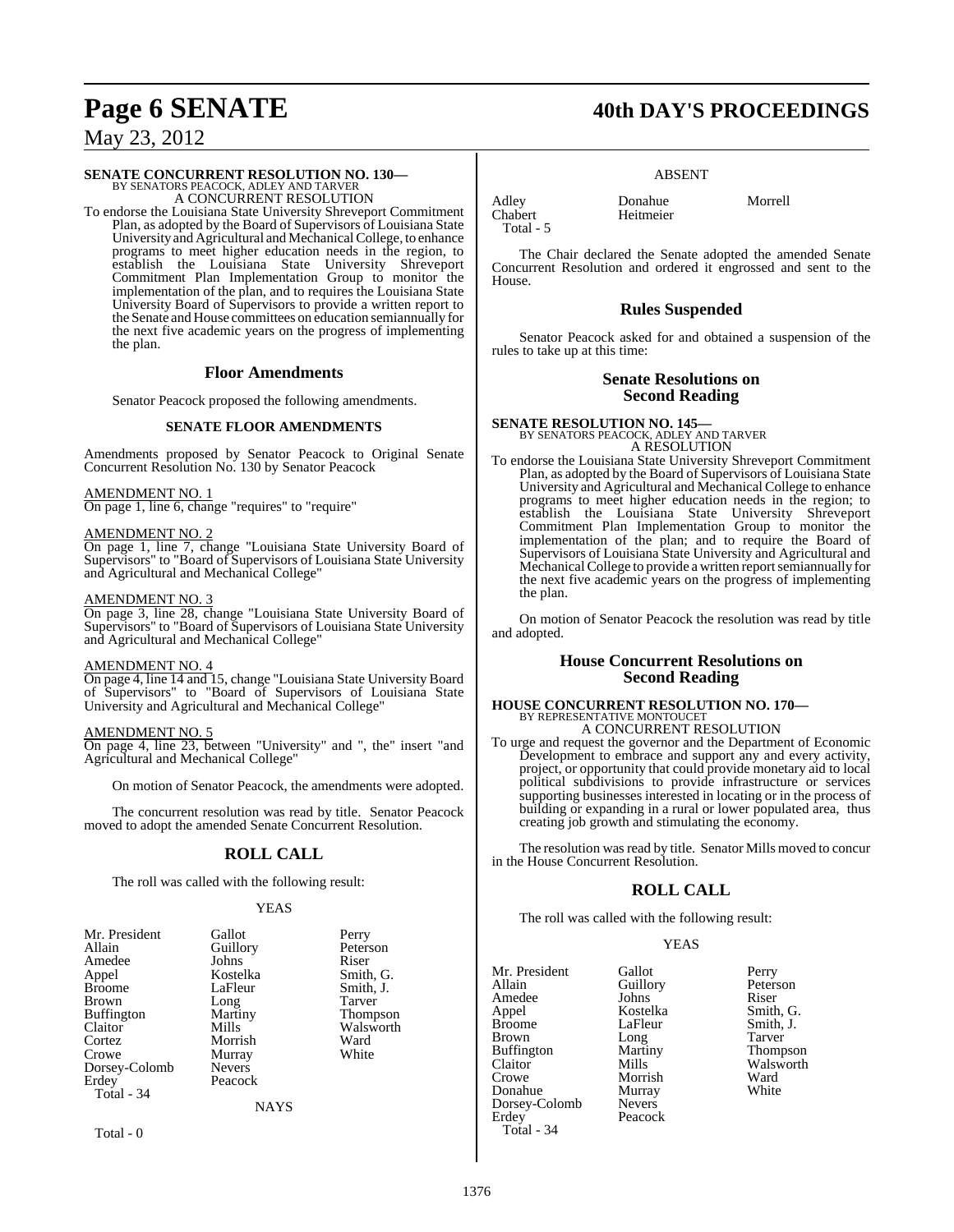**SENATE CONCURRENT RESOLUTION NO. 130—**
BY SENATORS PEACOCK, ADLEY AND TARVER
A CONCURRENT RESOLUTION

To endorse the Louisiana State University Shreveport Commitment Plan, as adopted by the Board of Supervisors of Louisiana State University and Agricultural and Mechanical College, to enhance programs to meet higher education needs in the region, to establish the Louisiana State University Shreveport Commitment Plan Implementation Group to monitor the implementation of the plan, and to requires the Louisiana State University Board of Supervisors to provide a written report to the Senate and House committees on education semiannually for the next five academic years on the progress of implementing the plan.

## Floor Amendments

Senator Peacock proposed the following amendments.

### SENATE FLOOR AMENDMENTS

Amendments proposed by Senator Peacock to Original Senate Concurrent Resolution No. 130 by Senator Peacock

AMENDMENT NO. 1
On page 1, line 6, change "requires" to "require"

AMENDMENT NO. 2
On page 1, line 7, change "Louisiana State University Board of Supervisors" to "Board of Supervisors of Louisiana State University and Agricultural and Mechanical College"

AMENDMENT NO. 3
On page 3, line 28, change "Louisiana State University Board of Supervisors" to "Board of Supervisors of Louisiana State University and Agricultural and Mechanical College"

AMENDMENT NO. 4
On page 4, line 14 and 15, change "Louisiana State University Board of Supervisors" to "Board of Supervisors of Louisiana State University and Agricultural and Mechanical College"

AMENDMENT NO. 5
On page 4, line 23, between "University" and ", the" insert "and Agricultural and Mechanical College"

On motion of Senator Peacock, the amendments were adopted.

The concurrent resolution was read by title. Senator Peacock moved to adopt the amended Senate Concurrent Resolution.

## ROLL CALL

The roll was called with the following result:

YEAS

| | | |
|---|---|---|
| Mr. President | Gallot | Perry |
| Allain | Guillory | Peterson |
| Amedee | Johns | Riser |
| Appel | Kostelka | Smith, G. |
| Broome | LaFleur | Smith, J. |
| Brown | Long | Tarver |
| Buffington | Martiny | Thompson |
| Claitor | Mills | Walsworth |
| Cortez | Morrish | Ward |
| Crowe | Murray | White |
| Dorsey-Colomb | Nevers | |
| Erdey | Peacock | |

Total - 34

NAYS

Total - 0

ABSENT

| | | |
|---|---|---|
| Adley | Donahue | Morrell |
| Chabert | Heitmeier | |

Total - 5

The Chair declared the Senate adopted the amended Senate Concurrent Resolution and ordered it engrossed and sent to the House.

## Rules Suspended

Senator Peacock asked for and obtained a suspension of the rules to take up at this time:

## Senate Resolutions on Second Reading

**SENATE RESOLUTION NO. 145—**
BY SENATORS PEACOCK, ADLEY AND TARVER
A RESOLUTION

To endorse the Louisiana State University Shreveport Commitment Plan, as adopted by the Board of Supervisors of Louisiana State University and Agricultural and Mechanical College to enhance programs to meet higher education needs in the region; to establish the Louisiana State University Shreveport Commitment Plan Implementation Group to monitor the implementation of the plan; and to require the Board of Supervisors of Louisiana State University and Agricultural and Mechanical College to provide a written report semiannually for the next five academic years on the progress of implementing the plan.

On motion of Senator Peacock the resolution was read by title and adopted.

## House Concurrent Resolutions on Second Reading

**HOUSE CONCURRENT RESOLUTION NO. 170—**
BY REPRESENTATIVE MONTOUCET
A CONCURRENT RESOLUTION

To urge and request the governor and the Department of Economic Development to embrace and support any and every activity, project, or opportunity that could provide monetary aid to local political subdivisions to provide infrastructure or services supporting businesses interested in locating or in the process of building or expanding in a rural or lower populated area, thus creating job growth and stimulating the economy.

The resolution was read by title. Senator Mills moved to concur in the House Concurrent Resolution.

## ROLL CALL

The roll was called with the following result:

YEAS

| | | |
|---|---|---|
| Mr. President | Gallot | Perry |
| Allain | Guillory | Peterson |
| Amedee | Johns | Riser |
| Appel | Kostelka | Smith, G. |
| Broome | LaFleur | Smith, J. |
| Brown | Long | Tarver |
| Buffington | Martiny | Thompson |
| Claitor | Mills | Walsworth |
| Crowe | Morrish | Ward |
| Donahue | Murray | White |
| Dorsey-Colomb | Nevers | |
| Erdey | Peacock | |

Total - 34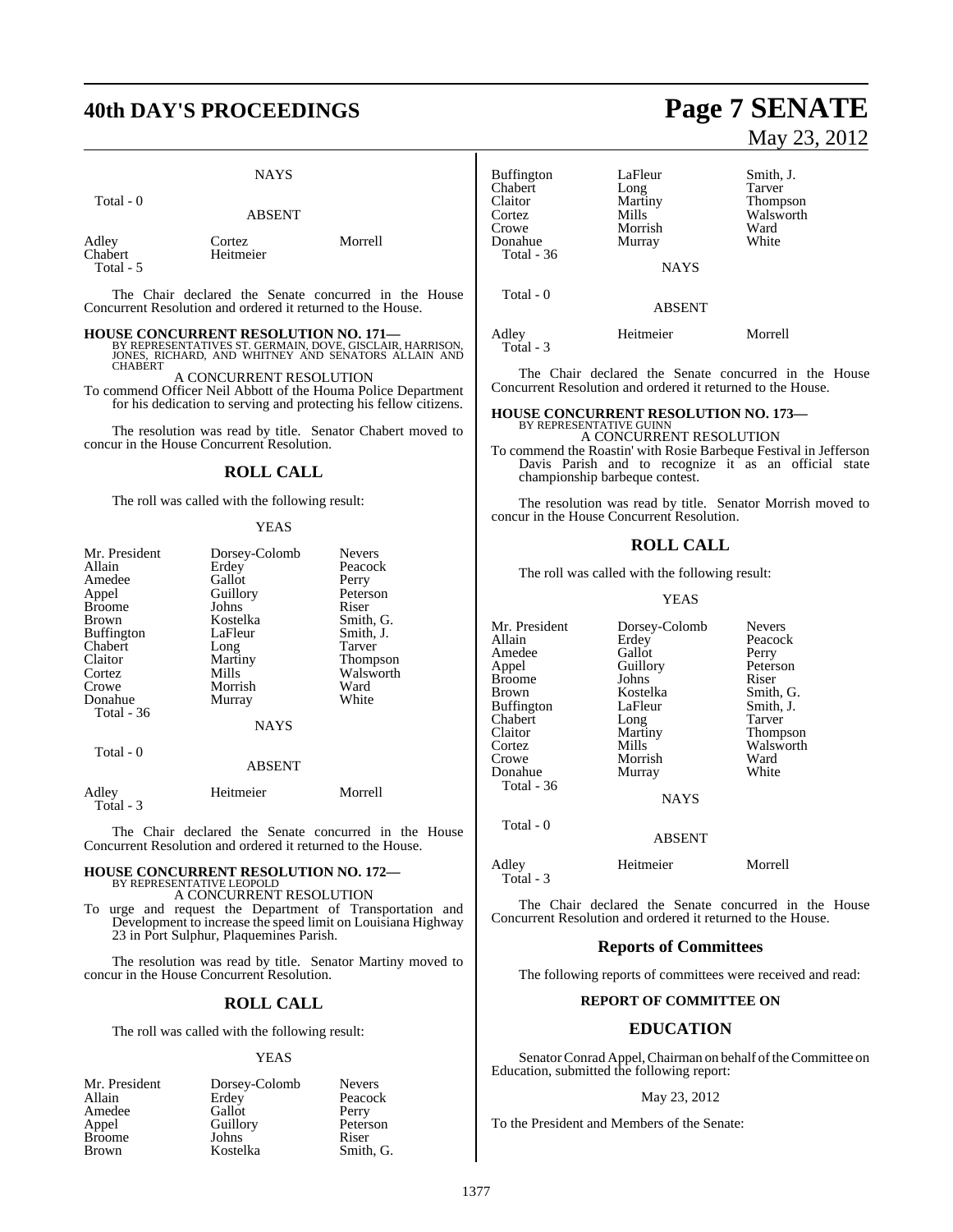NAYS

Total - 0

ABSENT

| | | |
|---|---|---|
| Adley | Cortez | Morrell |
| Chabert | Heitmeier | |
| Total - 5 | | |

The Chair declared the Senate concurred in the House Concurrent Resolution and ordered it returned to the House.

**HOUSE CONCURRENT RESOLUTION NO. 171—**
BY REPRESENTATIVES ST. GERMAIN, DOVE, GISCLAIR, HARRISON, JONES, RICHARD, AND WHITNEY AND SENATORS ALLAIN AND CHABERT

A CONCURRENT RESOLUTION

To commend Officer Neil Abbott of the Houma Police Department for his dedication to serving and protecting his fellow citizens.

The resolution was read by title. Senator Chabert moved to concur in the House Concurrent Resolution.

## ROLL CALL

The roll was called with the following result:

YEAS

| | | |
|---|---|---|
| Mr. President | Dorsey-Colomb | Nevers |
| Allain | Erdey | Peacock |
| Amedee | Gallot | Perry |
| Appel | Guillory | Peterson |
| Broome | Johns | Riser |
| Brown | Kostelka | Smith, G. |
| Buffington | LaFleur | Smith, J. |
| Chabert | Long | Tarver |
| Claitor | Martiny | Thompson |
| Cortez | Mills | Walsworth |
| Crowe | Morrish | Ward |
| Donahue | Murray | White |
| Total - 36 | | |

NAYS

Total - 0

ABSENT

| | | |
|---|---|---|
| Adley | Heitmeier | Morrell |
| Total - 3 | | |

The Chair declared the Senate concurred in the House Concurrent Resolution and ordered it returned to the House.

**HOUSE CONCURRENT RESOLUTION NO. 172—**
BY REPRESENTATIVE LEOPOLD

A CONCURRENT RESOLUTION

To urge and request the Department of Transportation and Development to increase the speed limit on Louisiana Highway 23 in Port Sulphur, Plaquemines Parish.

The resolution was read by title. Senator Martiny moved to concur in the House Concurrent Resolution.

## ROLL CALL

The roll was called with the following result:

YEAS

| | | |
|---|---|---|
| Mr. President | Dorsey-Colomb | Nevers |
| Allain | Erdey | Peacock |
| Amedee | Gallot | Perry |
| Appel | Guillory | Peterson |
| Broome | Johns | Riser |
| Brown | Kostelka | Smith, G. |
| Buffington | LaFleur | Smith, J. |
| Chabert | Long | Tarver |
| Claitor | Martiny | Thompson |
| Cortez | Mills | Walsworth |
| Crowe | Morrish | Ward |
| Donahue | Murray | White |
| Total - 36 | | |

NAYS

Total - 0

ABSENT

| | | |
|---|---|---|
| Adley | Heitmeier | Morrell |
| Total - 3 | | |

The Chair declared the Senate concurred in the House Concurrent Resolution and ordered it returned to the House.

**HOUSE CONCURRENT RESOLUTION NO. 173—**
BY REPRESENTATIVE GUINN

A CONCURRENT RESOLUTION

To commend the Roastin' with Rosie Barbeque Festival in Jefferson Davis Parish and to recognize it as an official state championship barbeque contest.

The resolution was read by title. Senator Morrish moved to concur in the House Concurrent Resolution.

## ROLL CALL

The roll was called with the following result:

YEAS

| | | |
|---|---|---|
| Mr. President | Dorsey-Colomb | Nevers |
| Allain | Erdey | Peacock |
| Amedee | Gallot | Perry |
| Appel | Guillory | Peterson |
| Broome | Johns | Riser |
| Brown | Kostelka | Smith, G. |
| Buffington | LaFleur | Smith, J. |
| Chabert | Long | Tarver |
| Claitor | Martiny | Thompson |
| Cortez | Mills | Walsworth |
| Crowe | Morrish | Ward |
| Donahue | Murray | White |
| Total - 36 | | |

NAYS

Total - 0

ABSENT

| | | |
|---|---|---|
| Adley | Heitmeier | Morrell |
| Total - 3 | | |

The Chair declared the Senate concurred in the House Concurrent Resolution and ordered it returned to the House.

## Reports of Committees

The following reports of committees were received and read:

**REPORT OF COMMITTEE ON**

## EDUCATION

Senator Conrad Appel, Chairman on behalf of the Committee on Education, submitted the following report:

May 23, 2012

To the President and Members of the Senate: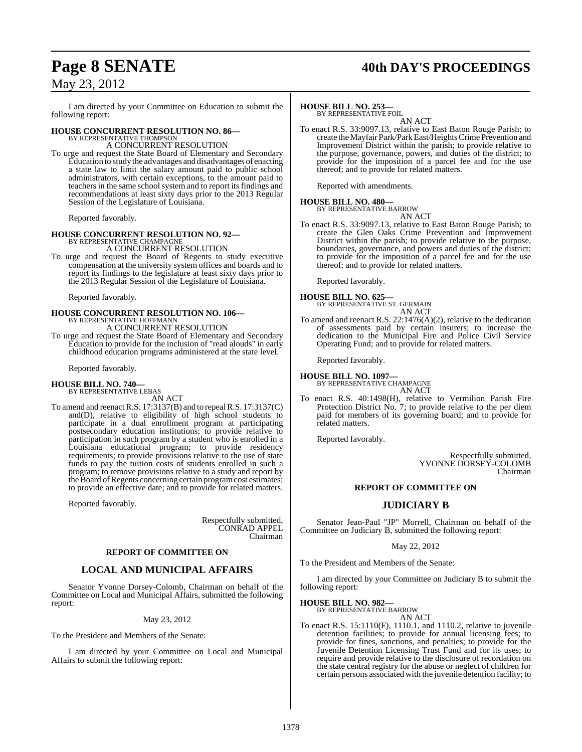I am directed by your Committee on Education to submit the following report:

**HOUSE CONCURRENT RESOLUTION NO. 86—**
BY REPRESENTATIVE THOMPSON
A CONCURRENT RESOLUTION

To urge and request the State Board of Elementary and Secondary Education to study the advantages and disadvantages of enacting a state law to limit the salary amount paid to public school administrators, with certain exceptions, to the amount paid to teachers in the same school system and to report its findings and recommendations at least sixty days prior to the 2013 Regular Session of the Legislature of Louisiana.

Reported favorably.

**HOUSE CONCURRENT RESOLUTION NO. 92—**
BY REPRESENTATIVE CHAMPAGNE
A CONCURRENT RESOLUTION

To urge and request the Board of Regents to study executive compensation at the university system offices and boards and to report its findings to the legislature at least sixty days prior to the 2013 Regular Session of the Legislature of Louisiana.

Reported favorably.

**HOUSE CONCURRENT RESOLUTION NO. 106—**
BY REPRESENTATIVE HOFFMANN
A CONCURRENT RESOLUTION

To urge and request the State Board of Elementary and Secondary Education to provide for the inclusion of "read alouds" in early childhood education programs administered at the state level.

Reported favorably.

**HOUSE BILL NO. 740—**
BY REPRESENTATIVE LEBAS
AN ACT

To amend and reenact R.S. 17:3137(B) and to repeal R.S. 17:3137(C) and(D), relative to eligibility of high school students to participate in a dual enrollment program at participating postsecondary education institutions; to provide relative to participation in such program by a student who is enrolled in a Louisiana educational program; to provide residency requirements; to provide provisions relative to the use of state funds to pay the tuition costs of students enrolled in such a program; to remove provisions relative to a study and report by the Board of Regents concerning certain program cost estimates; to provide an effective date; and to provide for related matters.

Reported favorably.

Respectfully submitted,
CONRAD APPEL
Chairman

## REPORT OF COMMITTEE ON

## LOCAL AND MUNICIPAL AFFAIRS

Senator Yvonne Dorsey-Colomb, Chairman on behalf of the Committee on Local and Municipal Affairs, submitted the following report:

May 23, 2012

To the President and Members of the Senate:

I am directed by your Committee on Local and Municipal Affairs to submit the following report:

**HOUSE BILL NO. 253—**
BY REPRESENTATIVE FOIL
AN ACT

To enact R.S. 33:9097.13, relative to East Baton Rouge Parish; to create the Mayfair Park/Park East/Heights Crime Prevention and Improvement District within the parish; to provide relative to the purpose, governance, powers, and duties of the district; to provide for the imposition of a parcel fee and for the use thereof; and to provide for related matters.

Reported with amendments.

**HOUSE BILL NO. 480—**
BY REPRESENTATIVE BARROW
AN ACT

To enact R.S. 33:9097.13, relative to East Baton Rouge Parish; to create the Glen Oaks Crime Prevention and Improvement District within the parish; to provide relative to the purpose, boundaries, governance, and powers and duties of the district; to provide for the imposition of a parcel fee and for the use thereof; and to provide for related matters.

Reported favorably.

**HOUSE BILL NO. 625—**
BY REPRESENTATIVE ST. GERMAIN
AN ACT

To amend and reenact R.S. 22:1476(A)(2), relative to the dedication of assessments paid by certain insurers; to increase the dedication to the Municipal Fire and Police Civil Service Operating Fund; and to provide for related matters.

Reported favorably.

**HOUSE BILL NO. 1097—**
BY REPRESENTATIVE CHAMPAGNE
AN ACT

To enact R.S. 40:1498(H), relative to Vermilion Parish Fire Protection District No. 7; to provide relative to the per diem paid for members of its governing board; and to provide for related matters.

Reported favorably.

Respectfully submitted,
YVONNE DORSEY-COLOMB
Chairman

## REPORT OF COMMITTEE ON

## JUDICIARY B

Senator Jean-Paul "JP" Morrell, Chairman on behalf of the Committee on Judiciary B, submitted the following report:

May 22, 2012

To the President and Members of the Senate:

I am directed by your Committee on Judiciary B to submit the following report:

**HOUSE BILL NO. 982—**
BY REPRESENTATIVE BARROW
AN ACT

To enact R.S. 15:1110(F), 1110.1, and 1110.2, relative to juvenile detention facilities; to provide for annual licensing fees; to provide for fines, sanctions, and penalties; to provide for the Juvenile Detention Licensing Trust Fund and for its uses; to require and provide relative to the disclosure of recordation on the state central registry for the abuse or neglect of children for certain persons associated with the juvenile detention facility; to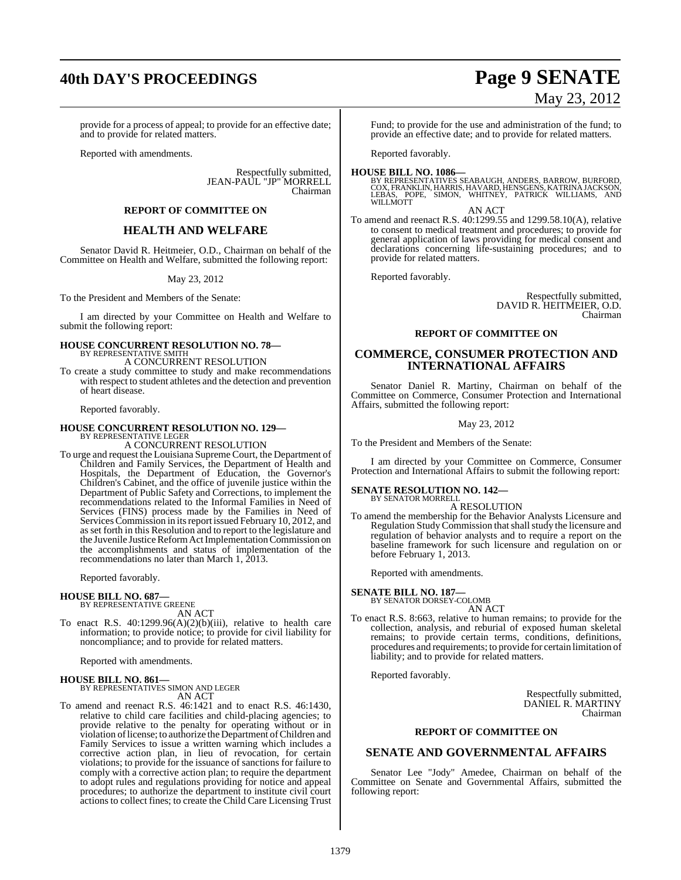provide for a process of appeal; to provide for an effective date; and to provide for related matters.

Reported with amendments.

Respectfully submitted,
JEAN-PAUL "JP" MORRELL
Chairman

## REPORT OF COMMITTEE ON

## HEALTH AND WELFARE

Senator David R. Heitmeier, O.D., Chairman on behalf of the Committee on Health and Welfare, submitted the following report:

May 23, 2012

To the President and Members of the Senate:

I am directed by your Committee on Health and Welfare to submit the following report:

**HOUSE CONCURRENT RESOLUTION NO. 78—**
BY REPRESENTATIVE SMITH
A CONCURRENT RESOLUTION

To create a study committee to study and make recommendations with respect to student athletes and the detection and prevention of heart disease.

Reported favorably.

**HOUSE CONCURRENT RESOLUTION NO. 129—**
BY REPRESENTATIVE LEGER
A CONCURRENT RESOLUTION

To urge and request the Louisiana Supreme Court, the Department of Children and Family Services, the Department of Health and Hospitals, the Department of Education, the Governor's Children's Cabinet, and the office of juvenile justice within the Department of Public Safety and Corrections, to implement the recommendations related to the Informal Families in Need of Services (FINS) process made by the Families in Need of Services Commission in its report issued February 10, 2012, and as set forth in this Resolution and to report to the legislature and the Juvenile Justice Reform Act Implementation Commission on the accomplishments and status of implementation of the recommendations no later than March 1, 2013.

Reported favorably.

**HOUSE BILL NO. 687—**
BY REPRESENTATIVE GREENE
AN ACT

To enact R.S. 40:1299.96(A)(2)(b)(iii), relative to health care information; to provide notice; to provide for civil liability for noncompliance; and to provide for related matters.

Reported with amendments.

**HOUSE BILL NO. 861—**
BY REPRESENTATIVES SIMON AND LEGER
AN ACT

To amend and reenact R.S. 46:1421 and to enact R.S. 46:1430, relative to child care facilities and child-placing agencies; to provide relative to the penalty for operating without or in violation of license; to authorize the Department of Children and Family Services to issue a written warning which includes a corrective action plan, in lieu of revocation, for certain violations; to provide for the issuance of sanctions for failure to comply with a corrective action plan; to require the department to adopt rules and regulations providing for notice and appeal procedures; to authorize the department to institute civil court actions to collect fines; to create the Child Care Licensing Trust Fund; to provide for the use and administration of the fund; to provide an effective date; and to provide for related matters.

Reported favorably.

**HOUSE BILL NO. 1086—**
BY REPRESENTATIVES SEABAUGH, ANDERS, BARROW, BURFORD, COX, FRANKLIN, HARRIS, HAVARD, HENSGENS, KATRINA JACKSON, LEBAS, POPE, SIMON, WHITNEY, PATRICK WILLIAMS, AND WILLMOTT
AN ACT

To amend and reenact R.S. 40:1299.55 and 1299.58.10(A), relative to consent to medical treatment and procedures; to provide for general application of laws providing for medical consent and declarations concerning life-sustaining procedures; and to provide for related matters.

Reported favorably.

Respectfully submitted,
DAVID R. HEITMEIER, O.D.
Chairman

## REPORT OF COMMITTEE ON

## COMMERCE, CONSUMER PROTECTION AND INTERNATIONAL AFFAIRS

Senator Daniel R. Martiny, Chairman on behalf of the Committee on Commerce, Consumer Protection and International Affairs, submitted the following report:

May 23, 2012

To the President and Members of the Senate:

I am directed by your Committee on Commerce, Consumer Protection and International Affairs to submit the following report:

**SENATE RESOLUTION NO. 142—**
BY SENATOR MORRELL
A RESOLUTION

To amend the membership for the Behavior Analysts Licensure and Regulation Study Commission that shall study the licensure and regulation of behavior analysts and to require a report on the baseline framework for such licensure and regulation on or before February 1, 2013.

Reported with amendments.

**SENATE BILL NO. 187—**
BY SENATOR DORSEY-COLOMB
AN ACT

To enact R.S. 8:663, relative to human remains; to provide for the collection, analysis, and reburial of exposed human skeletal remains; to provide certain terms, conditions, definitions, procedures and requirements; to provide for certain limitation of liability; and to provide for related matters.

Reported favorably.

Respectfully submitted,
DANIEL R. MARTINY
Chairman

## REPORT OF COMMITTEE ON

## SENATE AND GOVERNMENTAL AFFAIRS

Senator Lee "Jody" Amedee, Chairman on behalf of the Committee on Senate and Governmental Affairs, submitted the following report: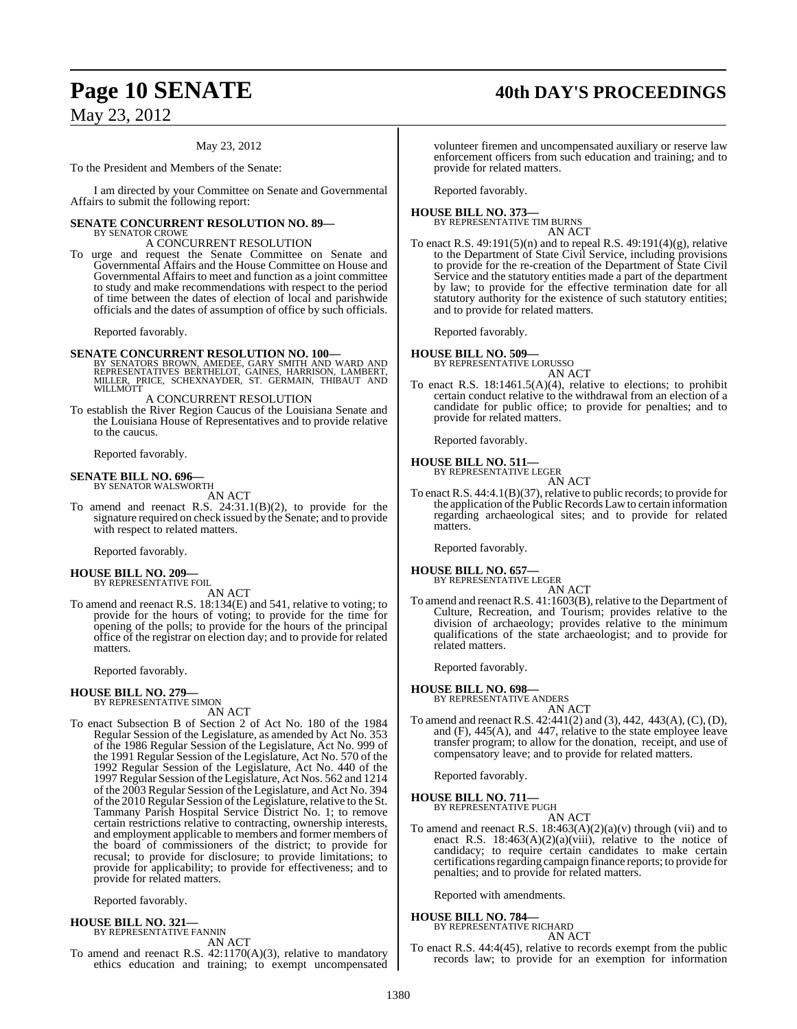May 23, 2012

To the President and Members of the Senate:

I am directed by your Committee on Senate and Governmental Affairs to submit the following report:

**SENATE CONCURRENT RESOLUTION NO. 89—**
BY SENATOR CROWE

A CONCURRENT RESOLUTION

To urge and request the Senate Committee on Senate and Governmental Affairs and the House Committee on House and Governmental Affairs to meet and function as a joint committee to study and make recommendations with respect to the period of time between the dates of election of local and parishwide officials and the dates of assumption of office by such officials.

Reported favorably.

**SENATE CONCURRENT RESOLUTION NO. 100—**
BY SENATORS BROWN, AMEDEE, GARY SMITH AND WARD AND REPRESENTATIVES BERTHELOT, GAINES, HARRISON, LAMBERT, MILLER, PRICE, SCHEXNAYDER, ST. GERMAIN, THIBAUT AND WILLMOTT

A CONCURRENT RESOLUTION

To establish the River Region Caucus of the Louisiana Senate and the Louisiana House of Representatives and to provide relative to the caucus.

Reported favorably.

**SENATE BILL NO. 696—**
BY SENATOR WALSWORTH

AN ACT

To amend and reenact R.S. 24:31.1(B)(2), to provide for the signature required on check issued by the Senate; and to provide with respect to related matters.

Reported favorably.

**HOUSE BILL NO. 209—**
BY REPRESENTATIVE FOIL

AN ACT

To amend and reenact R.S. 18:134(E) and 541, relative to voting; to provide for the hours of voting; to provide for the time for opening of the polls; to provide for the hours of the principal office of the registrar on election day; and to provide for related matters.

Reported favorably.

**HOUSE BILL NO. 279—**
BY REPRESENTATIVE SIMON

AN ACT

To enact Subsection B of Section 2 of Act No. 180 of the 1984 Regular Session of the Legislature, as amended by Act No. 353 of the 1986 Regular Session of the Legislature, Act No. 999 of the 1991 Regular Session of the Legislature, Act No. 570 of the 1992 Regular Session of the Legislature, Act No. 440 of the 1997 Regular Session of the Legislature, Act Nos. 562 and 1214 of the 2003 Regular Session of the Legislature, and Act No. 394 of the 2010 Regular Session of the Legislature, relative to the St. Tammany Parish Hospital Service District No. 1; to remove certain restrictions relative to contracting, ownership interests, and employment applicable to members and former members of the board of commissioners of the district; to provide for recusal; to provide for disclosure; to provide limitations; to provide for applicability; to provide for effectiveness; and to provide for related matters.

Reported favorably.

**HOUSE BILL NO. 321—**
BY REPRESENTATIVE FANNIN

AN ACT

To amend and reenact R.S. 42:1170(A)(3), relative to mandatory ethics education and training; to exempt uncompensated volunteer firemen and uncompensated auxiliary or reserve law enforcement officers from such education and training; and to provide for related matters.

Reported favorably.

**HOUSE BILL NO. 373—**
BY REPRESENTATIVE TIM BURNS

AN ACT

To enact R.S. 49:191(5)(n) and to repeal R.S. 49:191(4)(g), relative to the Department of State Civil Service, including provisions to provide for the re-creation of the Department of State Civil Service and the statutory entities made a part of the department by law; to provide for the effective termination date for all statutory authority for the existence of such statutory entities; and to provide for related matters.

Reported favorably.

**HOUSE BILL NO. 509—**
BY REPRESENTATIVE LORUSSO

AN ACT

To enact R.S. 18:1461.5(A)(4), relative to elections; to prohibit certain conduct relative to the withdrawal from an election of a candidate for public office; to provide for penalties; and to provide for related matters.

Reported favorably.

**HOUSE BILL NO. 511—**
BY REPRESENTATIVE LEGER

AN ACT

To enact R.S. 44:4.1(B)(37), relative to public records; to provide for the application of the Public Records Law to certain information regarding archaeological sites; and to provide for related matters.

Reported favorably.

**HOUSE BILL NO. 657—**
BY REPRESENTATIVE LEGER

AN ACT

To amend and reenact R.S. 41:1603(B), relative to the Department of Culture, Recreation, and Tourism; provides relative to the division of archaeology; provides relative to the minimum qualifications of the state archaeologist; and to provide for related matters.

Reported favorably.

**HOUSE BILL NO. 698—**
BY REPRESENTATIVE ANDERS

AN ACT

To amend and reenact R.S. 42:441(2) and (3), 442, 443(A), (C), (D), and (F), 445(A), and 447, relative to the state employee leave transfer program; to allow for the donation, receipt, and use of compensatory leave; and to provide for related matters.

Reported favorably.

**HOUSE BILL NO. 711—**
BY REPRESENTATIVE PUGH

AN ACT

To amend and reenact R.S. 18:463(A)(2)(a)(v) through (vii) and to enact R.S. 18:463(A)(2)(a)(viii), relative to the notice of candidacy; to require certain candidates to make certain certifications regarding campaign finance reports; to provide for penalties; and to provide for related matters.

Reported with amendments.

**HOUSE BILL NO. 784—**
BY REPRESENTATIVE RICHARD

AN ACT

To enact R.S. 44:4(45), relative to records exempt from the public records law; to provide for an exemption for information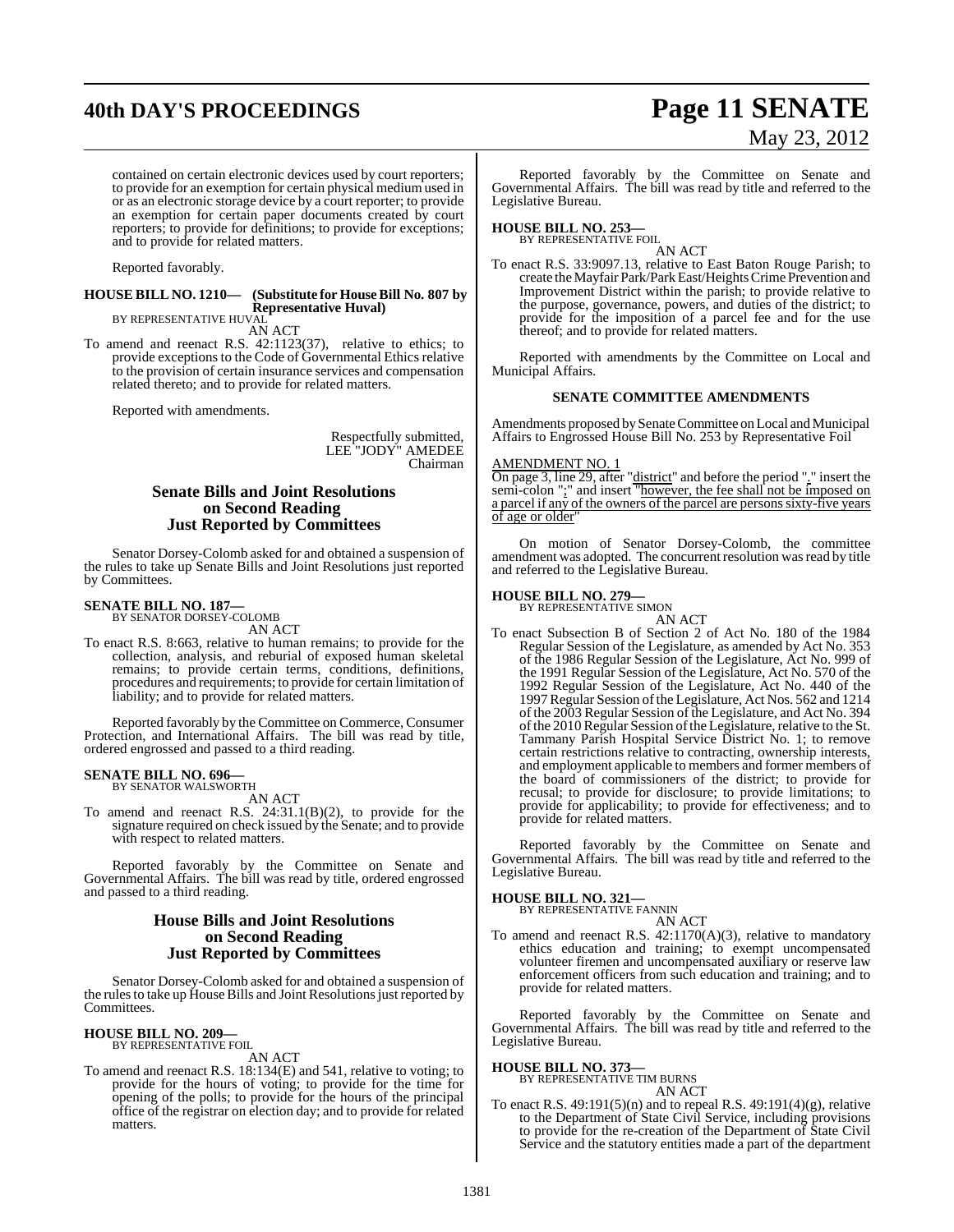contained on certain electronic devices used by court reporters; to provide for an exemption for certain physical medium used in or as an electronic storage device by a court reporter; to provide an exemption for certain paper documents created by court reporters; to provide for definitions; to provide for exceptions; and to provide for related matters.

Reported favorably.

**HOUSE BILL NO. 1210— (Substitute for House Bill No. 807 by Representative Huval)**
BY REPRESENTATIVE HUVAL
AN ACT

To amend and reenact R.S. 42:1123(37), relative to ethics; to provide exceptions to the Code of Governmental Ethics relative to the provision of certain insurance services and compensation related thereto; and to provide for related matters.

Reported with amendments.

Respectfully submitted,
LEE "JODY" AMEDEE
Chairman

## Senate Bills and Joint Resolutions on Second Reading Just Reported by Committees

Senator Dorsey-Colomb asked for and obtained a suspension of the rules to take up Senate Bills and Joint Resolutions just reported by Committees.

**SENATE BILL NO. 187—**
BY SENATOR DORSEY-COLOMB
AN ACT

To enact R.S. 8:663, relative to human remains; to provide for the collection, analysis, and reburial of exposed human skeletal remains; to provide certain terms, conditions, definitions, procedures and requirements; to provide for certain limitation of liability; and to provide for related matters.

Reported favorably by the Committee on Commerce, Consumer Protection, and International Affairs. The bill was read by title, ordered engrossed and passed to a third reading.

**SENATE BILL NO. 696—**
BY SENATOR WALSWORTH
AN ACT

To amend and reenact R.S. 24:31.1(B)(2), to provide for the signature required on check issued by the Senate; and to provide with respect to related matters.

Reported favorably by the Committee on Senate and Governmental Affairs. The bill was read by title, ordered engrossed and passed to a third reading.

## House Bills and Joint Resolutions on Second Reading Just Reported by Committees

Senator Dorsey-Colomb asked for and obtained a suspension of the rules to take up House Bills and Joint Resolutions just reported by Committees.

**HOUSE BILL NO. 209—**
BY REPRESENTATIVE FOIL
AN ACT

To amend and reenact R.S. 18:134(E) and 541, relative to voting; to provide for the hours of voting; to provide for the time for opening of the polls; to provide for the hours of the principal office of the registrar on election day; and to provide for related matters.

Reported favorably by the Committee on Senate and Governmental Affairs. The bill was read by title and referred to the Legislative Bureau.

**HOUSE BILL NO. 253—**
BY REPRESENTATIVE FOIL
AN ACT

To enact R.S. 33:9097.13, relative to East Baton Rouge Parish; to create the Mayfair Park/Park East/Heights Crime Prevention and Improvement District within the parish; to provide relative to the purpose, governance, powers, and duties of the district; to provide for the imposition of a parcel fee and for the use thereof; and to provide for related matters.

Reported with amendments by the Committee on Local and Municipal Affairs.

### SENATE COMMITTEE AMENDMENTS

Amendments proposed by Senate Committee on Local and Municipal Affairs to Engrossed House Bill No. 253 by Representative Foil

AMENDMENT NO. 1
On page 3, line 29, after "district" and before the period "." insert the semi-colon ";" and insert "however, the fee shall not be imposed on a parcel if any of the owners of the parcel are persons sixty-five years of age or older"

On motion of Senator Dorsey-Colomb, the committee amendment was adopted. The concurrent resolution was read by title and referred to the Legislative Bureau.

**HOUSE BILL NO. 279—**
BY REPRESENTATIVE SIMON
AN ACT

To enact Subsection B of Section 2 of Act No. 180 of the 1984 Regular Session of the Legislature, as amended by Act No. 353 of the 1986 Regular Session of the Legislature, Act No. 999 of the 1991 Regular Session of the Legislature, Act No. 570 of the 1992 Regular Session of the Legislature, Act No. 440 of the 1997 Regular Session of the Legislature, Act Nos. 562 and 1214 of the 2003 Regular Session of the Legislature, and Act No. 394 of the 2010 Regular Session of the Legislature, relative to the St. Tammany Parish Hospital Service District No. 1; to remove certain restrictions relative to contracting, ownership interests, and employment applicable to members and former members of the board of commissioners of the district; to provide for recusal; to provide for disclosure; to provide limitations; to provide for applicability; to provide for effectiveness; and to provide for related matters.

Reported favorably by the Committee on Senate and Governmental Affairs. The bill was read by title and referred to the Legislative Bureau.

**HOUSE BILL NO. 321—**
BY REPRESENTATIVE FANNIN
AN ACT

To amend and reenact R.S. 42:1170(A)(3), relative to mandatory ethics education and training; to exempt uncompensated volunteer firemen and uncompensated auxiliary or reserve law enforcement officers from such education and training; and to provide for related matters.

Reported favorably by the Committee on Senate and Governmental Affairs. The bill was read by title and referred to the Legislative Bureau.

**HOUSE BILL NO. 373—**
BY REPRESENTATIVE TIM BURNS
AN ACT

To enact R.S. 49:191(5)(n) and to repeal R.S. 49:191(4)(g), relative to the Department of State Civil Service, including provisions to provide for the re-creation of the Department of State Civil Service and the statutory entities made a part of the department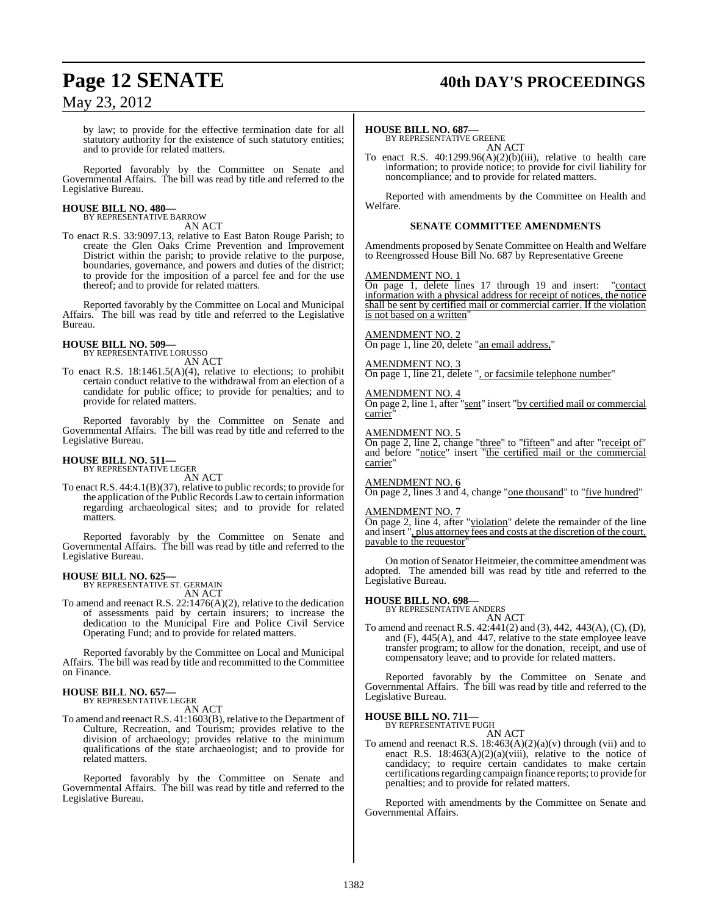by law; to provide for the effective termination date for all statutory authority for the existence of such statutory entities; and to provide for related matters.

Reported favorably by the Committee on Senate and Governmental Affairs. The bill was read by title and referred to the Legislative Bureau.

**HOUSE BILL NO. 480—**
BY REPRESENTATIVE BARROW
AN ACT

To enact R.S. 33:9097.13, relative to East Baton Rouge Parish; to create the Glen Oaks Crime Prevention and Improvement District within the parish; to provide relative to the purpose, boundaries, governance, and powers and duties of the district; to provide for the imposition of a parcel fee and for the use thereof; and to provide for related matters.

Reported favorably by the Committee on Local and Municipal Affairs. The bill was read by title and referred to the Legislative Bureau.

**HOUSE BILL NO. 509—**
BY REPRESENTATIVE LORUSSO
AN ACT

To enact R.S. 18:1461.5(A)(4), relative to elections; to prohibit certain conduct relative to the withdrawal from an election of a candidate for public office; to provide for penalties; and to provide for related matters.

Reported favorably by the Committee on Senate and Governmental Affairs. The bill was read by title and referred to the Legislative Bureau.

**HOUSE BILL NO. 511—**
BY REPRESENTATIVE LEGER
AN ACT

To enact R.S. 44:4.1(B)(37), relative to public records; to provide for the application of the Public Records Law to certain information regarding archaeological sites; and to provide for related matters.

Reported favorably by the Committee on Senate and Governmental Affairs. The bill was read by title and referred to the Legislative Bureau.

**HOUSE BILL NO. 625—**
BY REPRESENTATIVE ST. GERMAIN
AN ACT

To amend and reenact R.S. 22:1476(A)(2), relative to the dedication of assessments paid by certain insurers; to increase the dedication to the Municipal Fire and Police Civil Service Operating Fund; and to provide for related matters.

Reported favorably by the Committee on Local and Municipal Affairs. The bill was read by title and recommitted to the Committee on Finance.

**HOUSE BILL NO. 657—**
BY REPRESENTATIVE LEGER
AN ACT

To amend and reenact R.S. 41:1603(B), relative to the Department of Culture, Recreation, and Tourism; provides relative to the division of archaeology; provides relative to the minimum qualifications of the state archaeologist; and to provide for related matters.

Reported favorably by the Committee on Senate and Governmental Affairs. The bill was read by title and referred to the Legislative Bureau.

**HOUSE BILL NO. 687—**
BY REPRESENTATIVE GREENE
AN ACT

To enact R.S. 40:1299.96(A)(2)(b)(iii), relative to health care information; to provide notice; to provide for civil liability for noncompliance; and to provide for related matters.

Reported with amendments by the Committee on Health and Welfare.

**SENATE COMMITTEE AMENDMENTS**

Amendments proposed by Senate Committee on Health and Welfare to Reengrossed House Bill No. 687 by Representative Greene

AMENDMENT NO. 1
On page 1, delete lines 17 through 19 and insert: "contact information with a physical address for receipt of notices, the notice shall be sent by certified mail or commercial carrier. If the violation is not based on a written"

AMENDMENT NO. 2
On page 1, line 20, delete "an email address,"

AMENDMENT NO. 3
On page 1, line 21, delete ", or facsimile telephone number"

AMENDMENT NO. 4
On page 2, line 1, after "sent" insert "by certified mail or commercial carrier"

AMENDMENT NO. 5
On page 2, line 2, change "three" to "fifteen" and after "receipt of" and before "notice" insert "the certified mail or the commercial carrier"

AMENDMENT NO. 6
On page 2, lines 3 and 4, change "one thousand" to "five hundred"

AMENDMENT NO. 7
On page 2, line 4, after "violation" delete the remainder of the line and insert ", plus attorney fees and costs at the discretion of the court, payable to the requestor"

On motion of Senator Heitmeier, the committee amendment was adopted. The amended bill was read by title and referred to the Legislative Bureau.

**HOUSE BILL NO. 698—**
BY REPRESENTATIVE ANDERS
AN ACT

To amend and reenact R.S. 42:441(2) and (3), 442, 443(A), (C), (D), and (F), 445(A), and 447, relative to the state employee leave transfer program; to allow for the donation, receipt, and use of compensatory leave; and to provide for related matters.

Reported favorably by the Committee on Senate and Governmental Affairs. The bill was read by title and referred to the Legislative Bureau.

**HOUSE BILL NO. 711—**
BY REPRESENTATIVE PUGH
AN ACT

To amend and reenact R.S. 18:463(A)(2)(a)(v) through (vii) and to enact R.S. 18:463(A)(2)(a)(viii), relative to the notice of candidacy; to require certain candidates to make certain certifications regarding campaign finance reports; to provide for penalties; and to provide for related matters.

Reported with amendments by the Committee on Senate and Governmental Affairs.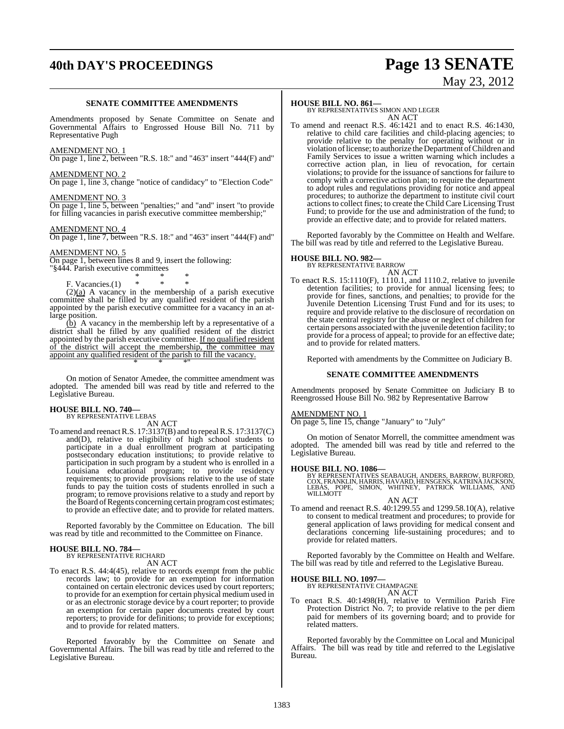**SENATE COMMITTEE AMENDMENTS**

Amendments proposed by Senate Committee on Senate and Governmental Affairs to Engrossed House Bill No. 711 by Representative Pugh

AMENDMENT NO. 1
On page 1, line 2, between "R.S. 18:" and "463" insert "444(F) and"

AMENDMENT NO. 2
On page 1, line 3, change "notice of candidacy" to "Election Code"

AMENDMENT NO. 3
On page 1, line 5, between "penalties;" and "and" insert "to provide for filling vacancies in parish executive committee membership;"

AMENDMENT NO. 4
On page 1, line 7, between "R.S. 18:" and "463" insert "444(F) and"

AMENDMENT NO. 5
On page 1, between lines 8 and 9, insert the following:
"§444. Parish executive committees

\* \* \*

F. Vacancies.(1) \* \* \*

(2)(a) A vacancy in the membership of a parish executive committee shall be filled by any qualified resident of the parish appointed by the parish executive committee for a vacancy in an at-large position.

(b) A vacancy in the membership left by a representative of a district shall be filled by any qualified resident of the district appointed by the parish executive committee. If no qualified resident of the district will accept the membership, the committee may appoint any qualified resident of the parish to fill the vacancy.

\* \* \*"

On motion of Senator Amedee, the committee amendment was adopted. The amended bill was read by title and referred to the Legislative Bureau.

**HOUSE BILL NO. 740—**
BY REPRESENTATIVE LEBAS
AN ACT
To amend and reenact R.S. 17:3137(B) and to repeal R.S. 17:3137(C) and(D), relative to eligibility of high school students to participate in a dual enrollment program at participating postsecondary education institutions; to provide relative to participation in such program by a student who is enrolled in a Louisiana educational program; to provide residency requirements; to provide provisions relative to the use of state funds to pay the tuition costs of students enrolled in such a program; to remove provisions relative to a study and report by the Board of Regents concerning certain program cost estimates; to provide an effective date; and to provide for related matters.

Reported favorably by the Committee on Education. The bill was read by title and recommitted to the Committee on Finance.

**HOUSE BILL NO. 784—**
BY REPRESENTATIVE RICHARD
AN ACT
To enact R.S. 44:4(45), relative to records exempt from the public records law; to provide for an exemption for information contained on certain electronic devices used by court reporters; to provide for an exemption for certain physical medium used in or as an electronic storage device by a court reporter; to provide an exemption for certain paper documents created by court reporters; to provide for definitions; to provide for exceptions; and to provide for related matters.

Reported favorably by the Committee on Senate and Governmental Affairs. The bill was read by title and referred to the Legislative Bureau.

**HOUSE BILL NO. 861—**
BY REPRESENTATIVES SIMON AND LEGER
AN ACT
To amend and reenact R.S. 46:1421 and to enact R.S. 46:1430, relative to child care facilities and child-placing agencies; to provide relative to the penalty for operating without or in violation of license; to authorize the Department of Children and Family Services to issue a written warning which includes a corrective action plan, in lieu of revocation, for certain violations; to provide for the issuance of sanctions for failure to comply with a corrective action plan; to require the department to adopt rules and regulations providing for notice and appeal procedures; to authorize the department to institute civil court actions to collect fines; to create the Child Care Licensing Trust Fund; to provide for the use and administration of the fund; to provide an effective date; and to provide for related matters.

Reported favorably by the Committee on Health and Welfare. The bill was read by title and referred to the Legislative Bureau.

**HOUSE BILL NO. 982—**
BY REPRESENTATIVE BARROW
AN ACT
To enact R.S. 15:1110(F), 1110.1, and 1110.2, relative to juvenile detention facilities; to provide for annual licensing fees; to provide for fines, sanctions, and penalties; to provide for the Juvenile Detention Licensing Trust Fund and for its uses; to require and provide relative to the disclosure of recordation on the state central registry for the abuse or neglect of children for certain persons associated with the juvenile detention facility; to provide for a process of appeal; to provide for an effective date; and to provide for related matters.

Reported with amendments by the Committee on Judiciary B.

**SENATE COMMITTEE AMENDMENTS**

Amendments proposed by Senate Committee on Judiciary B to Reengrossed House Bill No. 982 by Representative Barrow

AMENDMENT NO. 1
On page 5, line 15, change "January" to "July"

On motion of Senator Morrell, the committee amendment was adopted. The amended bill was read by title and referred to the Legislative Bureau.

**HOUSE BILL NO. 1086—**
BY REPRESENTATIVES SEABAUGH, ANDERS, BARROW, BURFORD, COX, FRANKLIN, HARRIS, HAVARD, HENSGENS, KATRINA JACKSON, LEBAS, POPE, SIMON, WHITNEY, PATRICK WILLIAMS, AND WILLMOTT
AN ACT
To amend and reenact R.S. 40:1299.55 and 1299.58.10(A), relative to consent to medical treatment and procedures; to provide for general application of laws providing for medical consent and declarations concerning life-sustaining procedures; and to provide for related matters.

Reported favorably by the Committee on Health and Welfare. The bill was read by title and referred to the Legislative Bureau.

**HOUSE BILL NO. 1097—**
BY REPRESENTATIVE CHAMPAGNE
AN ACT
To enact R.S. 40:1498(H), relative to Vermilion Parish Fire Protection District No. 7; to provide relative to the per diem paid for members of its governing board; and to provide for related matters.

Reported favorably by the Committee on Local and Municipal Affairs. The bill was read by title and referred to the Legislative Bureau.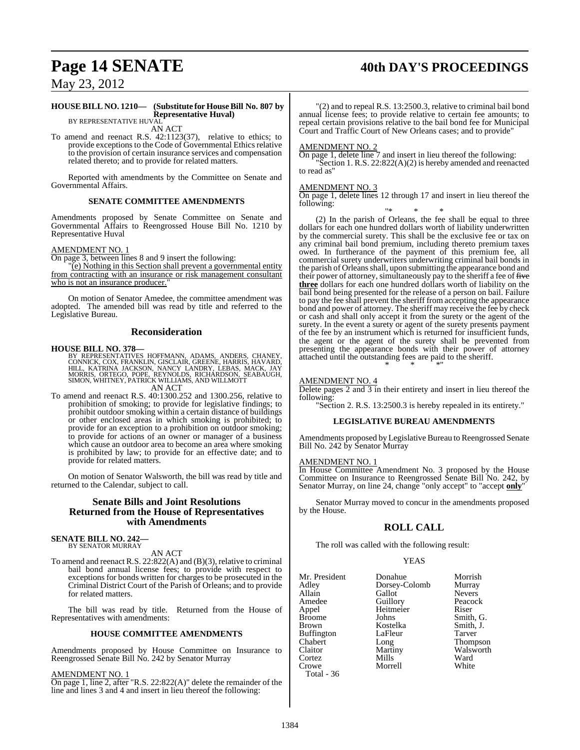**HOUSE BILL NO. 1210— (Substitute for House Bill No. 807 by Representative Huval)**
BY REPRESENTATIVE HUVAL

AN ACT

To amend and reenact R.S. 42:1123(37), relative to ethics; to provide exceptions to the Code of Governmental Ethics relative to the provision of certain insurance services and compensation related thereto; and to provide for related matters.

Reported with amendments by the Committee on Senate and Governmental Affairs.

### SENATE COMMITTEE AMENDMENTS

Amendments proposed by Senate Committee on Senate and Governmental Affairs to Reengrossed House Bill No. 1210 by Representative Huval

AMENDMENT NO. 1
On page 3, between lines 8 and 9 insert the following:
"(e) Nothing in this Section shall prevent a governmental entity from contracting with an insurance or risk management consultant who is not an insurance producer."

On motion of Senator Amedee, the committee amendment was adopted. The amended bill was read by title and referred to the Legislative Bureau.

## Reconsideration

**HOUSE BILL NO. 378—**
BY REPRESENTATIVES HOFFMANN, ADAMS, ANDERS, CHANEY, CONNICK, COX, FRANKLIN, GISCLAIR, GREENE, HARRIS, HAVARD, HILL, KATRINA JACKSON, NANCY LANDRY, LEBAS, MACK, JAY MORRIS, ORTEGO, POPE, REYNOLDS, RICHARDSON, SEABAUGH, SIMON, WHITNEY, PATRICK WILLIAMS, AND WILLMOTT

AN ACT

To amend and reenact R.S. 40:1300.252 and 1300.256, relative to prohibition of smoking; to provide for legislative findings; to prohibit outdoor smoking within a certain distance of buildings or other enclosed areas in which smoking is prohibited; to provide for an exception to a prohibition on outdoor smoking; to provide for actions of an owner or manager of a business which cause an outdoor area to become an area where smoking is prohibited by law; to provide for an effective date; and to provide for related matters.

On motion of Senator Walsworth, the bill was read by title and returned to the Calendar, subject to call.

## Senate Bills and Joint Resolutions Returned from the House of Representatives with Amendments

**SENATE BILL NO. 242—**
BY SENATOR MURRAY

AN ACT

To amend and reenact R.S. 22:822(A) and (B)(3), relative to criminal bail bond annual license fees; to provide with respect to exceptions for bonds written for charges to be prosecuted in the Criminal District Court of the Parish of Orleans; and to provide for related matters.

The bill was read by title. Returned from the House of Representatives with amendments:

### HOUSE COMMITTEE AMENDMENTS

Amendments proposed by House Committee on Insurance to Reengrossed Senate Bill No. 242 by Senator Murray

AMENDMENT NO. 1
On page 1, line 2, after "R.S. 22:822(A)" delete the remainder of the line and lines 3 and 4 and insert in lieu thereof the following:

"(2) and to repeal R.S. 13:2500.3, relative to criminal bail bond annual license fees; to provide relative to certain fee amounts; to repeal certain provisions relative to the bail bond fee for Municipal Court and Traffic Court of New Orleans cases; and to provide"

AMENDMENT NO. 2
On page 1, delete line 7 and insert in lieu thereof the following:
"Section 1. R.S. 22:822(A)(2) is hereby amended and reenacted to read as"

AMENDMENT NO. 3
On page 1, delete lines 12 through 17 and insert in lieu thereof the following:

"* * *

(2) In the parish of Orleans, the fee shall be equal to three dollars for each one hundred dollars worth of liability underwritten by the commercial surety. This shall be the exclusive fee or tax on any criminal bail bond premium, including thereto premium taxes owed. In furtherance of the payment of this premium fee, all commercial surety underwriters underwriting criminal bail bonds in the parish of Orleans shall, upon submitting the appearance bond and their power of attorney, simultaneously pay to the sheriff a fee of ~~five~~ **three** dollars for each one hundred dollars worth of liability on the bail bond being presented for the release of a person on bail. Failure to pay the fee shall prevent the sheriff from accepting the appearance bond and power of attorney. The sheriff may receive the fee by check or cash and shall only accept it from the surety or the agent of the surety. In the event a surety or agent of the surety presents payment of the fee by an instrument which is returned for insufficient funds, the agent or the agent of the surety shall be prevented from presenting the appearance bonds with their power of attorney attached until the outstanding fees are paid to the sheriff.

* * *"

AMENDMENT NO. 4
Delete pages 2 and 3 in their entirety and insert in lieu thereof the following:
"Section 2. R.S. 13:2500.3 is hereby repealed in its entirety."

### LEGISLATIVE BUREAU AMENDMENTS

Amendments proposed by Legislative Bureau to Reengrossed Senate Bill No. 242 by Senator Murray

AMENDMENT NO. 1
In House Committee Amendment No. 3 proposed by the House Committee on Insurance to Reengrossed Senate Bill No. 242, by Senator Murray, on line 24, change "only accept" to "accept **only**"

Senator Murray moved to concur in the amendments proposed by the House.

## ROLL CALL

The roll was called with the following result:

YEAS

| | | |
|---|---|---|
| Mr. President | Donahue | Morrish |
| Adley | Dorsey-Colomb | Murray |
| Allain | Gallot | Nevers |
| Amedee | Guillory | Peacock |
| Appel | Heitmeier | Riser |
| Broome | Johns | Smith, G. |
| Brown | Kostelka | Smith, J. |
| Buffington | LaFleur | Tarver |
| Chabert | Long | Thompson |
| Claitor | Martiny | Walsworth |
| Cortez | Mills | Ward |
| Crowe | Morrell | White |

Total - 36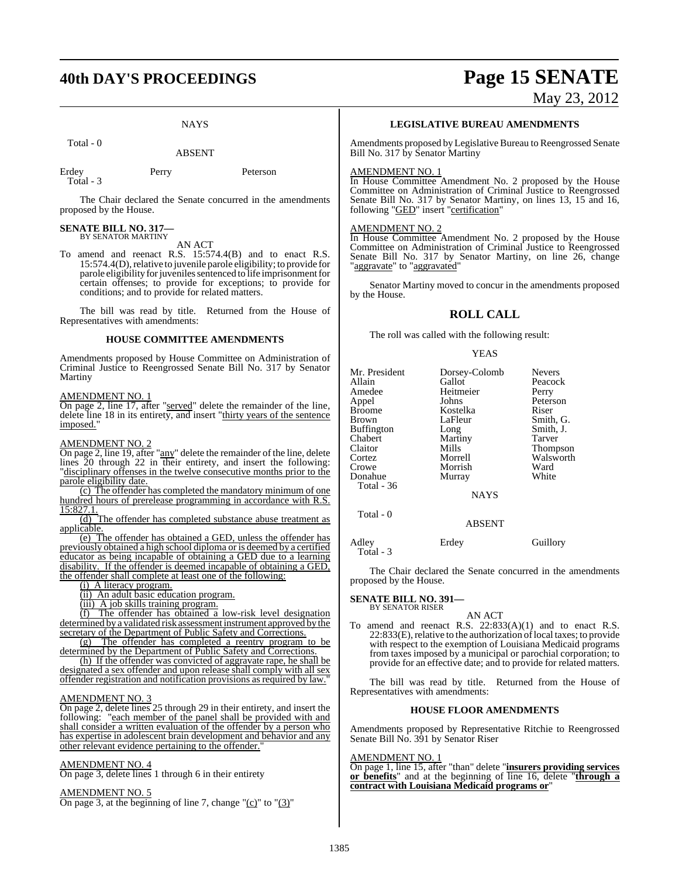NAYS

Total - 0

ABSENT

| | | |
|---|---|---|
| Erdey | Perry | Peterson |
| Total - 3 | | |

The Chair declared the Senate concurred in the amendments proposed by the House.

**SENATE BILL NO. 317—**
BY SENATOR MARTINY

AN ACT

To amend and reenact R.S. 15:574.4(B) and to enact R.S. 15:574.4(D), relative to juvenile parole eligibility; to provide for parole eligibility for juveniles sentenced to life imprisonment for certain offenses; to provide for exceptions; to provide for conditions; and to provide for related matters.

The bill was read by title. Returned from the House of Representatives with amendments:

### HOUSE COMMITTEE AMENDMENTS

Amendments proposed by House Committee on Administration of Criminal Justice to Reengrossed Senate Bill No. 317 by Senator Martiny

AMENDMENT NO. 1

On page 2, line 17, after "served" delete the remainder of the line, delete line 18 in its entirety, and insert "thirty years of the sentence imposed."

AMENDMENT NO. 2

On page 2, line 19, after "any" delete the remainder of the line, delete lines 20 through 22 in their entirety, and insert the following: "disciplinary offenses in the twelve consecutive months prior to the parole eligibility date.

(c) The offender has completed the mandatory minimum of one hundred hours of prerelease programming in accordance with R.S. 15:827.1.

(d) The offender has completed substance abuse treatment as applicable.

(e) The offender has obtained a GED, unless the offender has previously obtained a high school diploma or is deemed by a certified educator as being incapable of obtaining a GED due to a learning disability. If the offender is deemed incapable of obtaining a GED, the offender shall complete at least one of the following:

(i) A literacy program.

(ii) An adult basic education program.

(iii) A job skills training program.

(f) The offender has obtained a low-risk level designation determined by a validated risk assessment instrument approved by the secretary of the Department of Public Safety and Corrections.

(g) The offender has completed a reentry program to be determined by the Department of Public Safety and Corrections.

(h) If the offender was convicted of aggravate rape, he shall be designated a sex offender and upon release shall comply with all sex offender registration and notification provisions as required by law."

AMENDMENT NO. 3

On page 2, delete lines 25 through 29 in their entirety, and insert the following: "each member of the panel shall be provided with and shall consider a written evaluation of the offender by a person who has expertise in adolescent brain development and behavior and any other relevant evidence pertaining to the offender."

AMENDMENT NO. 4

On page 3, delete lines 1 through 6 in their entirety

AMENDMENT NO. 5

On page 3, at the beginning of line 7, change "(c)" to "(3)"

### LEGISLATIVE BUREAU AMENDMENTS

Amendments proposed by Legislative Bureau to Reengrossed Senate Bill No. 317 by Senator Martiny

AMENDMENT NO. 1

In House Committee Amendment No. 2 proposed by the House Committee on Administration of Criminal Justice to Reengrossed Senate Bill No. 317 by Senator Martiny, on lines 13, 15 and 16, following "GED" insert "certification"

AMENDMENT NO. 2

In House Committee Amendment No. 2 proposed by the House Committee on Administration of Criminal Justice to Reengrossed Senate Bill No. 317 by Senator Martiny, on line 26, change "aggravate" to "aggravated"

Senator Martiny moved to concur in the amendments proposed by the House.

## ROLL CALL

The roll was called with the following result:

YEAS

| | | |
|---|---|---|
| Mr. President | Dorsey-Colomb | Nevers |
| Allain | Gallot | Peacock |
| Amedee | Heitmeier | Perry |
| Appel | Johns | Peterson |
| Broome | Kostelka | Riser |
| Brown | LaFleur | Smith, G. |
| Buffington | Long | Smith, J. |
| Chabert | Martiny | Tarver |
| Claitor | Mills | Thompson |
| Cortez | Morrell | Walsworth |
| Crowe | Morrish | Ward |
| Donahue | Murray | White |
| Total - 36 | | |

NAYS

Total - 0

ABSENT

| | | |
|---|---|---|
| Adley | Erdey | Guillory |
| Total - 3 | | |

The Chair declared the Senate concurred in the amendments proposed by the House.

**SENATE BILL NO. 391—**
BY SENATOR RISER

AN ACT

To amend and reenact R.S. 22:833(A)(1) and to enact R.S. 22:833(E), relative to the authorization of local taxes; to provide with respect to the exemption of Louisiana Medicaid programs from taxes imposed by a municipal or parochial corporation; to provide for an effective date; and to provide for related matters.

The bill was read by title. Returned from the House of Representatives with amendments:

### HOUSE FLOOR AMENDMENTS

Amendments proposed by Representative Ritchie to Reengrossed Senate Bill No. 391 by Senator Riser

AMENDMENT NO. 1

On page 1, line 15, after "than" delete "**insurers providing services or benefits**" and at the beginning of line 16, delete "**through a contract with Louisiana Medicaid programs or**"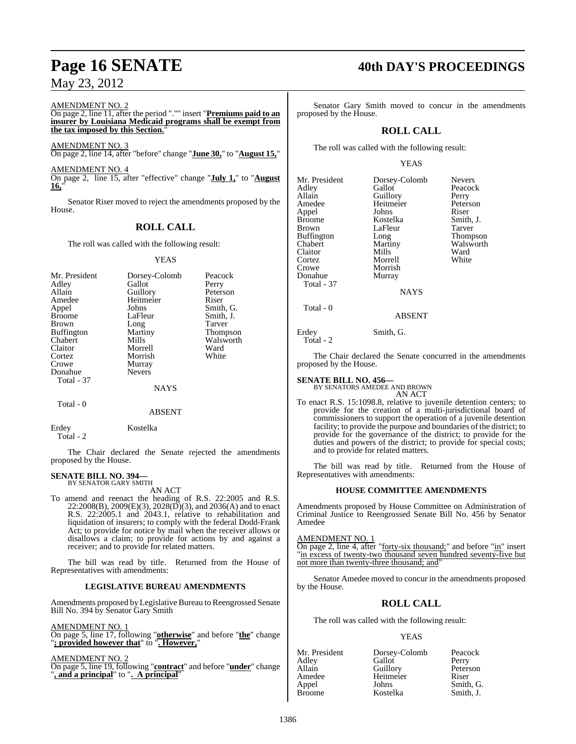AMENDMENT NO. 2

On page 2, line 11, after the period "."" insert "**Premiums paid to an insurer by Louisiana Medicaid programs shall be exempt from the tax imposed by this Section.**"

AMENDMENT NO. 3

On page 2, line 14, after "before" change "**June 30,**" to "**August 15,**"

AMENDMENT NO. 4

On page 2, line 15, after "effective" change "**July 1,**" to "**August 16,**"

Senator Riser moved to reject the amendments proposed by the House.

## ROLL CALL

The roll was called with the following result:

YEAS

| | | |
|---|---|---|
| Mr. President | Dorsey-Colomb | Peacock |
| Adley | Gallot | Perry |
| Allain | Guillory | Peterson |
| Amedee | Heitmeier | Riser |
| Appel | Johns | Smith, G. |
| Broome | LaFleur | Smith, J. |
| Brown | Long | Tarver |
| Buffington | Martiny | Thompson |
| Chabert | Mills | Walsworth |
| Claitor | Morrell | Ward |
| Cortez | Morrish | White |
| Crowe | Murray | |
| Donahue | Nevers | |

Total - 37

NAYS

Total - 0

ABSENT

Erdey Kostelka

Total - 2

The Chair declared the Senate rejected the amendments proposed by the House.

**SENATE BILL NO. 394—**
BY SENATOR GARY SMITH

AN ACT

To amend and reenact the heading of R.S. 22:2005 and R.S. 22:2008(B), 2009(E)(3), 2028(D)(3), and 2036(A) and to enact R.S. 22:2005.1 and 2043.1, relative to rehabilitation and liquidation of insurers; to comply with the federal Dodd-Frank Act; to provide for notice by mail when the receiver allows or disallows a claim; to provide for actions by and against a receiver; and to provide for related matters.

The bill was read by title. Returned from the House of Representatives with amendments:

### LEGISLATIVE BUREAU AMENDMENTS

Amendments proposed by Legislative Bureau to Reengrossed Senate Bill No. 394 by Senator Gary Smith

AMENDMENT NO. 1

On page 5, line 17, following "**otherwise**" and before "**the**" change "**; provided however that**" to "**. However,**"

AMENDMENT NO. 2

On page 5, line 19, following "**contract**" and before "**under**" change "**, and a principal**" to "**. A principal**"

Senator Gary Smith moved to concur in the amendments proposed by the House.

## ROLL CALL

The roll was called with the following result:

YEAS

| | | |
|---|---|---|
| Mr. President | Dorsey-Colomb | Nevers |
| Adley | Gallot | Peacock |
| Allain | Guillory | Perry |
| Amedee | Heitmeier | Peterson |
| Appel | Johns | Riser |
| Broome | Kostelka | Smith, J. |
| Brown | LaFleur | Tarver |
| Buffington | Long | Thompson |
| Chabert | Martiny | Walsworth |
| Claitor | Mills | Ward |
| Cortez | Morrell | White |
| Crowe | Morrish | |
| Donahue | Murray | |

Total - 37

NAYS

Total - 0

ABSENT

Erdey Smith, G.

Total - 2

The Chair declared the Senate concurred in the amendments proposed by the House.

**SENATE BILL NO. 456—**
BY SENATORS AMEDEE AND BROWN

AN ACT

To enact R.S. 15:1098.8, relative to juvenile detention centers; to provide for the creation of a multi-jurisdictional board of commissioners to support the operation of a juvenile detention facility; to provide the purpose and boundaries of the district; to provide for the governance of the district; to provide for the duties and powers of the district; to provide for special costs; and to provide for related matters.

The bill was read by title. Returned from the House of Representatives with amendments:

### HOUSE COMMITTEE AMENDMENTS

Amendments proposed by House Committee on Administration of Criminal Justice to Reengrossed Senate Bill No. 456 by Senator Amedee

AMENDMENT NO. 1

On page 2, line 4, after "forty-six thousand;" and before "in" insert "in excess of twenty-two thousand seven hundred seventy-five but not more than twenty-three thousand; and"

Senator Amedee moved to concur in the amendments proposed by the House.

## ROLL CALL

The roll was called with the following result:

YEAS

| | | |
|---|---|---|
| Mr. President | Dorsey-Colomb | Peacock |
| Adley | Gallot | Perry |
| Allain | Guillory | Peterson |
| Amedee | Heitmeier | Riser |
| Appel | Johns | Smith, G. |
| Broome | Kostelka | Smith, J. |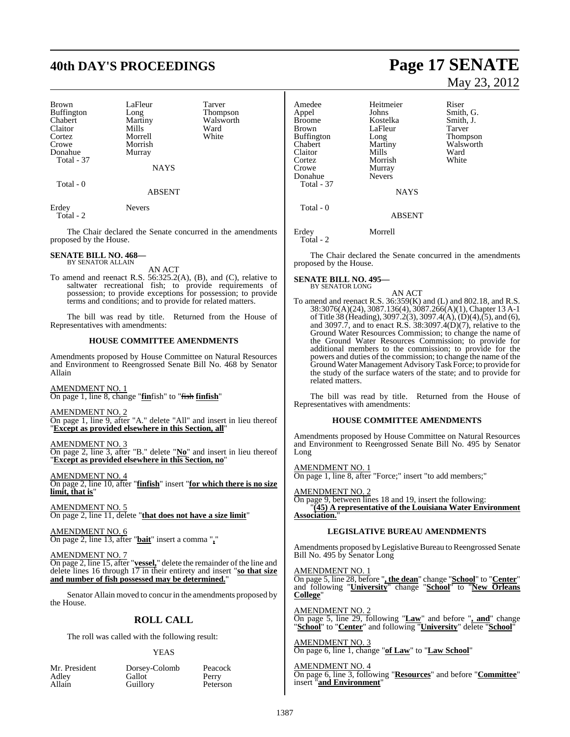Brown LaFleur Tarver
Buffington Long Thompson
Chabert Martiny Walsworth
Claitor Mills Ward
Cortez Morrell White
Crowe Morrish
Donahue Murray
Total - 37

NAYS

Total - 0

ABSENT

Erdey Nevers
Total - 2

The Chair declared the Senate concurred in the amendments proposed by the House.

**SENATE BILL NO. 468—**
BY SENATOR ALLAIN

AN ACT

To amend and reenact R.S. 56:325.2(A), (B), and (C), relative to saltwater recreational fish; to provide requirements of possession; to provide exceptions for possession; to provide terms and conditions; and to provide for related matters.

The bill was read by title. Returned from the House of Representatives with amendments:

### HOUSE COMMITTEE AMENDMENTS

Amendments proposed by House Committee on Natural Resources and Environment to Reengrossed Senate Bill No. 468 by Senator Allain

AMENDMENT NO. 1
On page 1, line 8, change "**fin**fish" to "~~fish~~ **finfish**"

AMENDMENT NO. 2
On page 1, line 9, after "A." delete "All" and insert in lieu thereof "**Except as provided elsewhere in this Section, all**"

AMENDMENT NO. 3
On page 2, line 3, after "B." delete "**No**" and insert in lieu thereof "**Except as provided elsewhere in this Section, no**"

AMENDMENT NO. 4
On page 2, line 10, after "**finfish**" insert "**for which there is no size limit, that is**"

AMENDMENT NO. 5
On page 2, line 11, delete "**that does not have a size limit**"

AMENDMENT NO. 6
On page 2, line 13, after "**bait**" insert a comma "**,**"

AMENDMENT NO. 7
On page 2, line 15, after "**vessel,**" delete the remainder of the line and delete lines 16 through 17 in their entirety and insert "**so that size and number of fish possessed may be determined.**"

Senator Allain moved to concur in the amendments proposed by the House.

## ROLL CALL

The roll was called with the following result:

YEAS

Mr. President Dorsey-Colomb Peacock
Adley Gallot Perry
Allain Guillory Peterson
Amedee Heitmeier Riser
Appel Johns Smith, G.
Broome Kostelka Smith, J.
Brown LaFleur Tarver
Buffington Long Thompson
Chabert Martiny Walsworth
Claitor Mills Ward
Cortez Morrish White
Crowe Murray
Donahue Nevers
Total - 37

NAYS

Total - 0

ABSENT

Erdey Morrell
Total - 2

The Chair declared the Senate concurred in the amendments proposed by the House.

**SENATE BILL NO. 495—**
BY SENATOR LONG

AN ACT

To amend and reenact R.S. 36:359(K) and (L) and 802.18, and R.S. 38:3076(A)(24), 3087.136(4), 3087.266(A)(1), Chapter 13 A-1 of Title 38 (Heading), 3097.2(3), 3097.4(A), (D)(4), (5), and (6), and 3097.7, and to enact R.S. 38:3097.4(D)(7), relative to the Ground Water Resources Commission; to change the name of the Ground Water Resources Commission; to provide for additional members to the commission; to provide for the powers and duties of the commission; to change the name of the Ground Water Management Advisory Task Force; to provide for the study of the surface waters of the state; and to provide for related matters.

The bill was read by title. Returned from the House of Representatives with amendments:

### HOUSE COMMITTEE AMENDMENTS

Amendments proposed by House Committee on Natural Resources and Environment to Reengrossed Senate Bill No. 495 by Senator Long

AMENDMENT NO. 1
On page 1, line 8, after "Force;" insert "to add members;"

AMENDMENT NO. 2
On page 9, between lines 18 and 19, insert the following:
"**(45) A representative of the Louisiana Water Environment Association.**"

### LEGISLATIVE BUREAU AMENDMENTS

Amendments proposed by Legislative Bureau to Reengrossed Senate Bill No. 495 by Senator Long

AMENDMENT NO. 1
On page 5, line 28, before "**, the dean**" change "**School**" to "**Center**" and following "**University**" change "**School**" to "**New Orleans College**"

AMENDMENT NO. 2
On page 5, line 29, following "**Law**" and before "**, and**" change "**School**" to "**Center**" and following "**University**" delete "**School**"

AMENDMENT NO. 3
On page 6, line 1, change "**of Law**" to "**Law School**"

AMENDMENT NO. 4
On page 6, line 3, following "**Resources**" and before "**Committee**" insert "**and Environment**"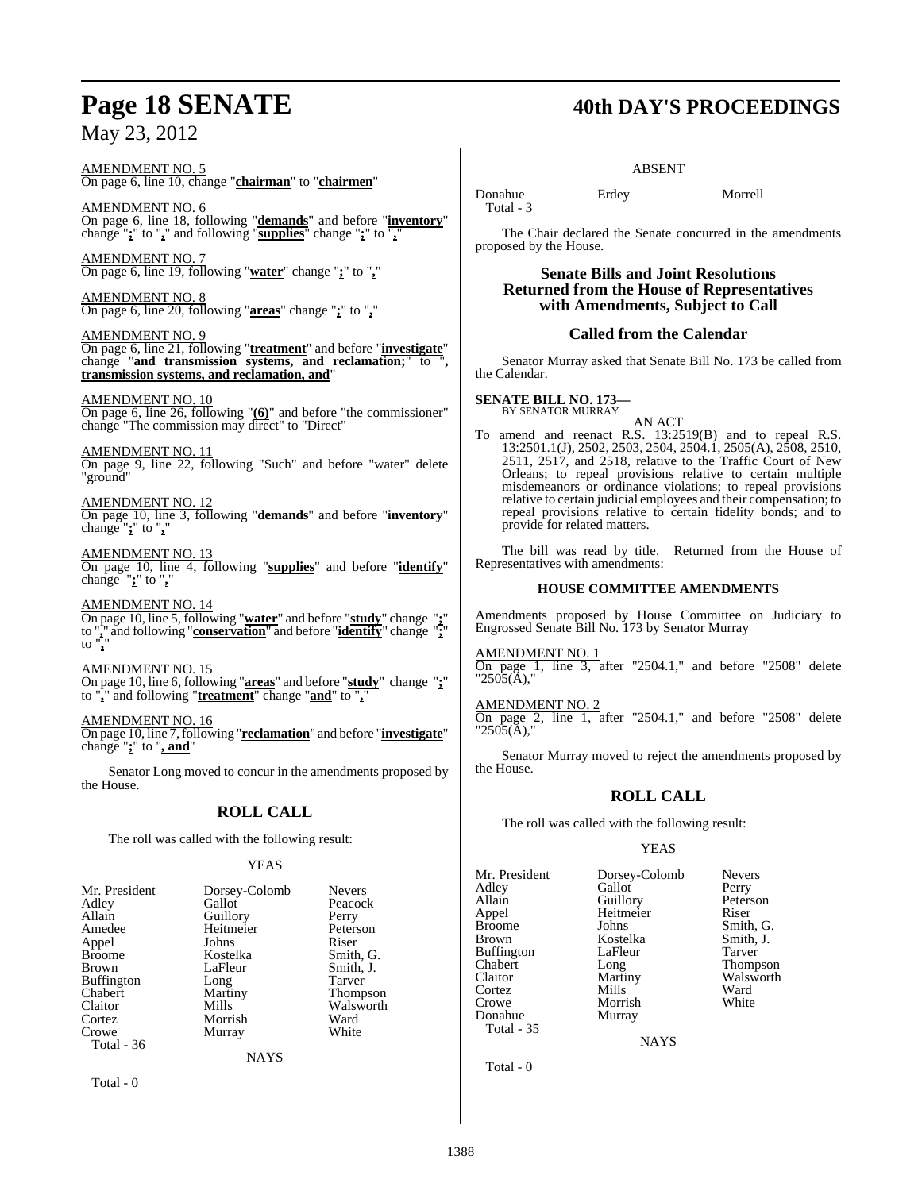AMENDMENT NO. 5

On page 6, line 10, change "**chairman**" to "**chairmen**"

AMENDMENT NO. 6

On page 6, line 18, following "**demands**" and before "**inventory**" change "**;**" to "**,**" and following "**supplies**" change "**;**" to "**,**"

AMENDMENT NO. 7

On page 6, line 19, following "**water**" change "**;**" to "**,**"

AMENDMENT NO. 8

On page 6, line 20, following "**areas**" change "**;**" to "**,**"

AMENDMENT NO. 9

On page 6, line 21, following "**treatment**" and before "**investigate**" change "**and transmission systems, and reclamation;**" to "**, transmission systems, and reclamation, and**"

AMENDMENT NO. 10

On page 6, line 26, following "**(6)**" and before "the commissioner" change "The commission may direct" to "Direct"

AMENDMENT NO. 11

On page 9, line 22, following "Such" and before "water" delete "ground"

AMENDMENT NO. 12

On page 10, line 3, following "**demands**" and before "**inventory**" change "**;**" to "**,**"

AMENDMENT NO. 13

On page 10, line 4, following "**supplies**" and before "**identify**" change "**;**" to "**,**"

AMENDMENT NO. 14

On page 10, line 5, following "**water**" and before "**study**" change "**;**" to "**,**" and following "**conservation**" and before "**identify**" change "**;**" to "**,**"

AMENDMENT NO. 15

On page 10, line 6, following "**areas**" and before "**study**" change "**;**" to "**,**" and following "**treatment**" change "**and**" to "**,**"

AMENDMENT NO. 16

On page 10, line 7, following "**reclamation**" and before "**investigate**" change "**;**" to "**, and**"

Senator Long moved to concur in the amendments proposed by the House.

## ROLL CALL

The roll was called with the following result:

YEAS

| | | |
|---|---|---|
| Mr. President | Dorsey-Colomb | Nevers |
| Adley | Gallot | Peacock |
| Allain | Guillory | Perry |
| Amedee | Heitmeier | Peterson |
| Appel | Johns | Riser |
| Broome | Kostelka | Smith, G. |
| Brown | LaFleur | Smith, J. |
| Buffington | Long | Tarver |
| Chabert | Martiny | Thompson |
| Claitor | Mills | Walsworth |
| Cortez | Morrish | Ward |
| Crowe | Murray | White |

Total - 36

NAYS

Total - 0

ABSENT

| | | |
|---|---|---|
| Donahue | Erdey | Morrell |

Total - 3

The Chair declared the Senate concurred in the amendments proposed by the House.

## Senate Bills and Joint Resolutions Returned from the House of Representatives with Amendments, Subject to Call

## Called from the Calendar

Senator Murray asked that Senate Bill No. 173 be called from the Calendar.

**SENATE BILL NO. 173—**
BY SENATOR MURRAY

AN ACT

To amend and reenact R.S. 13:2519(B) and to repeal R.S. 13:2501.1(J), 2502, 2503, 2504, 2504.1, 2505(A), 2508, 2510, 2511, 2517, and 2518, relative to the Traffic Court of New Orleans; to repeal provisions relative to certain multiple misdemeanors or ordinance violations; to repeal provisions relative to certain judicial employees and their compensation; to repeal provisions relative to certain fidelity bonds; and to provide for related matters.

The bill was read by title. Returned from the House of Representatives with amendments:

### HOUSE COMMITTEE AMENDMENTS

Amendments proposed by House Committee on Judiciary to Engrossed Senate Bill No. 173 by Senator Murray

AMENDMENT NO. 1

On page 1, line 3, after "2504.1," and before "2508" delete "2505(A),"

AMENDMENT NO. 2

On page 2, line 1, after "2504.1," and before "2508" delete "2505(A),"

Senator Murray moved to reject the amendments proposed by the House.

## ROLL CALL

The roll was called with the following result:

YEAS

| | | |
|---|---|---|
| Mr. President | Dorsey-Colomb | Nevers |
| Adley | Gallot | Perry |
| Allain | Guillory | Peterson |
| Appel | Heitmeier | Riser |
| Broome | Johns | Smith, G. |
| Brown | Kostelka | Smith, J. |
| Buffington | LaFleur | Tarver |
| Chabert | Long | Thompson |
| Claitor | Martiny | Walsworth |
| Cortez | Mills | Ward |
| Crowe | Morrish | White |
| Donahue | Murray | |

Total - 35

NAYS

Total - 0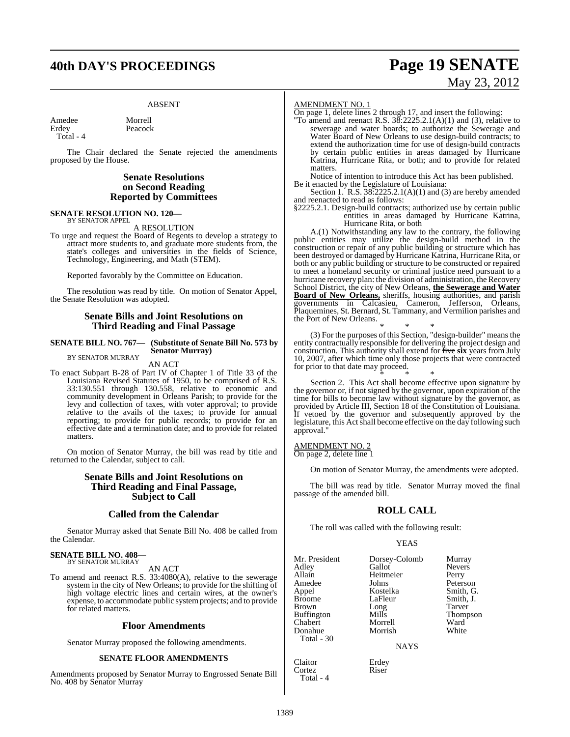ABSENT

| Amedee | Morrell |
|---|---|
| Erdey | Peacock |
| Total - 4 | |

The Chair declared the Senate rejected the amendments proposed by the House.

## Senate Resolutions on Second Reading Reported by Committees

**SENATE RESOLUTION NO. 120—**
BY SENATOR APPEL

A RESOLUTION

To urge and request the Board of Regents to develop a strategy to attract more students to, and graduate more students from, the state's colleges and universities in the fields of Science, Technology, Engineering, and Math (STEM).

Reported favorably by the Committee on Education.

The resolution was read by title. On motion of Senator Appel, the Senate Resolution was adopted.

## Senate Bills and Joint Resolutions on Third Reading and Final Passage

**SENATE BILL NO. 767— (Substitute of Senate Bill No. 573 by Senator Murray)**
BY SENATOR MURRAY

AN ACT

To enact Subpart B-28 of Part IV of Chapter 1 of Title 33 of the Louisiana Revised Statutes of 1950, to be comprised of R.S. 33:130.551 through 130.558, relative to economic and community development in Orleans Parish; to provide for the levy and collection of taxes, with voter approval; to provide relative to the avails of the taxes; to provide for annual reporting; to provide for public records; to provide for an effective date and a termination date; and to provide for related matters.

On motion of Senator Murray, the bill was read by title and returned to the Calendar, subject to call.

## Senate Bills and Joint Resolutions on Third Reading and Final Passage, Subject to Call

## Called from the Calendar

Senator Murray asked that Senate Bill No. 408 be called from the Calendar.

**SENATE BILL NO. 408—**
BY SENATOR MURRAY

AN ACT

To amend and reenact R.S. 33:4080(A), relative to the sewerage system in the city of New Orleans; to provide for the shifting of high voltage electric lines and certain wires, at the owner's expense, to accommodate public system projects; and to provide for related matters.

## Floor Amendments

Senator Murray proposed the following amendments.

### SENATE FLOOR AMENDMENTS

Amendments proposed by Senator Murray to Engrossed Senate Bill No. 408 by Senator Murray

AMENDMENT NO. 1

On page 1, delete lines 2 through 17, and insert the following:

"To amend and reenact R.S. 38:2225.2.1(A)(1) and (3), relative to sewerage and water boards; to authorize the Sewerage and Water Board of New Orleans to use design-build contracts; to extend the authorization time for use of design-build contracts by certain public entities in areas damaged by Hurricane Katrina, Hurricane Rita, or both; and to provide for related matters.

Notice of intention to introduce this Act has been published.

Be it enacted by the Legislature of Louisiana:

Section 1. R.S. 38:2225.2.1(A)(1) and (3) are hereby amended and reenacted to read as follows:

§2225.2.1. Design-build contracts; authorized use by certain public entities in areas damaged by Hurricane Katrina, Hurricane Rita, or both

A.(1) Notwithstanding any law to the contrary, the following public entities may utilize the design-build method in the construction or repair of any public building or structure which has been destroyed or damaged by Hurricane Katrina, Hurricane Rita, or both or any public building or structure to be constructed or repaired to meet a homeland security or criminal justice need pursuant to a hurricane recovery plan: the division of administration, the Recovery School District, the city of New Orleans, **the Sewerage and Water Board of New Orleans,** sheriffs, housing authorities, and parish governments in Calcasieu, Cameron, Jefferson, Orleans, Plaquemines, St. Bernard, St. Tammany, and Vermilion parishes and the Port of New Orleans.

\* \* \*

(3) For the purposes of this Section, "design-builder" means the entity contractually responsible for delivering the project design and construction. This authority shall extend for ~~five~~ **six** years from July 10, 2007, after which time only those projects that were contracted for prior to that date may proceed.

\* \* \*

Section 2. This Act shall become effective upon signature by the governor or, if not signed by the governor, upon expiration of the time for bills to become law without signature by the governor, as provided by Article III, Section 18 of the Constitution of Louisiana. If vetoed by the governor and subsequently approved by the legislature, this Act shall become effective on the day following such approval."

AMENDMENT NO. 2

On page 2, delete line 1

On motion of Senator Murray, the amendments were adopted.

The bill was read by title. Senator Murray moved the final passage of the amended bill.

## ROLL CALL

The roll was called with the following result:

YEAS

| | | |
|---|---|---|
| Mr. President | Dorsey-Colomb | Murray |
| Adley | Gallot | Nevers |
| Allain | Heitmeier | Perry |
| Amedee | Johns | Peterson |
| Appel | Kostelka | Smith, G. |
| Broome | LaFleur | Smith, J. |
| Brown | Long | Tarver |
| Buffington | Mills | Thompson |
| Chabert | Morrell | Ward |
| Donahue | Morrish | White |
| Total - 30 | | |

NAYS

| | |
|---|---|
| Claitor | Erdey |
| Cortez | Riser |
| Total - 4 | |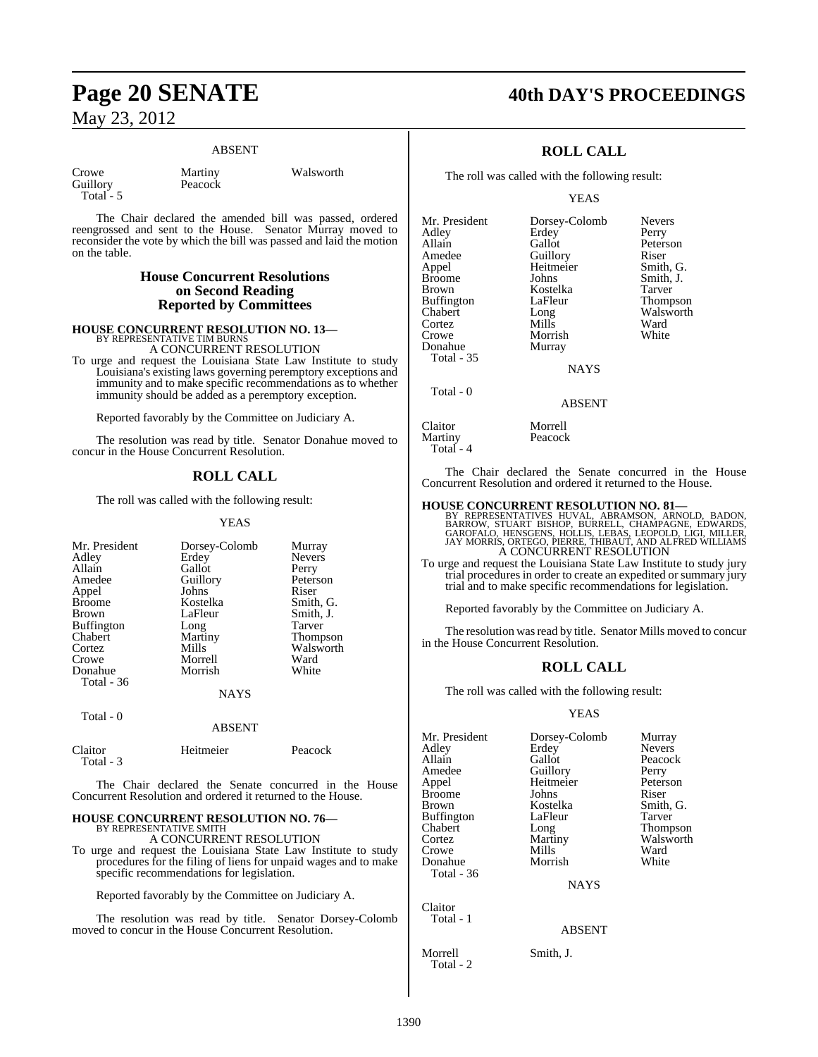ABSENT

| | | |
|---|---|---|
| Crowe | Martiny | Walsworth |
| Guillory | Peacock | |
| Total - 5 | | |

The Chair declared the amended bill was passed, ordered reengrossed and sent to the House. Senator Murray moved to reconsider the vote by which the bill was passed and laid the motion on the table.

## House Concurrent Resolutions on Second Reading Reported by Committees

**HOUSE CONCURRENT RESOLUTION NO. 13—**
BY REPRESENTATIVE TIM BURNS
A CONCURRENT RESOLUTION

To urge and request the Louisiana State Law Institute to study Louisiana's existing laws governing peremptory exceptions and immunity and to make specific recommendations as to whether immunity should be added as a peremptory exception.

Reported favorably by the Committee on Judiciary A.

The resolution was read by title. Senator Donahue moved to concur in the House Concurrent Resolution.

## ROLL CALL

The roll was called with the following result:

YEAS

| | | |
|---|---|---|
| Mr. President | Dorsey-Colomb | Murray |
| Adley | Erdey | Nevers |
| Allain | Gallot | Perry |
| Amedee | Guillory | Peterson |
| Appel | Johns | Riser |
| Broome | Kostelka | Smith, G. |
| Brown | LaFleur | Smith, J. |
| Buffington | Long | Tarver |
| Chabert | Martiny | Thompson |
| Cortez | Mills | Walsworth |
| Crowe | Morrell | Ward |
| Donahue | Morrish | White |
| Total - 36 | | |

NAYS

Total - 0

ABSENT

| | | |
|---|---|---|
| Claitor | Heitmeier | Peacock |
| Total - 3 | | |

The Chair declared the Senate concurred in the House Concurrent Resolution and ordered it returned to the House.

**HOUSE CONCURRENT RESOLUTION NO. 76—**
BY REPRESENTATIVE SMITH
A CONCURRENT RESOLUTION

To urge and request the Louisiana State Law Institute to study procedures for the filing of liens for unpaid wages and to make specific recommendations for legislation.

Reported favorably by the Committee on Judiciary A.

The resolution was read by title. Senator Dorsey-Colomb moved to concur in the House Concurrent Resolution.

## ROLL CALL

The roll was called with the following result:

YEAS

| | | |
|---|---|---|
| Mr. President | Dorsey-Colomb | Nevers |
| Adley | Erdey | Perry |
| Allain | Gallot | Peterson |
| Amedee | Guillory | Riser |
| Appel | Heitmeier | Smith, G. |
| Broome | Johns | Smith, J. |
| Brown | Kostelka | Tarver |
| Buffington | LaFleur | Thompson |
| Chabert | Long | Walsworth |
| Cortez | Mills | Ward |
| Crowe | Morrish | White |
| Donahue | Murray | |
| Total - 35 | | |

NAYS

Total - 0

ABSENT

| | |
|---|---|
| Claitor | Morrell |
| Martiny | Peacock |
| Total - 4 | |

The Chair declared the Senate concurred in the House Concurrent Resolution and ordered it returned to the House.

**HOUSE CONCURRENT RESOLUTION NO. 81—**
BY REPRESENTATIVES HUVAL, ABRAMSON, ARNOLD, BADON, BARROW, STUART BISHOP, BURRELL, CHAMPAGNE, EDWARDS, GAROFALO, HENSGENS, HOLLIS, LEBAS, LEOPOLD, LIGI, MILLER, JAY MORRIS, ORTEGO, PIERRE, THIBAUT, AND ALFRED WILLIAMS
A CONCURRENT RESOLUTION

To urge and request the Louisiana State Law Institute to study jury trial procedures in order to create an expedited or summary jury trial and to make specific recommendations for legislation.

Reported favorably by the Committee on Judiciary A.

The resolution was read by title. Senator Mills moved to concur in the House Concurrent Resolution.

## ROLL CALL

The roll was called with the following result:

YEAS

| | | |
|---|---|---|
| Mr. President | Dorsey-Colomb | Murray |
| Adley | Erdey | Nevers |
| Allain | Gallot | Peacock |
| Amedee | Guillory | Perry |
| Appel | Heitmeier | Peterson |
| Broome | Johns | Riser |
| Brown | Kostelka | Smith, G. |
| Buffington | LaFleur | Tarver |
| Chabert | Long | Thompson |
| Cortez | Martiny | Walsworth |
| Crowe | Mills | Ward |
| Donahue | Morrish | White |
| Total - 36 | | |

NAYS

Claitor
Total - 1

ABSENT

| | |
|---|---|
| Morrell | Smith, J. |
| Total - 2 | |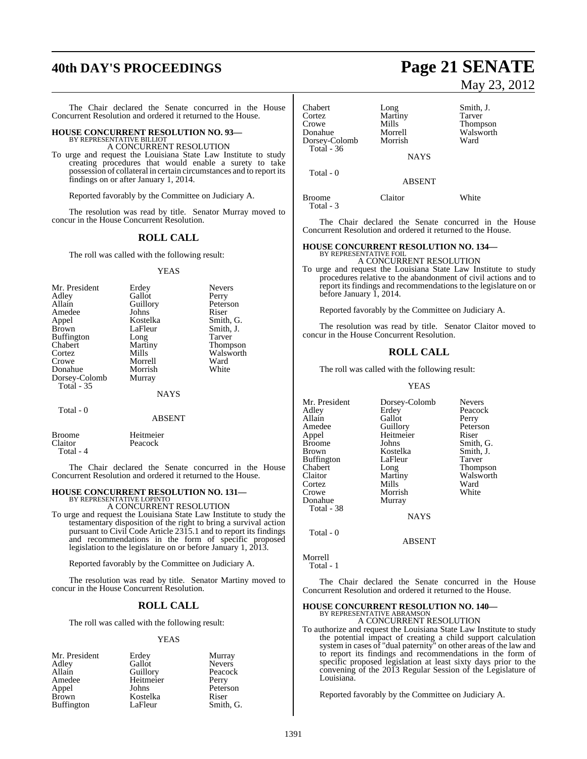The Chair declared the Senate concurred in the House Concurrent Resolution and ordered it returned to the House.

**HOUSE CONCURRENT RESOLUTION NO. 93—**
BY REPRESENTATIVE BILLIOT
A CONCURRENT RESOLUTION

To urge and request the Louisiana State Law Institute to study creating procedures that would enable a surety to take possession of collateral in certain circumstances and to report its findings on or after January 1, 2014.

Reported favorably by the Committee on Judiciary A.

The resolution was read by title. Senator Murray moved to concur in the House Concurrent Resolution.

## ROLL CALL

The roll was called with the following result:

YEAS

| | | |
|---|---|---|
| Mr. President | Erdey | Nevers |
| Adley | Gallot | Perry |
| Allain | Guillory | Peterson |
| Amedee | Johns | Riser |
| Appel | Kostelka | Smith, G. |
| Brown | LaFleur | Smith, J. |
| Buffington | Long | Tarver |
| Chabert | Martiny | Thompson |
| Cortez | Mills | Walsworth |
| Crowe | Morrell | Ward |
| Donahue | Morrish | White |
| Dorsey-Colomb | Murray | |

Total - 35

NAYS

Total - 0

ABSENT

| | |
|---|---|
| Broome | Heitmeier |
| Claitor | Peacock |

Total - 4

The Chair declared the Senate concurred in the House Concurrent Resolution and ordered it returned to the House.

**HOUSE CONCURRENT RESOLUTION NO. 131—**
BY REPRESENTATIVE LOPINTO
A CONCURRENT RESOLUTION

To urge and request the Louisiana State Law Institute to study the testamentary disposition of the right to bring a survival action pursuant to Civil Code Article 2315.1 and to report its findings and recommendations in the form of specific proposed legislation to the legislature on or before January 1, 2013.

Reported favorably by the Committee on Judiciary A.

The resolution was read by title. Senator Martiny moved to concur in the House Concurrent Resolution.

## ROLL CALL

The roll was called with the following result:

YEAS

| | | |
|---|---|---|
| Mr. President | Erdey | Murray |
| Adley | Gallot | Nevers |
| Allain | Guillory | Peacock |
| Amedee | Heitmeier | Perry |
| Appel | Johns | Peterson |
| Brown | Kostelka | Riser |
| Buffington | LaFleur | Smith, G. |
| Chabert | Long | Smith, J. |
| Cortez | Martiny | Tarver |
| Crowe | Mills | Thompson |
| Donahue | Morrell | Walsworth |
| Dorsey-Colomb | Morrish | Ward |

Total - 36

NAYS

Total - 0

ABSENT

| | | |
|---|---|---|
| Broome | Claitor | White |

Total - 3

The Chair declared the Senate concurred in the House Concurrent Resolution and ordered it returned to the House.

**HOUSE CONCURRENT RESOLUTION NO. 134—**
BY REPRESENTATIVE FOIL
A CONCURRENT RESOLUTION

To urge and request the Louisiana State Law Institute to study procedures relative to the abandonment of civil actions and to report its findings and recommendations to the legislature on or before January 1, 2014.

Reported favorably by the Committee on Judiciary A.

The resolution was read by title. Senator Claitor moved to concur in the House Concurrent Resolution.

## ROLL CALL

The roll was called with the following result:

YEAS

| | | |
|---|---|---|
| Mr. President | Dorsey-Colomb | Nevers |
| Adley | Erdey | Peacock |
| Allain | Gallot | Perry |
| Amedee | Guillory | Peterson |
| Appel | Heitmeier | Riser |
| Broome | Johns | Smith, G. |
| Brown | Kostelka | Smith, J. |
| Buffington | LaFleur | Tarver |
| Chabert | Long | Thompson |
| Claitor | Martiny | Walsworth |
| Cortez | Mills | Ward |
| Crowe | Morrish | White |
| Donahue | Murray | |

Total - 38

NAYS

Total - 0

ABSENT

Morrell

Total - 1

The Chair declared the Senate concurred in the House Concurrent Resolution and ordered it returned to the House.

**HOUSE CONCURRENT RESOLUTION NO. 140—**
BY REPRESENTATIVE ABRAMSON
A CONCURRENT RESOLUTION

To authorize and request the Louisiana State Law Institute to study the potential impact of creating a child support calculation system in cases of "dual paternity" on other areas of the law and to report its findings and recommendations in the form of specific proposed legislation at least sixty days prior to the convening of the 2013 Regular Session of the Legislature of Louisiana.

Reported favorably by the Committee on Judiciary A.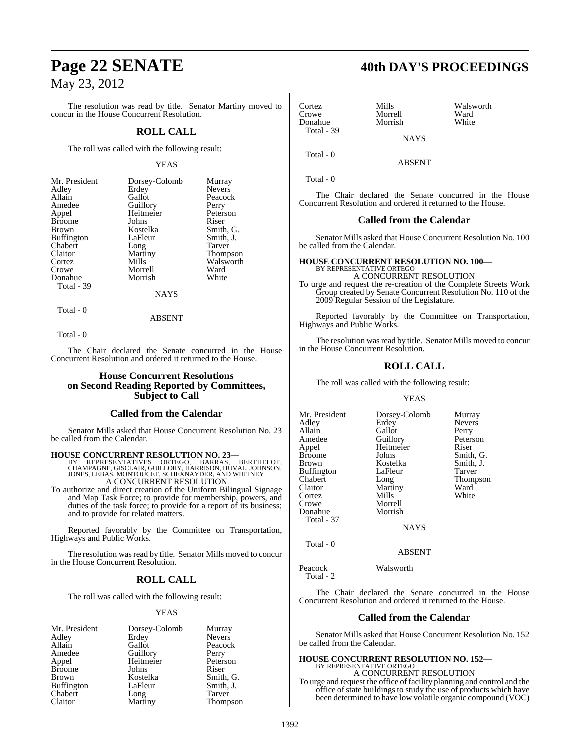The resolution was read by title. Senator Martiny moved to concur in the House Concurrent Resolution.

## ROLL CALL

The roll was called with the following result:

YEAS

| | | |
|---|---|---|
| Mr. President | Dorsey-Colomb | Murray |
| Adley | Erdey | Nevers |
| Allain | Gallot | Peacock |
| Amedee | Guillory | Perry |
| Appel | Heitmeier | Peterson |
| Broome | Johns | Riser |
| Brown | Kostelka | Smith, G. |
| Buffington | LaFleur | Smith, J. |
| Chabert | Long | Tarver |
| Claitor | Martiny | Thompson |
| Cortez | Mills | Walsworth |
| Crowe | Morrell | Ward |
| Donahue | Morrish | White |

Total - 39

NAYS

Total - 0

ABSENT

Total - 0

The Chair declared the Senate concurred in the House Concurrent Resolution and ordered it returned to the House.

## House Concurrent Resolutions on Second Reading Reported by Committees, Subject to Call

### Called from the Calendar

Senator Mills asked that House Concurrent Resolution No. 23 be called from the Calendar.

**HOUSE CONCURRENT RESOLUTION NO. 23—**
BY REPRESENTATIVES ORTEGO, BARRAS, BERTHELOT, CHAMPAGNE, GISCLAIR, GUILLORY, HARRISON, HUVAL, JOHNSON, JONES, LEBAS, MONTOUCET, SCHEXNAYDER, AND WHITNEY
A CONCURRENT RESOLUTION
To authorize and direct creation of the Uniform Bilingual Signage and Map Task Force; to provide for membership, powers, and duties of the task force; to provide for a report of its business; and to provide for related matters.

Reported favorably by the Committee on Transportation, Highways and Public Works.

The resolution was read by title. Senator Mills moved to concur in the House Concurrent Resolution.

## ROLL CALL

The roll was called with the following result:

YEAS

| | | |
|---|---|---|
| Mr. President | Dorsey-Colomb | Murray |
| Adley | Erdey | Nevers |
| Allain | Gallot | Peacock |
| Amedee | Guillory | Perry |
| Appel | Heitmeier | Peterson |
| Broome | Johns | Riser |
| Brown | Kostelka | Smith, G. |
| Buffington | LaFleur | Smith, J. |
| Chabert | Long | Tarver |
| Claitor | Martiny | Thompson |
| Cortez | Mills | Walsworth |
| Crowe | Morrell | Ward |
| Donahue | Morrish | White |

Total - 39

NAYS

Total - 0

ABSENT

Total - 0

The Chair declared the Senate concurred in the House Concurrent Resolution and ordered it returned to the House.

### Called from the Calendar

Senator Mills asked that House Concurrent Resolution No. 100 be called from the Calendar.

**HOUSE CONCURRENT RESOLUTION NO. 100—**
BY REPRESENTATIVE ORTEGO
A CONCURRENT RESOLUTION
To urge and request the re-creation of the Complete Streets Work Group created by Senate Concurrent Resolution No. 110 of the 2009 Regular Session of the Legislature.

Reported favorably by the Committee on Transportation, Highways and Public Works.

The resolution was read by title. Senator Mills moved to concur in the House Concurrent Resolution.

## ROLL CALL

The roll was called with the following result:

YEAS

| | | |
|---|---|---|
| Mr. President | Dorsey-Colomb | Murray |
| Adley | Erdey | Nevers |
| Allain | Gallot | Perry |
| Amedee | Guillory | Peterson |
| Appel | Heitmeier | Riser |
| Broome | Johns | Smith, G. |
| Brown | Kostelka | Smith, J. |
| Buffington | LaFleur | Tarver |
| Chabert | Long | Thompson |
| Claitor | Martiny | Ward |
| Cortez | Mills | White |
| Crowe | Morrell | |
| Donahue | Morrish | |

Total - 37

NAYS

Total - 0

ABSENT

| | |
|---|---|
| Peacock | Walsworth |

Total - 2

The Chair declared the Senate concurred in the House Concurrent Resolution and ordered it returned to the House.

### Called from the Calendar

Senator Mills asked that House Concurrent Resolution No. 152 be called from the Calendar.

**HOUSE CONCURRENT RESOLUTION NO. 152—**
BY REPRESENTATIVE ORTEGO
A CONCURRENT RESOLUTION
To urge and request the office of facility planning and control and the office of state buildings to study the use of products which have been determined to have low volatile organic compound (VOC)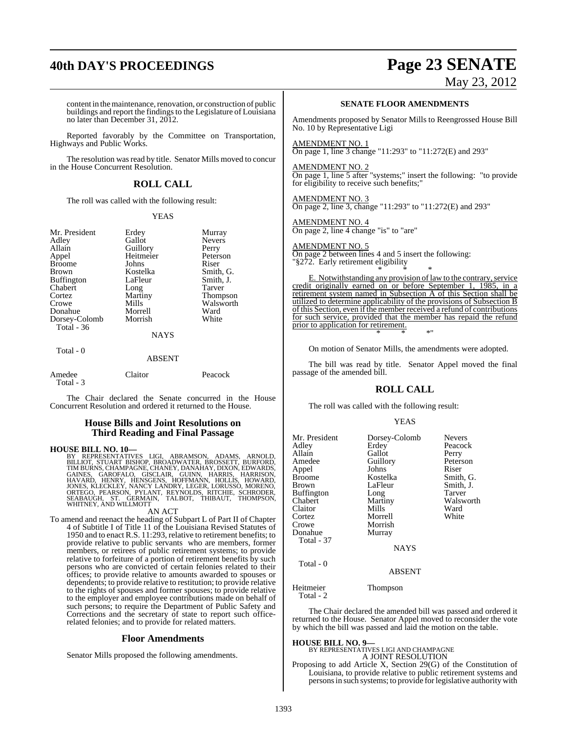content in the maintenance, renovation, or construction of public buildings and report the findings to the Legislature of Louisiana no later than December 31, 2012.

Reported favorably by the Committee on Transportation, Highways and Public Works.

The resolution was read by title. Senator Mills moved to concur in the House Concurrent Resolution.

## ROLL CALL

The roll was called with the following result:

YEAS

| | | |
|---|---|---|
| Mr. President | Erdey | Murray |
| Adley | Gallot | Nevers |
| Allain | Guillory | Perry |
| Appel | Heitmeier | Peterson |
| Broome | Johns | Riser |
| Brown | Kostelka | Smith, G. |
| Buffington | LaFleur | Smith, J. |
| Chabert | Long | Tarver |
| Cortez | Martiny | Thompson |
| Crowe | Mills | Walsworth |
| Donahue | Morrell | Ward |
| Dorsey-Colomb | Morrish | White |
| Total - 36 | | |

NAYS

Total - 0

ABSENT

| | | |
|---|---|---|
| Amedee | Claitor | Peacock |
| Total - 3 | | |

The Chair declared the Senate concurred in the House Concurrent Resolution and ordered it returned to the House.

## House Bills and Joint Resolutions on Third Reading and Final Passage

**HOUSE BILL NO. 10—**
BY REPRESENTATIVES LIGI, ABRAMSON, ADAMS, ARNOLD, BILLIOT, STUART BISHOP, BROADWATER, BROSSETT, BURFORD, TIM BURNS, CHAMPAGNE, CHANEY, DANAHAY, DIXON, EDWARDS, GAINES, GAROFALO, GISCLAIR, GUINN, HARRIS, HARRISON, HAVARD, HENRY, HENSGENS, HOFFMANN, HOLLIS, HOWARD, JONES, KLECKLEY, NANCY LANDRY, LEGER, LORUSSO, MORENO, ORTEGO, PEARSON, PYLANT, REYNOLDS, RITCHIE, SCHRODER, SEABAUGH, ST. GERMAIN, TALBOT, THIBAUT, THOMPSON, WHITNEY, AND WILLMOTT

AN ACT

To amend and reenact the heading of Subpart L of Part II of Chapter 4 of Subtitle I of Title 11 of the Louisiana Revised Statutes of 1950 and to enact R.S. 11:293, relative to retirement benefits; to provide relative to public servants who are members, former members, or retirees of public retirement systems; to provide relative to forfeiture of a portion of retirement benefits by such persons who are convicted of certain felonies related to their offices; to provide relative to amounts awarded to spouses or dependents; to provide relative to restitution; to provide relative to the rights of spouses and former spouses; to provide relative to the employer and employee contributions made on behalf of such persons; to require the Department of Public Safety and Corrections and the secretary of state to report such office-related felonies; and to provide for related matters.

## Floor Amendments

Senator Mills proposed the following amendments.

## SENATE FLOOR AMENDMENTS

Amendments proposed by Senator Mills to Reengrossed House Bill No. 10 by Representative Ligi

AMENDMENT NO. 1
On page 1, line 3 change "11:293" to "11:272(E) and 293"

AMENDMENT NO. 2
On page 1, line 5 after "systems;" insert the following: "to provide for eligibility to receive such benefits;"

AMENDMENT NO. 3
On page 2, line 3, change "11:293" to "11:272(E) and 293"

AMENDMENT NO. 4
On page 2, line 4 change "is" to "are"

AMENDMENT NO. 5
On page 2 between lines 4 and 5 insert the following:
"§272. Early retirement eligibility

\* \* \*

E. Notwithstanding any provision of law to the contrary, service credit originally earned on or before September 1, 1985, in a retirement system named in Subsection A of this Section shall be utilized to determine applicability of the provisions of Subsection B of this Section, even if the member received a refund of contributions for such service, provided that the member has repaid the refund prior to application for retirement.

\* \* \*"

On motion of Senator Mills, the amendments were adopted.

The bill was read by title. Senator Appel moved the final passage of the amended bill.

## ROLL CALL

The roll was called with the following result:

YEAS

| | | |
|---|---|---|
| Mr. President | Dorsey-Colomb | Nevers |
| Adley | Erdey | Peacock |
| Allain | Gallot | Perry |
| Amedee | Guillory | Peterson |
| Appel | Johns | Riser |
| Broome | Kostelka | Smith, G. |
| Brown | LaFleur | Smith, J. |
| Buffington | Long | Tarver |
| Chabert | Martiny | Walsworth |
| Claitor | Mills | Ward |
| Cortez | Morrell | White |
| Crowe | Morrish | |
| Donahue | Murray | |
| Total - 37 | | |

NAYS

Total - 0

ABSENT

| | |
|---|---|
| Heitmeier | Thompson |
| Total - 2 | |

The Chair declared the amended bill was passed and ordered it returned to the House. Senator Appel moved to reconsider the vote by which the bill was passed and laid the motion on the table.

**HOUSE BILL NO. 9—**
BY REPRESENTATIVES LIGI AND CHAMPAGNE

A JOINT RESOLUTION

Proposing to add Article X, Section 29(G) of the Constitution of Louisiana, to provide relative to public retirement systems and persons in such systems; to provide for legislative authority with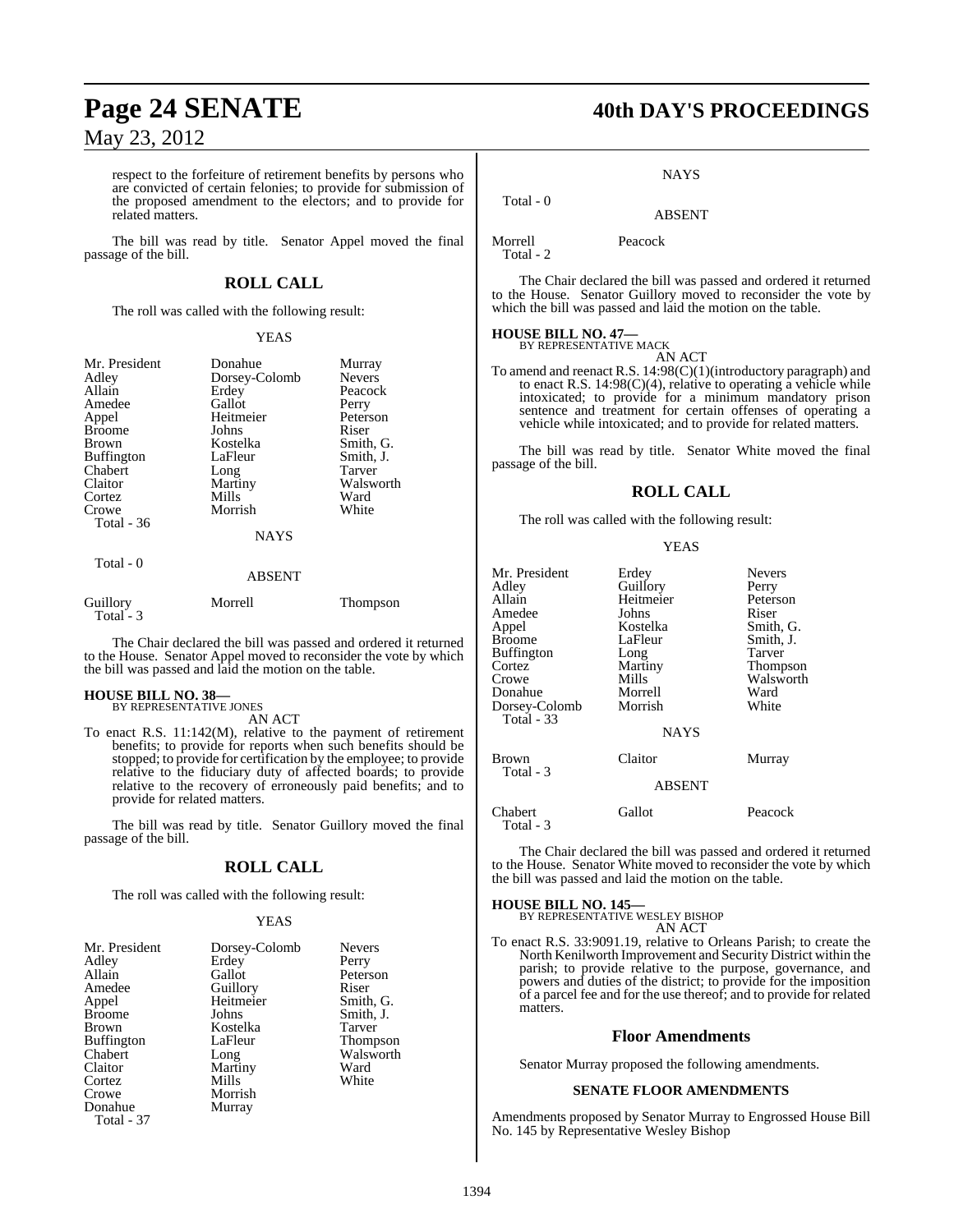respect to the forfeiture of retirement benefits by persons who are convicted of certain felonies; to provide for submission of the proposed amendment to the electors; and to provide for related matters.

The bill was read by title. Senator Appel moved the final passage of the bill.

## ROLL CALL

The roll was called with the following result:

YEAS

| | | |
|---|---|---|
| Mr. President | Donahue | Murray |
| Adley | Dorsey-Colomb | Nevers |
| Allain | Erdey | Peacock |
| Amedee | Gallot | Perry |
| Appel | Heitmeier | Peterson |
| Broome | Johns | Riser |
| Brown | Kostelka | Smith, G. |
| Buffington | LaFleur | Smith, J. |
| Chabert | Long | Tarver |
| Claitor | Martiny | Walsworth |
| Cortez | Mills | Ward |
| Crowe | Morrish | White |
| Total - 36 | | |

NAYS

Total - 0

ABSENT

| | | |
|---|---|---|
| Guillory | Morrell | Thompson |
| Total - 3 | | |

The Chair declared the bill was passed and ordered it returned to the House. Senator Appel moved to reconsider the vote by which the bill was passed and laid the motion on the table.

**HOUSE BILL NO. 38—**
BY REPRESENTATIVE JONES
AN ACT

To enact R.S. 11:142(M), relative to the payment of retirement benefits; to provide for reports when such benefits should be stopped; to provide for certification by the employee; to provide relative to the fiduciary duty of affected boards; to provide relative to the recovery of erroneously paid benefits; and to provide for related matters.

The bill was read by title. Senator Guillory moved the final passage of the bill.

## ROLL CALL

The roll was called with the following result:

YEAS

| | | |
|---|---|---|
| Mr. President | Dorsey-Colomb | Nevers |
| Adley | Erdey | Perry |
| Allain | Gallot | Peterson |
| Amedee | Guillory | Riser |
| Appel | Heitmeier | Smith, G. |
| Broome | Johns | Smith, J. |
| Brown | Kostelka | Tarver |
| Buffington | LaFleur | Thompson |
| Chabert | Long | Walsworth |
| Claitor | Martiny | Ward |
| Cortez | Mills | White |
| Crowe | Morrish | |
| Donahue | Murray | |
| Total - 37 | | |

NAYS

Total - 0

ABSENT

| | |
|---|---|
| Morrell | Peacock |
| Total - 2 | |

The Chair declared the bill was passed and ordered it returned to the House. Senator Guillory moved to reconsider the vote by which the bill was passed and laid the motion on the table.

**HOUSE BILL NO. 47—**
BY REPRESENTATIVE MACK
AN ACT

To amend and reenact R.S. 14:98(C)(1)(introductory paragraph) and to enact R.S. 14:98(C)(4), relative to operating a vehicle while intoxicated; to provide for a minimum mandatory prison sentence and treatment for certain offenses of operating a vehicle while intoxicated; and to provide for related matters.

The bill was read by title. Senator White moved the final passage of the bill.

## ROLL CALL

The roll was called with the following result:

YEAS

| | | |
|---|---|---|
| Mr. President | Erdey | Nevers |
| Adley | Guillory | Perry |
| Allain | Heitmeier | Peterson |
| Amedee | Johns | Riser |
| Appel | Kostelka | Smith, G. |
| Broome | LaFleur | Smith, J. |
| Buffington | Long | Tarver |
| Cortez | Martiny | Thompson |
| Crowe | Mills | Walsworth |
| Donahue | Morrell | Ward |
| Dorsey-Colomb | Morrish | White |
| Total - 33 | | |

NAYS

| | | |
|---|---|---|
| Brown | Claitor | Murray |
| Total - 3 | | |

ABSENT

| | | |
|---|---|---|
| Chabert | Gallot | Peacock |
| Total - 3 | | |

The Chair declared the bill was passed and ordered it returned to the House. Senator White moved to reconsider the vote by which the bill was passed and laid the motion on the table.

**HOUSE BILL NO. 145—**
BY REPRESENTATIVE WESLEY BISHOP
AN ACT

To enact R.S. 33:9091.19, relative to Orleans Parish; to create the North Kenilworth Improvement and Security District within the parish; to provide relative to the purpose, governance, and powers and duties of the district; to provide for the imposition of a parcel fee and for the use thereof; and to provide for related matters.

## Floor Amendments

Senator Murray proposed the following amendments.

### SENATE FLOOR AMENDMENTS

Amendments proposed by Senator Murray to Engrossed House Bill No. 145 by Representative Wesley Bishop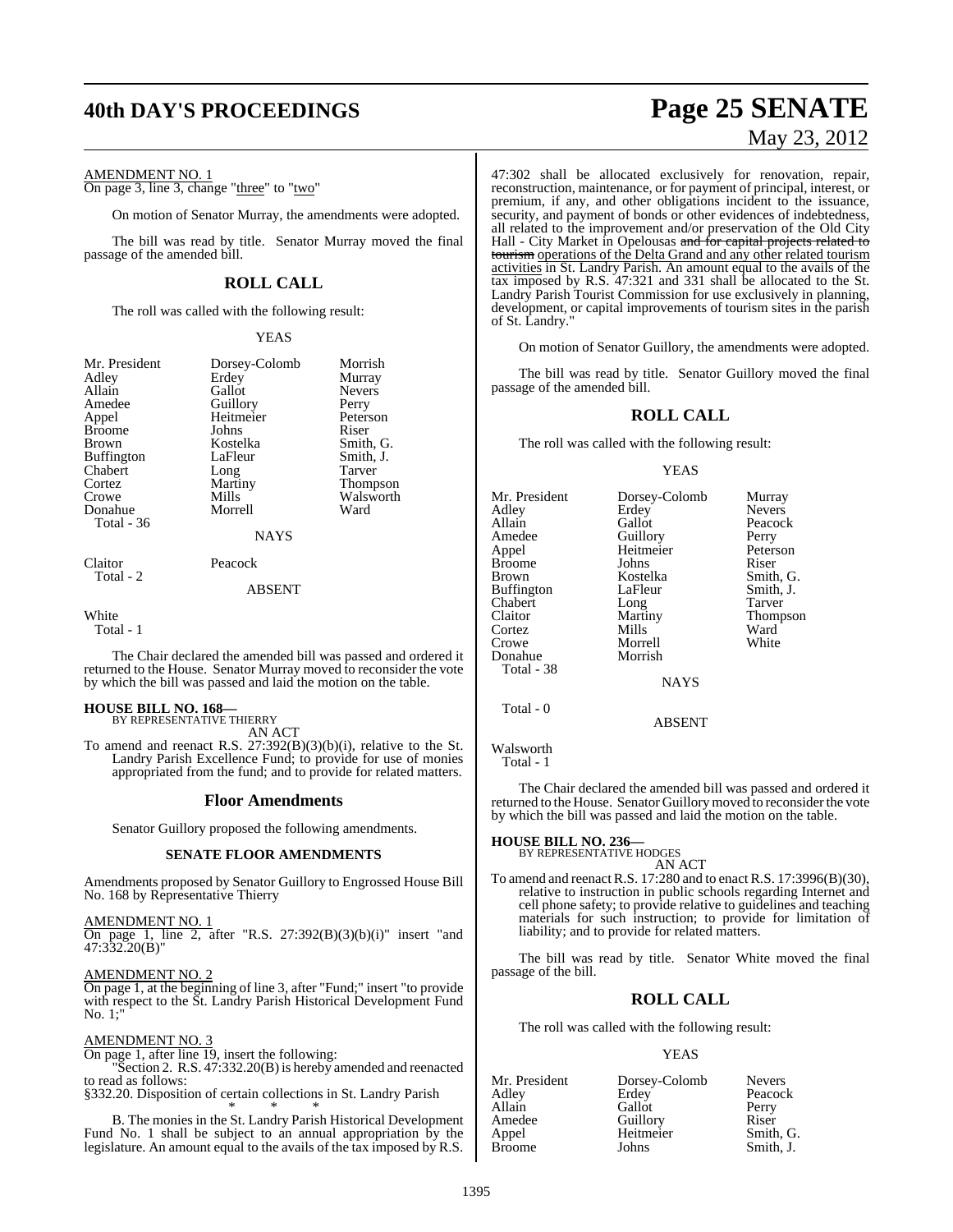AMENDMENT NO. 1

On page 3, line 3, change "three" to "two"

On motion of Senator Murray, the amendments were adopted.

The bill was read by title. Senator Murray moved the final passage of the amended bill.

## ROLL CALL

The roll was called with the following result:

YEAS

| | | |
|---|---|---|
| Mr. President | Dorsey-Colomb | Morrish |
| Adley | Erdey | Murray |
| Allain | Gallot | Nevers |
| Amedee | Guillory | Perry |
| Appel | Heitmeier | Peterson |
| Broome | Johns | Riser |
| Brown | Kostelka | Smith, G. |
| Buffington | LaFleur | Smith, J. |
| Chabert | Long | Tarver |
| Cortez | Martiny | Thompson |
| Crowe | Mills | Walsworth |
| Donahue | Morrell | Ward |
| Total - 36 | | |

NAYS

| | |
|---|---|
| Claitor | Peacock |
| Total - 2 | |

ABSENT

White
Total - 1

The Chair declared the amended bill was passed and ordered it returned to the House. Senator Murray moved to reconsider the vote by which the bill was passed and laid the motion on the table.

**HOUSE BILL NO. 168—**
BY REPRESENTATIVE THIERRY
AN ACT

To amend and reenact R.S. 27:392(B)(3)(b)(i), relative to the St. Landry Parish Excellence Fund; to provide for use of monies appropriated from the fund; and to provide for related matters.

## Floor Amendments

Senator Guillory proposed the following amendments.

### SENATE FLOOR AMENDMENTS

Amendments proposed by Senator Guillory to Engrossed House Bill No. 168 by Representative Thierry

AMENDMENT NO. 1

On page 1, line 2, after "R.S. 27:392(B)(3)(b)(i)" insert "and 47:332.20(B)"

AMENDMENT NO. 2

On page 1, at the beginning of line 3, after "Fund;" insert "to provide with respect to the St. Landry Parish Historical Development Fund No. 1;"

AMENDMENT NO. 3

On page 1, after line 19, insert the following:

"Section 2. R.S. 47:332.20(B) is hereby amended and reenacted to read as follows:

§332.20. Disposition of certain collections in St. Landry Parish

\* \* \*

B. The monies in the St. Landry Parish Historical Development Fund No. 1 shall be subject to an annual appropriation by the legislature. An amount equal to the avails of the tax imposed by R.S. 47:302 shall be allocated exclusively for renovation, repair, reconstruction, maintenance, or for payment of principal, interest, or premium, if any, and other obligations incident to the issuance, security, and payment of bonds or other evidences of indebtedness, all related to the improvement and/or preservation of the Old City Hall - City Market in Opelousas ~~and for capital projects related to tourism~~ operations of the Delta Grand and any other related tourism activities in St. Landry Parish. An amount equal to the avails of the tax imposed by R.S. 47:321 and 331 shall be allocated to the St. Landry Parish Tourist Commission for use exclusively in planning, development, or capital improvements of tourism sites in the parish of St. Landry."

On motion of Senator Guillory, the amendments were adopted.

The bill was read by title. Senator Guillory moved the final passage of the amended bill.

## ROLL CALL

The roll was called with the following result:

YEAS

| | | |
|---|---|---|
| Mr. President | Dorsey-Colomb | Murray |
| Adley | Erdey | Nevers |
| Allain | Gallot | Peacock |
| Amedee | Guillory | Perry |
| Appel | Heitmeier | Peterson |
| Broome | Johns | Riser |
| Brown | Kostelka | Smith, G. |
| Buffington | LaFleur | Smith, J. |
| Chabert | Long | Tarver |
| Claitor | Martiny | Thompson |
| Cortez | Mills | Ward |
| Crowe | Morrell | White |
| Donahue | Morrish | |
| Total - 38 | | |

NAYS

Total - 0

ABSENT

Walsworth
Total - 1

The Chair declared the amended bill was passed and ordered it returned to the House. Senator Guillory moved to reconsider the vote by which the bill was passed and laid the motion on the table.

**HOUSE BILL NO. 236—**
BY REPRESENTATIVE HODGES
AN ACT

To amend and reenact R.S. 17:280 and to enact R.S. 17:3996(B)(30), relative to instruction in public schools regarding Internet and cell phone safety; to provide relative to guidelines and teaching materials for such instruction; to provide for limitation of liability; and to provide for related matters.

The bill was read by title. Senator White moved the final passage of the bill.

## ROLL CALL

The roll was called with the following result:

YEAS

| | | |
|---|---|---|
| Mr. President | Dorsey-Colomb | Nevers |
| Adley | Erdey | Peacock |
| Allain | Gallot | Perry |
| Amedee | Guillory | Riser |
| Appel | Heitmeier | Smith, G. |
| Broome | Johns | Smith, J. |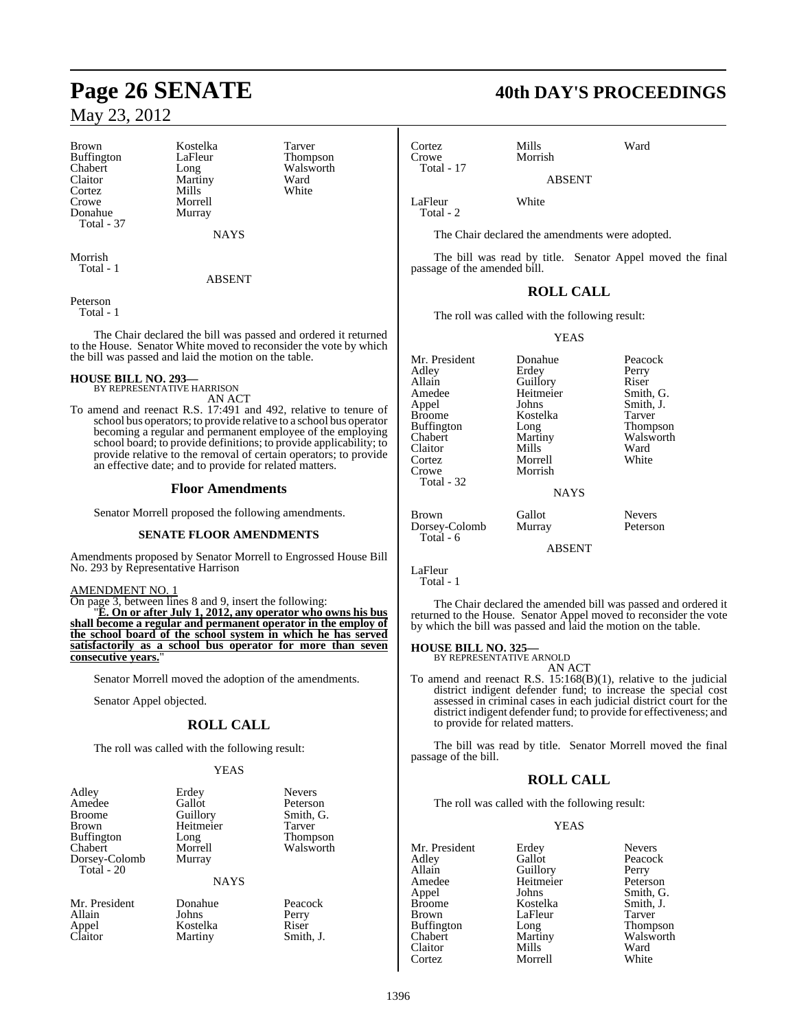| | | |
|---|---|---|
| Brown | Kostelka | Tarver |
| Buffington | LaFleur | Thompson |
| Chabert | Long | Walsworth |
| Claitor | Martiny | Ward |
| Cortez | Mills | White |
| Crowe | Morrell | |
| Donahue | Murray | |
| Total - 37 | | |

NAYS

Morrish
Total - 1

ABSENT

Peterson
Total - 1

The Chair declared the bill was passed and ordered it returned to the House. Senator White moved to reconsider the vote by which the bill was passed and laid the motion on the table.

**HOUSE BILL NO. 293—**
BY REPRESENTATIVE HARRISON
AN ACT

To amend and reenact R.S. 17:491 and 492, relative to tenure of school bus operators; to provide relative to a school bus operator becoming a regular and permanent employee of the employing school board; to provide definitions; to provide applicability; to provide relative to the removal of certain operators; to provide an effective date; and to provide for related matters.

## Floor Amendments

Senator Morrell proposed the following amendments.

### SENATE FLOOR AMENDMENTS

Amendments proposed by Senator Morrell to Engrossed House Bill No. 293 by Representative Harrison

AMENDMENT NO. 1

On page 3, between lines 8 and 9, insert the following:

"**E. On or after July 1, 2012, any operator who owns his bus shall become a regular and permanent operator in the employ of the school board of the school system in which he has served satisfactorily as a school bus operator for more than seven consecutive years.**"

Senator Morrell moved the adoption of the amendments.

Senator Appel objected.

## ROLL CALL

The roll was called with the following result:

YEAS

| | | |
|---|---|---|
| Adley | Erdey | Nevers |
| Amedee | Gallot | Peterson |
| Broome | Guillory | Smith, G. |
| Brown | Heitmeier | Tarver |
| Buffington | Long | Thompson |
| Chabert | Morrell | Walsworth |
| Dorsey-Colomb | Murray | |
| Total - 20 | | |

NAYS

| | | |
|---|---|---|
| Mr. President | Donahue | Peacock |
| Allain | Johns | Perry |
| Appel | Kostelka | Riser |
| Claitor | Martiny | Smith, J. |
| Cortez | Mills | Ward |
| Crowe | Morrish | |
| Total - 17 | | |

ABSENT

| | |
|---|---|
| LaFleur | White |
| Total - 2 | |

The Chair declared the amendments were adopted.

The bill was read by title. Senator Appel moved the final passage of the amended bill.

## ROLL CALL

The roll was called with the following result:

YEAS

| | | |
|---|---|---|
| Mr. President | Donahue | Peacock |
| Adley | Erdey | Perry |
| Allain | Guillory | Riser |
| Amedee | Heitmeier | Smith, G. |
| Appel | Johns | Smith, J. |
| Broome | Kostelka | Tarver |
| Buffington | Long | Thompson |
| Chabert | Martiny | Walsworth |
| Claitor | Mills | Ward |
| Cortez | Morrell | White |
| Crowe | Morrish | |
| Total - 32 | | |

NAYS

| | | |
|---|---|---|
| Brown | Gallot | Nevers |
| Dorsey-Colomb | Murray | Peterson |
| Total - 6 | | |

ABSENT

LaFleur
Total - 1

The Chair declared the amended bill was passed and ordered it returned to the House. Senator Appel moved to reconsider the vote by which the bill was passed and laid the motion on the table.

**HOUSE BILL NO. 325—**
BY REPRESENTATIVE ARNOLD
AN ACT

To amend and reenact R.S. 15:168(B)(1), relative to the judicial district indigent defender fund; to increase the special cost assessed in criminal cases in each judicial district court for the district indigent defender fund; to provide for effectiveness; and to provide for related matters.

The bill was read by title. Senator Morrell moved the final passage of the bill.

## ROLL CALL

The roll was called with the following result:

YEAS

| | | |
|---|---|---|
| Mr. President | Erdey | Nevers |
| Adley | Gallot | Peacock |
| Allain | Guillory | Perry |
| Amedee | Heitmeier | Peterson |
| Appel | Johns | Smith, G. |
| Broome | Kostelka | Smith, J. |
| Brown | LaFleur | Tarver |
| Buffington | Long | Thompson |
| Chabert | Martiny | Walsworth |
| Claitor | Mills | Ward |
| Cortez | Morrell | White |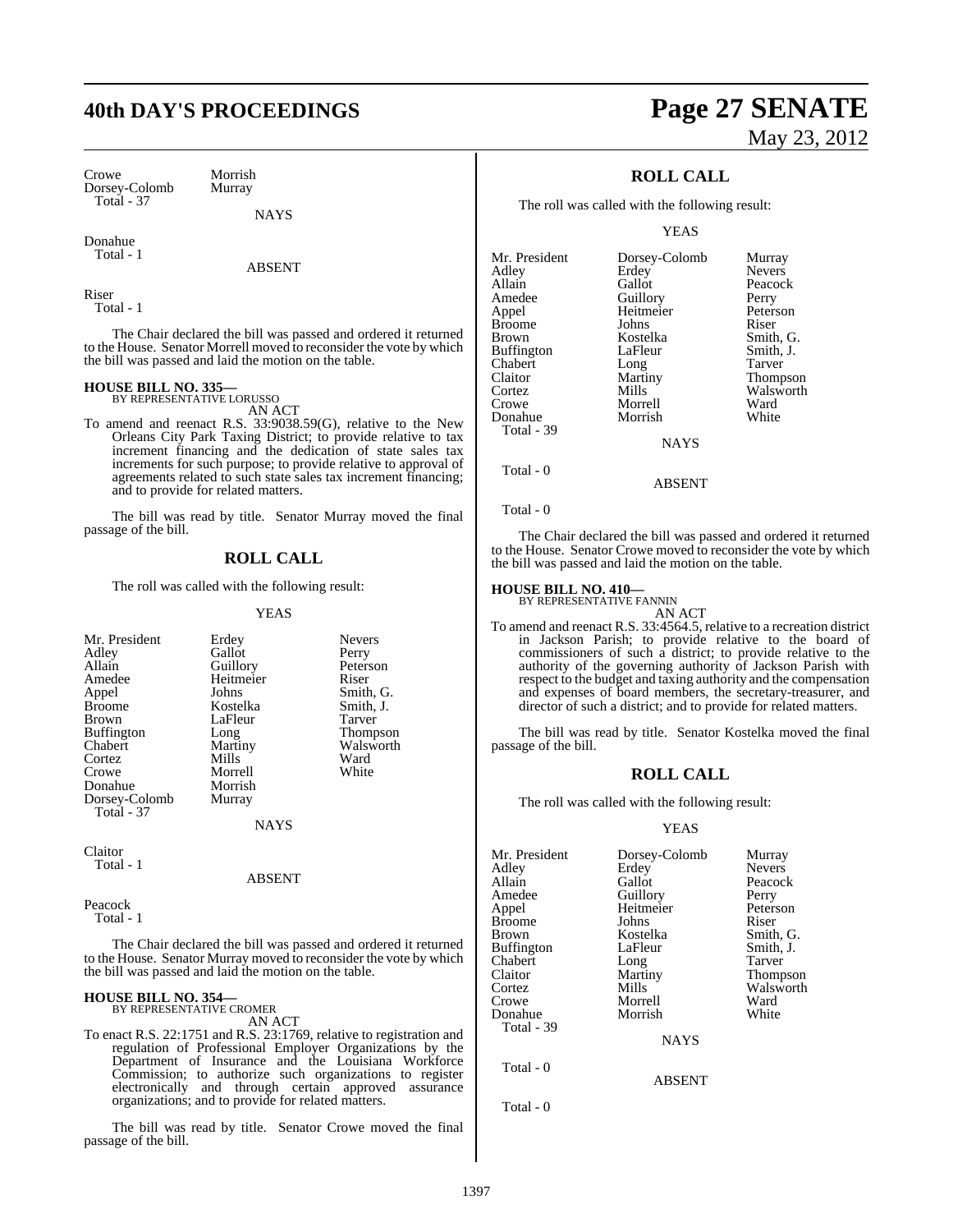| Crowe | Morrish |
| --- | --- |
| Dorsey-Colomb | Murray |
| Total - 37 | |

NAYS

Donahue
Total - 1

ABSENT

Riser
Total - 1

The Chair declared the bill was passed and ordered it returned to the House. Senator Morrell moved to reconsider the vote by which the bill was passed and laid the motion on the table.

**HOUSE BILL NO. 335—**
BY REPRESENTATIVE LORUSSO
AN ACT

To amend and reenact R.S. 33:9038.59(G), relative to the New Orleans City Park Taxing District; to provide relative to tax increment financing and the dedication of state sales tax increments for such purpose; to provide relative to approval of agreements related to such state sales tax increment financing; and to provide for related matters.

The bill was read by title. Senator Murray moved the final passage of the bill.

## ROLL CALL

The roll was called with the following result:

YEAS

| Mr. President | Erdey | Nevers |
| --- | --- | --- |
| Adley | Gallot | Perry |
| Allain | Guillory | Peterson |
| Amedee | Heitmeier | Riser |
| Appel | Johns | Smith, G. |
| Broome | Kostelka | Smith, J. |
| Brown | LaFleur | Tarver |
| Buffington | Long | Thompson |
| Chabert | Martiny | Walsworth |
| Cortez | Mills | Ward |
| Crowe | Morrell | White |
| Donahue | Morrish | |
| Dorsey-Colomb | Murray | |
| Total - 37 | | |

NAYS

Claitor
Total - 1

ABSENT

Peacock
Total - 1

The Chair declared the bill was passed and ordered it returned to the House. Senator Murray moved to reconsider the vote by which the bill was passed and laid the motion on the table.

**HOUSE BILL NO. 354—**
BY REPRESENTATIVE CROMER
AN ACT

To enact R.S. 22:1751 and R.S. 23:1769, relative to registration and regulation of Professional Employer Organizations by the Department of Insurance and the Louisiana Workforce Commission; to authorize such organizations to register electronically and through certain approved assurance organizations; and to provide for related matters.

The bill was read by title. Senator Crowe moved the final passage of the bill.

## ROLL CALL

The roll was called with the following result:

YEAS

| Mr. President | Dorsey-Colomb | Murray |
| --- | --- | --- |
| Adley | Erdey | Nevers |
| Allain | Gallot | Peacock |
| Amedee | Guillory | Perry |
| Appel | Heitmeier | Peterson |
| Broome | Johns | Riser |
| Brown | Kostelka | Smith, G. |
| Buffington | LaFleur | Smith, J. |
| Chabert | Long | Tarver |
| Claitor | Martiny | Thompson |
| Cortez | Mills | Walsworth |
| Crowe | Morrell | Ward |
| Donahue | Morrish | White |
| Total - 39 | | |

NAYS

Total - 0

ABSENT

Total - 0

The Chair declared the bill was passed and ordered it returned to the House. Senator Crowe moved to reconsider the vote by which the bill was passed and laid the motion on the table.

**HOUSE BILL NO. 410—**
BY REPRESENTATIVE FANNIN
AN ACT

To amend and reenact R.S. 33:4564.5, relative to a recreation district in Jackson Parish; to provide relative to the board of commissioners of such a district; to provide relative to the authority of the governing authority of Jackson Parish with respect to the budget and taxing authority and the compensation and expenses of board members, the secretary-treasurer, and director of such a district; and to provide for related matters.

The bill was read by title. Senator Kostelka moved the final passage of the bill.

## ROLL CALL

The roll was called with the following result:

YEAS

| Mr. President | Dorsey-Colomb | Murray |
| --- | --- | --- |
| Adley | Erdey | Nevers |
| Allain | Gallot | Peacock |
| Amedee | Guillory | Perry |
| Appel | Heitmeier | Peterson |
| Broome | Johns | Riser |
| Brown | Kostelka | Smith, G. |
| Buffington | LaFleur | Smith, J. |
| Chabert | Long | Tarver |
| Claitor | Martiny | Thompson |
| Cortez | Mills | Walsworth |
| Crowe | Morrell | Ward |
| Donahue | Morrish | White |
| Total - 39 | | |

NAYS

Total - 0

ABSENT

Total - 0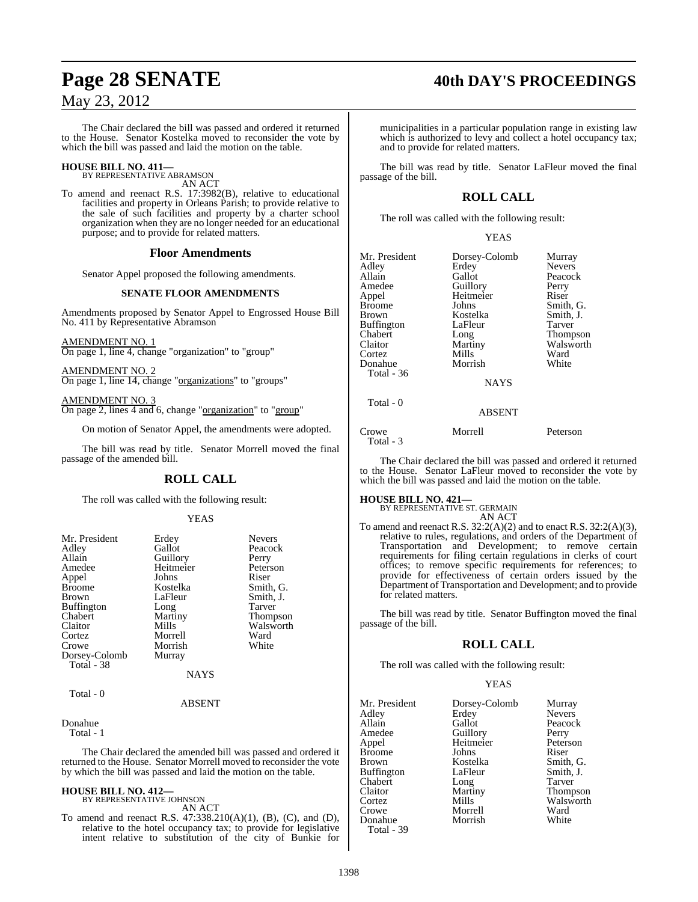The Chair declared the bill was passed and ordered it returned to the House. Senator Kostelka moved to reconsider the vote by which the bill was passed and laid the motion on the table.

**HOUSE BILL NO. 411—**
BY REPRESENTATIVE ABRAMSON
AN ACT

To amend and reenact R.S. 17:3982(B), relative to educational facilities and property in Orleans Parish; to provide relative to the sale of such facilities and property by a charter school organization when they are no longer needed for an educational purpose; and to provide for related matters.

## Floor Amendments

Senator Appel proposed the following amendments.

### SENATE FLOOR AMENDMENTS

Amendments proposed by Senator Appel to Engrossed House Bill No. 411 by Representative Abramson

AMENDMENT NO. 1
On page 1, line 4, change "organization" to "group"

AMENDMENT NO. 2
On page 1, line 14, change "organizations" to "groups"

AMENDMENT NO. 3
On page 2, lines 4 and 6, change "organization" to "group"

On motion of Senator Appel, the amendments were adopted.

The bill was read by title. Senator Morrell moved the final passage of the amended bill.

## ROLL CALL

The roll was called with the following result:

YEAS

| | | |
|---|---|---|
| Mr. President | Erdey | Nevers |
| Adley | Gallot | Peacock |
| Allain | Guillory | Perry |
| Amedee | Heitmeier | Peterson |
| Appel | Johns | Riser |
| Broome | Kostelka | Smith, G. |
| Brown | LaFleur | Smith, J. |
| Buffington | Long | Tarver |
| Chabert | Martiny | Thompson |
| Claitor | Mills | Walsworth |
| Cortez | Morrell | Ward |
| Crowe | Morrish | White |
| Dorsey-Colomb | Murray | |

Total - 38

NAYS

Total - 0

ABSENT

Donahue

Total - 1

The Chair declared the amended bill was passed and ordered it returned to the House. Senator Morrell moved to reconsider the vote by which the bill was passed and laid the motion on the table.

**HOUSE BILL NO. 412—**
BY REPRESENTATIVE JOHNSON
AN ACT

To amend and reenact R.S. 47:338.210(A)(1), (B), (C), and (D), relative to the hotel occupancy tax; to provide for legislative intent relative to substitution of the city of Bunkie for municipalities in a particular population range in existing law which is authorized to levy and collect a hotel occupancy tax; and to provide for related matters.

The bill was read by title. Senator LaFleur moved the final passage of the bill.

## ROLL CALL

The roll was called with the following result:

YEAS

| | | |
|---|---|---|
| Mr. President | Dorsey-Colomb | Murray |
| Adley | Erdey | Nevers |
| Allain | Gallot | Peacock |
| Amedee | Guillory | Perry |
| Appel | Heitmeier | Riser |
| Broome | Johns | Smith, G. |
| Brown | Kostelka | Smith, J. |
| Buffington | LaFleur | Tarver |
| Chabert | Long | Thompson |
| Claitor | Martiny | Walsworth |
| Cortez | Mills | Ward |
| Donahue | Morrish | White |

Total - 36

NAYS

Total - 0

ABSENT

| | | |
|---|---|---|
| Crowe | Morrell | Peterson |

Total - 3

The Chair declared the bill was passed and ordered it returned to the House. Senator LaFleur moved to reconsider the vote by which the bill was passed and laid the motion on the table.

**HOUSE BILL NO. 421—**
BY REPRESENTATIVE ST. GERMAIN
AN ACT

To amend and reenact R.S. 32:2(A)(2) and to enact R.S. 32:2(A)(3), relative to rules, regulations, and orders of the Department of Transportation and Development; to remove certain requirements for filing certain regulations in clerks of court offices; to remove specific requirements for references; to provide for effectiveness of certain orders issued by the Department of Transportation and Development; and to provide for related matters.

The bill was read by title. Senator Buffington moved the final passage of the bill.

## ROLL CALL

The roll was called with the following result:

YEAS

| | | |
|---|---|---|
| Mr. President | Dorsey-Colomb | Murray |
| Adley | Erdey | Nevers |
| Allain | Gallot | Peacock |
| Amedee | Guillory | Perry |
| Appel | Heitmeier | Peterson |
| Broome | Johns | Riser |
| Brown | Kostelka | Smith, G. |
| Buffington | LaFleur | Smith, J. |
| Chabert | Long | Tarver |
| Claitor | Martiny | Thompson |
| Cortez | Mills | Walsworth |
| Crowe | Morrell | Ward |
| Donahue | Morrish | White |

Total - 39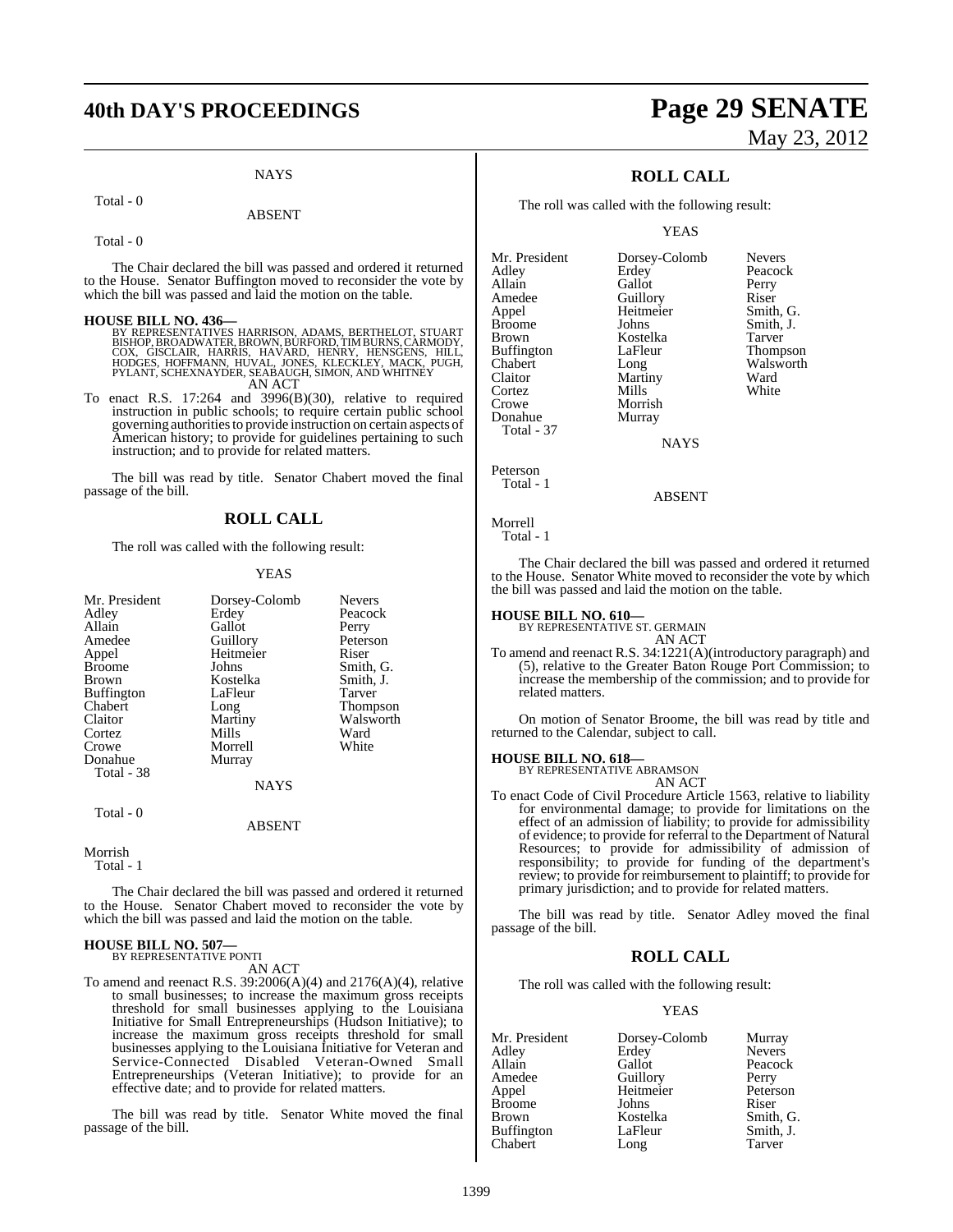NAYS

Total - 0

ABSENT

Total - 0

The Chair declared the bill was passed and ordered it returned to the House. Senator Buffington moved to reconsider the vote by which the bill was passed and laid the motion on the table.

**HOUSE BILL NO. 436—**
BY REPRESENTATIVES HARRISON, ADAMS, BERTHELOT, STUART BISHOP, BROADWATER, BROWN, BURFORD, TIM BURNS, CARMODY, COX, GISCLAIR, HARRIS, HAVARD, HENRY, HENSGENS, HILL, HODGES, HOFFMANN, HUVAL, JONES, KLECKLEY, MACK, PUGH, PYLANT, SCHEXNAYDER, SEABAUGH, SIMON, AND WHITNEY
AN ACT

To enact R.S. 17:264 and 3996(B)(30), relative to required instruction in public schools; to require certain public school governing authorities to provide instruction on certain aspects of American history; to provide for guidelines pertaining to such instruction; and to provide for related matters.

The bill was read by title. Senator Chabert moved the final passage of the bill.

## ROLL CALL

The roll was called with the following result:

YEAS

| | | |
|---|---|---|
| Mr. President | Dorsey-Colomb | Nevers |
| Adley | Erdey | Peacock |
| Allain | Gallot | Perry |
| Amedee | Guillory | Peterson |
| Appel | Heitmeier | Riser |
| Broome | Johns | Smith, G. |
| Brown | Kostelka | Smith, J. |
| Buffington | LaFleur | Tarver |
| Chabert | Long | Thompson |
| Claitor | Martiny | Walsworth |
| Cortez | Mills | Ward |
| Crowe | Morrell | White |
| Donahue | Murray | |

Total - 38

NAYS

Total - 0

ABSENT

Morrish

Total - 1

The Chair declared the bill was passed and ordered it returned to the House. Senator Chabert moved to reconsider the vote by which the bill was passed and laid the motion on the table.

**HOUSE BILL NO. 507—**
BY REPRESENTATIVE PONTI
AN ACT

To amend and reenact R.S. 39:2006(A)(4) and 2176(A)(4), relative to small businesses; to increase the maximum gross receipts threshold for small businesses applying to the Louisiana Initiative for Small Entrepreneurships (Hudson Initiative); to increase the maximum gross receipts threshold for small businesses applying to the Louisiana Initiative for Veteran and Service-Connected Disabled Veteran-Owned Small Entrepreneurships (Veteran Initiative); to provide for an effective date; and to provide for related matters.

The bill was read by title. Senator White moved the final passage of the bill.

## ROLL CALL

The roll was called with the following result:

YEAS

| | | |
|---|---|---|
| Mr. President | Dorsey-Colomb | Nevers |
| Adley | Erdey | Peacock |
| Allain | Gallot | Perry |
| Amedee | Guillory | Riser |
| Appel | Heitmeier | Smith, G. |
| Broome | Johns | Smith, J. |
| Brown | Kostelka | Tarver |
| Buffington | LaFleur | Thompson |
| Chabert | Long | Walsworth |
| Claitor | Martiny | Ward |
| Cortez | Mills | White |
| Crowe | Morrish | |
| Donahue | Murray | |

Total - 37

NAYS

Peterson

Total - 1

ABSENT

Morrell

Total - 1

The Chair declared the bill was passed and ordered it returned to the House. Senator White moved to reconsider the vote by which the bill was passed and laid the motion on the table.

**HOUSE BILL NO. 610—**
BY REPRESENTATIVE ST. GERMAIN
AN ACT

To amend and reenact R.S. 34:1221(A)(introductory paragraph) and (5), relative to the Greater Baton Rouge Port Commission; to increase the membership of the commission; and to provide for related matters.

On motion of Senator Broome, the bill was read by title and returned to the Calendar, subject to call.

**HOUSE BILL NO. 618—**
BY REPRESENTATIVE ABRAMSON
AN ACT

To enact Code of Civil Procedure Article 1563, relative to liability for environmental damage; to provide for limitations on the effect of an admission of liability; to provide for admissibility of evidence; to provide for referral to the Department of Natural Resources; to provide for admissibility of admission of responsibility; to provide for funding of the department's review; to provide for reimbursement to plaintiff; to provide for primary jurisdiction; and to provide for related matters.

The bill was read by title. Senator Adley moved the final passage of the bill.

## ROLL CALL

The roll was called with the following result:

YEAS

| | | |
|---|---|---|
| Mr. President | Dorsey-Colomb | Murray |
| Adley | Erdey | Nevers |
| Allain | Gallot | Peacock |
| Amedee | Guillory | Perry |
| Appel | Heitmeier | Peterson |
| Broome | Johns | Riser |
| Brown | Kostelka | Smith, G. |
| Buffington | LaFleur | Smith, J. |
| Chabert | Long | Tarver |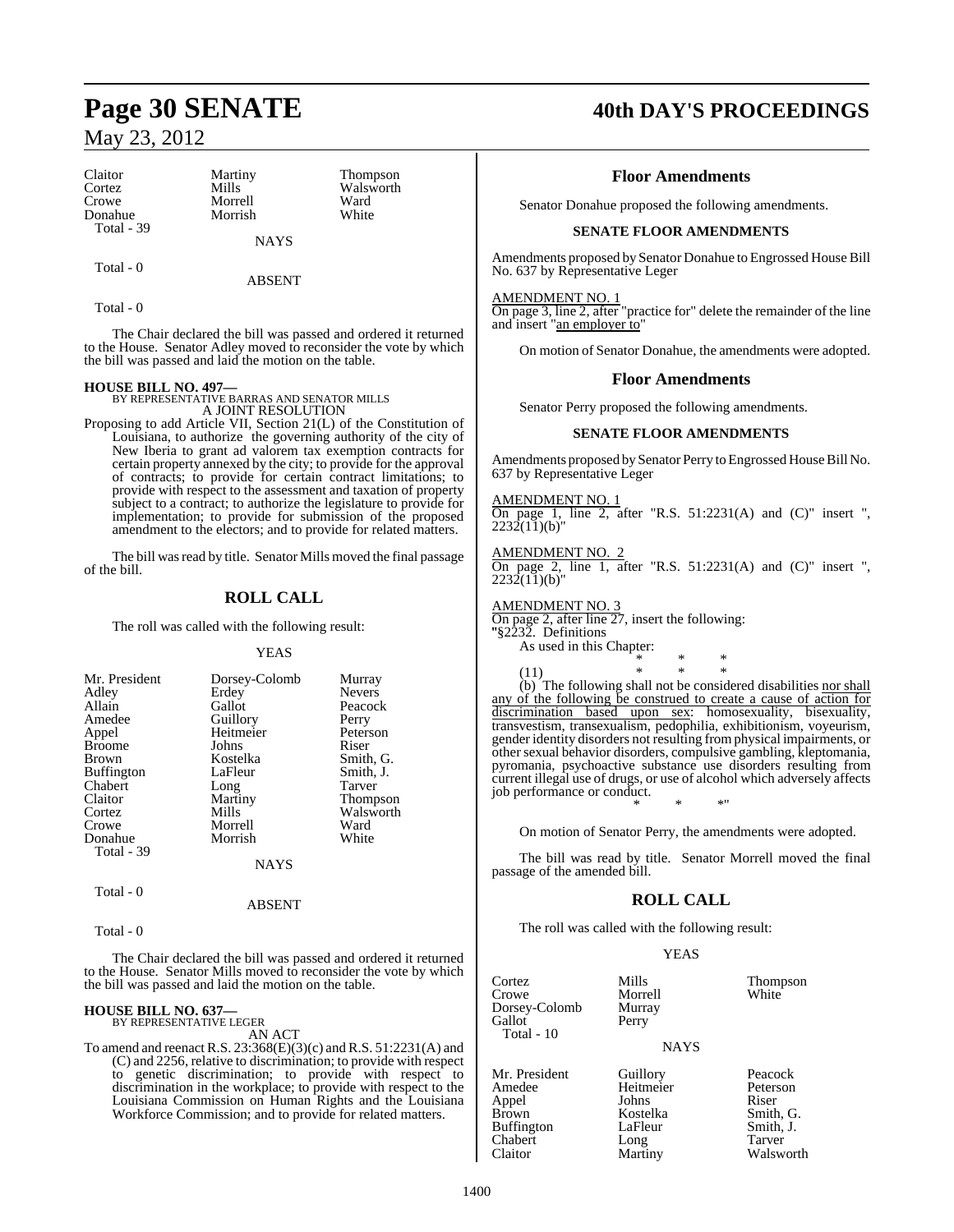Claitor | Martiny | Thompson
Cortez | Mills | Walsworth
Crowe | Morrell | Ward
Donahue | Morrish | White
Total - 39

NAYS

Total - 0

ABSENT

Total - 0

The Chair declared the bill was passed and ordered it returned to the House. Senator Adley moved to reconsider the vote by which the bill was passed and laid the motion on the table.

**HOUSE BILL NO. 497—**
BY REPRESENTATIVE BARRAS AND SENATOR MILLS
A JOINT RESOLUTION

Proposing to add Article VII, Section 21(L) of the Constitution of Louisiana, to authorize the governing authority of the city of New Iberia to grant ad valorem tax exemption contracts for certain property annexed by the city; to provide for the approval of contracts; to provide for certain contract limitations; to provide with respect to the assessment and taxation of property subject to a contract; to authorize the legislature to provide for implementation; to provide for submission of the proposed amendment to the electors; and to provide for related matters.

The bill was read by title. Senator Mills moved the final passage of the bill.

## ROLL CALL

The roll was called with the following result:

YEAS

| | | |
|---|---|---|
| Mr. President | Dorsey-Colomb | Murray |
| Adley | Erdey | Nevers |
| Allain | Gallot | Peacock |
| Amedee | Guillory | Perry |
| Appel | Heitmeier | Peterson |
| Broome | Johns | Riser |
| Brown | Kostelka | Smith, G. |
| Buffington | LaFleur | Smith, J. |
| Chabert | Long | Tarver |
| Claitor | Martiny | Thompson |
| Cortez | Mills | Walsworth |
| Crowe | Morrell | Ward |
| Donahue | Morrish | White |

Total - 39

NAYS

Total - 0

ABSENT

Total - 0

The Chair declared the bill was passed and ordered it returned to the House. Senator Mills moved to reconsider the vote by which the bill was passed and laid the motion on the table.

**HOUSE BILL NO. 637—**
BY REPRESENTATIVE LEGER
AN ACT

To amend and reenact R.S. 23:368(E)(3)(c) and R.S. 51:2231(A) and (C) and 2256, relative to discrimination; to provide with respect to genetic discrimination; to provide with respect to discrimination in the workplace; to provide with respect to the Louisiana Commission on Human Rights and the Louisiana Workforce Commission; and to provide for related matters.

## Floor Amendments

Senator Donahue proposed the following amendments.

### SENATE FLOOR AMENDMENTS

Amendments proposed by Senator Donahue to Engrossed House Bill No. 637 by Representative Leger

AMENDMENT NO. 1
On page 3, line 2, after "practice for" delete the remainder of the line and insert "an employer to"

On motion of Senator Donahue, the amendments were adopted.

## Floor Amendments

Senator Perry proposed the following amendments.

### SENATE FLOOR AMENDMENTS

Amendments proposed by Senator Perry to Engrossed House Bill No. 637 by Representative Leger

AMENDMENT NO. 1
On page 1, line 2, after "R.S. 51:2231(A) and (C)" insert ", 2232(11)(b)"

AMENDMENT NO. 2
On page 2, line 1, after "R.S. 51:2231(A) and (C)" insert ", 2232(11)(b)"

AMENDMENT NO. 3
On page 2, after line 27, insert the following:
"§2232. Definitions
As used in this Chapter:
\* \* \*
(11) \* \* \*
(b) The following shall not be considered disabilities nor shall any of the following be construed to create a cause of action for discrimination based upon sex: homosexuality, bisexuality, transvestism, transexualism, pedophilia, exhibitionism, voyeurism, gender identity disorders not resulting from physical impairments, or other sexual behavior disorders, compulsive gambling, kleptomania, pyromania, psychoactive substance use disorders resulting from current illegal use of drugs, or use of alcohol which adversely affects job performance or conduct.
\* \* \*"

On motion of Senator Perry, the amendments were adopted.

The bill was read by title. Senator Morrell moved the final passage of the amended bill.

## ROLL CALL

The roll was called with the following result:

YEAS

| | | |
|---|---|---|
| Cortez | Mills | Thompson |
| Crowe | Morrell | White |
| Dorsey-Colomb | Murray | |
| Gallot | Perry | |

Total - 10

NAYS

| | | |
|---|---|---|
| Mr. President | Guillory | Peacock |
| Amedee | Heitmeier | Peterson |
| Appel | Johns | Riser |
| Brown | Kostelka | Smith, G. |
| Buffington | LaFleur | Smith, J. |
| Chabert | Long | Tarver |
| Claitor | Martiny | Walsworth |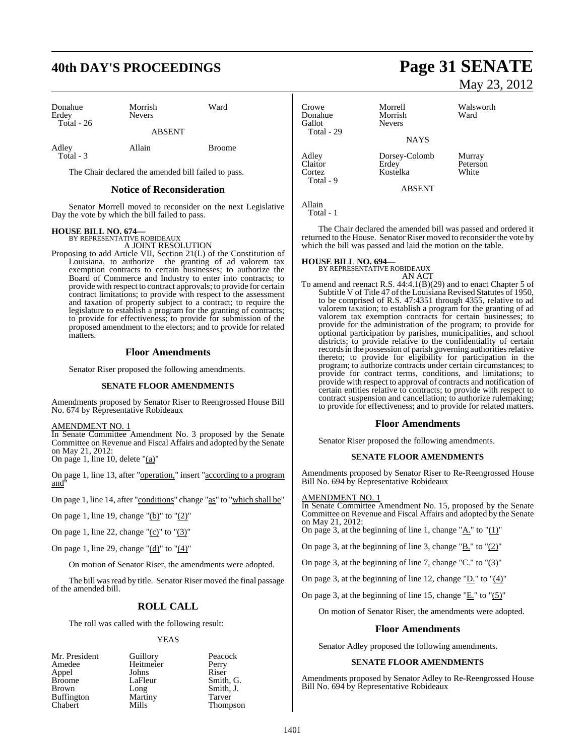| | | |
|---|---|---|
| Donahue | Morrish | Ward |
| Erdey | Nevers | |
| Total - 26 | | |

ABSENT

| | | |
|---|---|---|
| Adley | Allain | Broome |
| Total - 3 | | |

The Chair declared the amended bill failed to pass.

## Notice of Reconsideration

Senator Morrell moved to reconsider on the next Legislative Day the vote by which the bill failed to pass.

**HOUSE BILL NO. 674—**
BY REPRESENTATIVE ROBIDEAUX
A JOINT RESOLUTION

Proposing to add Article VII, Section 21(L) of the Constitution of Louisiana, to authorize the granting of ad valorem tax exemption contracts to certain businesses; to authorize the Board of Commerce and Industry to enter into contracts; to provide with respect to contract approvals; to provide for certain contract limitations; to provide with respect to the assessment and taxation of property subject to a contract; to require the legislature to establish a program for the granting of contracts; to provide for effectiveness; to provide for submission of the proposed amendment to the electors; and to provide for related matters.

## Floor Amendments

Senator Riser proposed the following amendments.

### SENATE FLOOR AMENDMENTS

Amendments proposed by Senator Riser to Reengrossed House Bill No. 674 by Representative Robideaux

AMENDMENT NO. 1
In Senate Committee Amendment No. 3 proposed by the Senate Committee on Revenue and Fiscal Affairs and adopted by the Senate on May 21, 2012:
On page 1, line 10, delete "(a)"

On page 1, line 13, after "operation," insert "according to a program and"

On page 1, line 14, after "conditions" change "as" to "which shall be"

On page 1, line 19, change "(b)" to "(2)"

On page 1, line 22, change "(c)" to "(3)"

On page 1, line 29, change "(d)" to "(4)"

On motion of Senator Riser, the amendments were adopted.

The bill was read by title. Senator Riser moved the final passage of the amended bill.

## ROLL CALL

The roll was called with the following result:

YEAS

| | | |
|---|---|---|
| Mr. President | Guillory | Peacock |
| Amedee | Heitmeier | Perry |
| Appel | Johns | Riser |
| Broome | LaFleur | Smith, G. |
| Brown | Long | Smith, J. |
| Buffington | Martiny | Tarver |
| Chabert | Mills | Thompson |
| Crowe | Morrell | Walsworth |
| Donahue | Morrish | Ward |
| Gallot | Nevers | |
| Total - 29 | | |

NAYS

| | | |
|---|---|---|
| Adley | Dorsey-Colomb | Murray |
| Claitor | Erdey | Peterson |
| Cortez | Kostelka | White |
| Total - 9 | | |

ABSENT

Allain
Total - 1

The Chair declared the amended bill was passed and ordered it returned to the House. Senator Riser moved to reconsider the vote by which the bill was passed and laid the motion on the table.

**HOUSE BILL NO. 694—**
BY REPRESENTATIVE ROBIDEAUX
AN ACT

To amend and reenact R.S. 44:4.1(B)(29) and to enact Chapter 5 of Subtitle V of Title 47 of the Louisiana Revised Statutes of 1950, to be comprised of R.S. 47:4351 through 4355, relative to ad valorem taxation; to establish a program for the granting of ad valorem tax exemption contracts for certain businesses; to provide for the administration of the program; to provide for optional participation by parishes, municipalities, and school districts; to provide relative to the confidentiality of certain records in the possession of parish governing authorities relative thereto; to provide for eligibility for participation in the program; to authorize contracts under certain circumstances; to provide for contract terms, conditions, and limitations; to provide with respect to approval of contracts and notification of certain entities relative to contracts; to provide with respect to contract suspension and cancellation; to authorize rulemaking; to provide for effectiveness; and to provide for related matters.

## Floor Amendments

Senator Riser proposed the following amendments.

### SENATE FLOOR AMENDMENTS

Amendments proposed by Senator Riser to Re-Reengrossed House Bill No. 694 by Representative Robideaux

AMENDMENT NO. 1
In Senate Committee Amendment No. 15, proposed by the Senate Committee on Revenue and Fiscal Affairs and adopted by the Senate on May 21, 2012:
On page 3, at the beginning of line 1, change "A." to "(1)"

On page 3, at the beginning of line 3, change "B." to "(2)"

On page 3, at the beginning of line 7, change "C." to "(3)"

On page 3, at the beginning of line 12, change "D." to "(4)"

On page 3, at the beginning of line 15, change "E." to "(5)"

On motion of Senator Riser, the amendments were adopted.

## Floor Amendments

Senator Adley proposed the following amendments.

### SENATE FLOOR AMENDMENTS

Amendments proposed by Senator Adley to Re-Reengrossed House Bill No. 694 by Representative Robideaux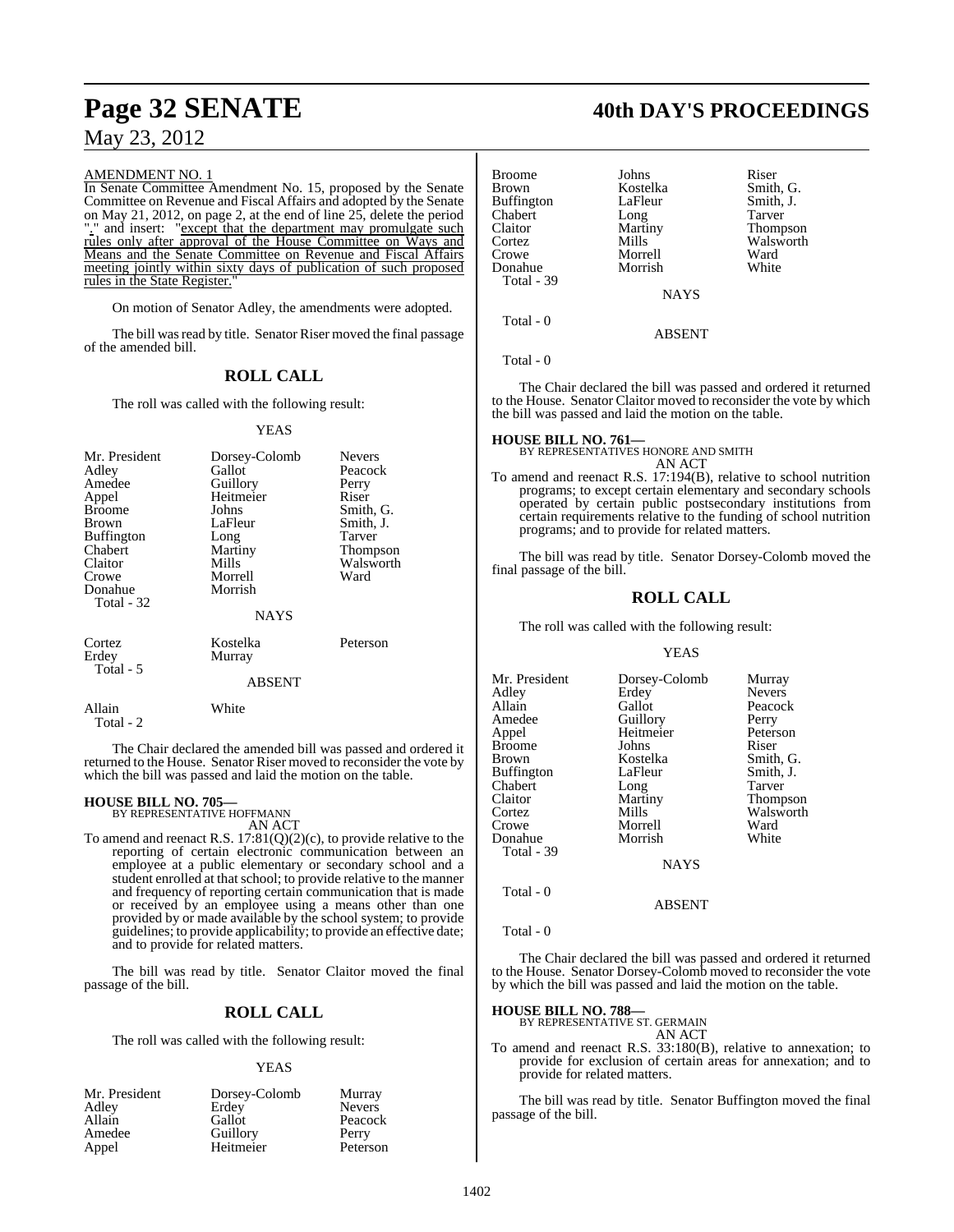AMENDMENT NO. 1

In Senate Committee Amendment No. 15, proposed by the Senate Committee on Revenue and Fiscal Affairs and adopted by the Senate on May 21, 2012, on page 2, at the end of line 25, delete the period "." and insert: "except that the department may promulgate such rules only after approval of the House Committee on Ways and Means and the Senate Committee on Revenue and Fiscal Affairs meeting jointly within sixty days of publication of such proposed rules in the State Register."

On motion of Senator Adley, the amendments were adopted.

The bill was read by title. Senator Riser moved the final passage of the amended bill.

## ROLL CALL

The roll was called with the following result:

YEAS

| | | |
|---|---|---|
| Mr. President | Dorsey-Colomb | Nevers |
| Adley | Gallot | Peacock |
| Amedee | Guillory | Perry |
| Appel | Heitmeier | Riser |
| Broome | Johns | Smith, G. |
| Brown | LaFleur | Smith, J. |
| Buffington | Long | Tarver |
| Chabert | Martiny | Thompson |
| Claitor | Mills | Walsworth |
| Crowe | Morrell | Ward |
| Donahue | Morrish | |
| Total - 32 | | |

NAYS

| | | |
|---|---|---|
| Cortez | Kostelka | Peterson |
| Erdey | Murray | |
| Total - 5 | | |

ABSENT

| | |
|---|---|
| Allain | White |
| Total - 2 | |

The Chair declared the amended bill was passed and ordered it returned to the House. Senator Riser moved to reconsider the vote by which the bill was passed and laid the motion on the table.

**HOUSE BILL NO. 705—**
BY REPRESENTATIVE HOFFMANN
AN ACT

To amend and reenact R.S. 17:81(Q)(2)(c), to provide relative to the reporting of certain electronic communication between an employee at a public elementary or secondary school and a student enrolled at that school; to provide relative to the manner and frequency of reporting certain communication that is made or received by an employee using a means other than one provided by or made available by the school system; to provide guidelines; to provide applicability; to provide an effective date; and to provide for related matters.

The bill was read by title. Senator Claitor moved the final passage of the bill.

## ROLL CALL

The roll was called with the following result:

YEAS

| | | |
|---|---|---|
| Mr. President | Dorsey-Colomb | Murray |
| Adley | Erdey | Nevers |
| Allain | Gallot | Peacock |
| Amedee | Guillory | Perry |
| Appel | Heitmeier | Peterson |
| Broome | Johns | Riser |
| Brown | Kostelka | Smith, G. |
| Buffington | LaFleur | Smith, J. |
| Chabert | Long | Tarver |
| Claitor | Martiny | Thompson |
| Cortez | Mills | Walsworth |
| Crowe | Morrell | Ward |
| Donahue | Morrish | White |
| Total - 39 | | |

NAYS

Total - 0

ABSENT

Total - 0

The Chair declared the bill was passed and ordered it returned to the House. Senator Claitor moved to reconsider the vote by which the bill was passed and laid the motion on the table.

**HOUSE BILL NO. 761—**
BY REPRESENTATIVES HONORE AND SMITH
AN ACT

To amend and reenact R.S. 17:194(B), relative to school nutrition programs; to except certain elementary and secondary schools operated by certain public postsecondary institutions from certain requirements relative to the funding of school nutrition programs; and to provide for related matters.

The bill was read by title. Senator Dorsey-Colomb moved the final passage of the bill.

## ROLL CALL

The roll was called with the following result:

YEAS

| | | |
|---|---|---|
| Mr. President | Dorsey-Colomb | Murray |
| Adley | Erdey | Nevers |
| Allain | Gallot | Peacock |
| Amedee | Guillory | Perry |
| Appel | Heitmeier | Peterson |
| Broome | Johns | Riser |
| Brown | Kostelka | Smith, G. |
| Buffington | LaFleur | Smith, J. |
| Chabert | Long | Tarver |
| Claitor | Martiny | Thompson |
| Cortez | Mills | Walsworth |
| Crowe | Morrell | Ward |
| Donahue | Morrish | White |
| Total - 39 | | |

NAYS

Total - 0

ABSENT

Total - 0

The Chair declared the bill was passed and ordered it returned to the House. Senator Dorsey-Colomb moved to reconsider the vote by which the bill was passed and laid the motion on the table.

**HOUSE BILL NO. 788—**
BY REPRESENTATIVE ST. GERMAIN
AN ACT

To amend and reenact R.S. 33:180(B), relative to annexation; to provide for exclusion of certain areas for annexation; and to provide for related matters.

The bill was read by title. Senator Buffington moved the final passage of the bill.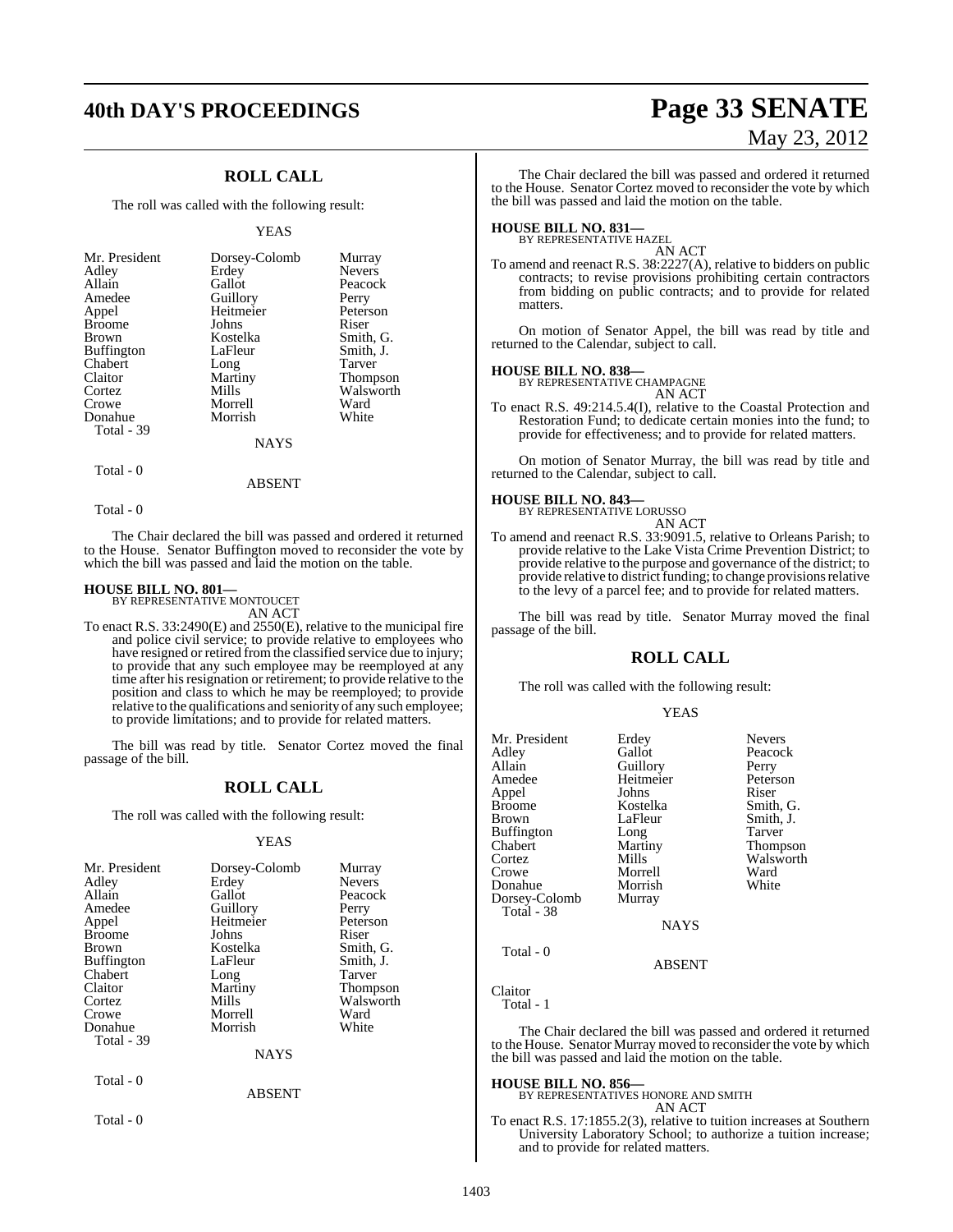## ROLL CALL

The roll was called with the following result:

YEAS

| | | |
|---|---|---|
| Mr. President | Dorsey-Colomb | Murray |
| Adley | Erdey | Nevers |
| Allain | Gallot | Peacock |
| Amedee | Guillory | Perry |
| Appel | Heitmeier | Peterson |
| Broome | Johns | Riser |
| Brown | Kostelka | Smith, G. |
| Buffington | LaFleur | Smith, J. |
| Chabert | Long | Tarver |
| Claitor | Martiny | Thompson |
| Cortez | Mills | Walsworth |
| Crowe | Morrell | Ward |
| Donahue | Morrish | White |

Total - 39

NAYS

Total - 0

ABSENT

Total - 0

The Chair declared the bill was passed and ordered it returned to the House. Senator Buffington moved to reconsider the vote by which the bill was passed and laid the motion on the table.

**HOUSE BILL NO. 801—**
BY REPRESENTATIVE MONTOUCET
AN ACT

To enact R.S. 33:2490(E) and 2550(E), relative to the municipal fire and police civil service; to provide relative to employees who have resigned or retired from the classified service due to injury; to provide that any such employee may be reemployed at any time after his resignation or retirement; to provide relative to the position and class to which he may be reemployed; to provide relative to the qualifications and seniority of any such employee; to provide limitations; and to provide for related matters.

The bill was read by title. Senator Cortez moved the final passage of the bill.

## ROLL CALL

The roll was called with the following result:

YEAS

| | | |
|---|---|---|
| Mr. President | Dorsey-Colomb | Murray |
| Adley | Erdey | Nevers |
| Allain | Gallot | Peacock |
| Amedee | Guillory | Perry |
| Appel | Heitmeier | Peterson |
| Broome | Johns | Riser |
| Brown | Kostelka | Smith, G. |
| Buffington | LaFleur | Smith, J. |
| Chabert | Long | Tarver |
| Claitor | Martiny | Thompson |
| Cortez | Mills | Walsworth |
| Crowe | Morrell | Ward |
| Donahue | Morrish | White |

Total - 39

NAYS

Total - 0

ABSENT

Total - 0

The Chair declared the bill was passed and ordered it returned to the House. Senator Cortez moved to reconsider the vote by which the bill was passed and laid the motion on the table.

**HOUSE BILL NO. 831—**
BY REPRESENTATIVE HAZEL
AN ACT

To amend and reenact R.S. 38:2227(A), relative to bidders on public contracts; to revise provisions prohibiting certain contractors from bidding on public contracts; and to provide for related matters.

On motion of Senator Appel, the bill was read by title and returned to the Calendar, subject to call.

**HOUSE BILL NO. 838—**
BY REPRESENTATIVE CHAMPAGNE
AN ACT

To enact R.S. 49:214.5.4(I), relative to the Coastal Protection and Restoration Fund; to dedicate certain monies into the fund; to provide for effectiveness; and to provide for related matters.

On motion of Senator Murray, the bill was read by title and returned to the Calendar, subject to call.

**HOUSE BILL NO. 843—**
BY REPRESENTATIVE LORUSSO
AN ACT

To amend and reenact R.S. 33:9091.5, relative to Orleans Parish; to provide relative to the Lake Vista Crime Prevention District; to provide relative to the purpose and governance of the district; to provide relative to district funding; to change provisions relative to the levy of a parcel fee; and to provide for related matters.

The bill was read by title. Senator Murray moved the final passage of the bill.

## ROLL CALL

The roll was called with the following result:

YEAS

| | | |
|---|---|---|
| Mr. President | Erdey | Nevers |
| Adley | Gallot | Peacock |
| Allain | Guillory | Perry |
| Amedee | Heitmeier | Peterson |
| Appel | Johns | Riser |
| Broome | Kostelka | Smith, G. |
| Brown | LaFleur | Smith, J. |
| Buffington | Long | Tarver |
| Chabert | Martiny | Thompson |
| Cortez | Mills | Walsworth |
| Crowe | Morrell | Ward |
| Donahue | Morrish | White |
| Dorsey-Colomb | Murray | |

Total - 38

NAYS

Total - 0

ABSENT

Claitor

Total - 1

The Chair declared the bill was passed and ordered it returned to the House. Senator Murray moved to reconsider the vote by which the bill was passed and laid the motion on the table.

**HOUSE BILL NO. 856—**
BY REPRESENTATIVES HONORE AND SMITH
AN ACT

To enact R.S. 17:1855.2(3), relative to tuition increases at Southern University Laboratory School; to authorize a tuition increase; and to provide for related matters.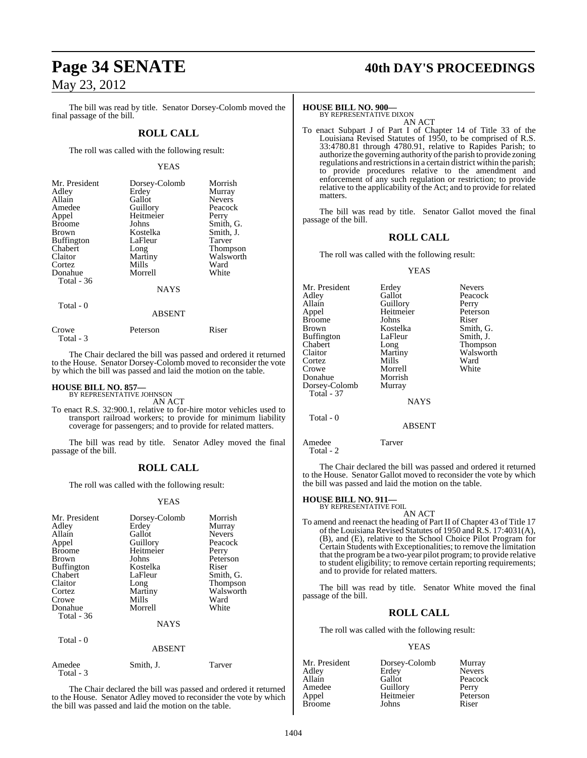The bill was read by title. Senator Dorsey-Colomb moved the final passage of the bill.

## ROLL CALL

The roll was called with the following result:

YEAS

| | | |
|---|---|---|
| Mr. President | Dorsey-Colomb | Morrish |
| Adley | Erdey | Murray |
| Allain | Gallot | Nevers |
| Amedee | Guillory | Peacock |
| Appel | Heitmeier | Perry |
| Broome | Johns | Smith, G. |
| Brown | Kostelka | Smith, J. |
| Buffington | LaFleur | Tarver |
| Chabert | Long | Thompson |
| Claitor | Martiny | Walsworth |
| Cortez | Mills | Ward |
| Donahue | Morrell | White |

Total - 36

NAYS

Total - 0

ABSENT

| | | |
|---|---|---|
| Crowe | Peterson | Riser |

Total - 3

The Chair declared the bill was passed and ordered it returned to the House. Senator Dorsey-Colomb moved to reconsider the vote by which the bill was passed and laid the motion on the table.

### HOUSE BILL NO. 857—

BY REPRESENTATIVE JOHNSON

AN ACT

To enact R.S. 32:900.1, relative to for-hire motor vehicles used to transport railroad workers; to provide for minimum liability coverage for passengers; and to provide for related matters.

The bill was read by title. Senator Adley moved the final passage of the bill.

## ROLL CALL

The roll was called with the following result:

YEAS

| | | |
|---|---|---|
| Mr. President | Dorsey-Colomb | Morrish |
| Adley | Erdey | Murray |
| Allain | Gallot | Nevers |
| Appel | Guillory | Peacock |
| Broome | Heitmeier | Perry |
| Brown | Johns | Peterson |
| Buffington | Kostelka | Riser |
| Chabert | LaFleur | Smith, G. |
| Claitor | Long | Thompson |
| Cortez | Martiny | Walsworth |
| Crowe | Mills | Ward |
| Donahue | Morrell | White |

Total - 36

NAYS

Total - 0

ABSENT

| | | |
|---|---|---|
| Amedee | Smith, J. | Tarver |

Total - 3

The Chair declared the bill was passed and ordered it returned to the House. Senator Adley moved to reconsider the vote by which the bill was passed and laid the motion on the table.

### HOUSE BILL NO. 900—

BY REPRESENTATIVE DIXON

AN ACT

To enact Subpart J of Part I of Chapter 14 of Title 33 of the Louisiana Revised Statutes of 1950, to be comprised of R.S. 33:4780.81 through 4780.91, relative to Rapides Parish; to authorize the governing authority of the parish to provide zoning regulations and restrictions in a certain district within the parish; to provide procedures relative to the amendment and enforcement of any such regulation or restriction; to provide relative to the applicability of the Act; and to provide for related matters.

The bill was read by title. Senator Gallot moved the final passage of the bill.

## ROLL CALL

The roll was called with the following result:

YEAS

| | | |
|---|---|---|
| Mr. President | Erdey | Nevers |
| Adley | Gallot | Peacock |
| Allain | Guillory | Perry |
| Appel | Heitmeier | Peterson |
| Broome | Johns | Riser |
| Brown | Kostelka | Smith, G. |
| Buffington | LaFleur | Smith, J. |
| Chabert | Long | Thompson |
| Claitor | Martiny | Walsworth |
| Cortez | Mills | Ward |
| Crowe | Morrell | White |
| Donahue | Morrish | |
| Dorsey-Colomb | Murray | |

Total - 37

NAYS

Total - 0

ABSENT

| | |
|---|---|
| Amedee | Tarver |

Total - 2

The Chair declared the bill was passed and ordered it returned to the House. Senator Gallot moved to reconsider the vote by which the bill was passed and laid the motion on the table.

### HOUSE BILL NO. 911—

BY REPRESENTATIVE FOIL

AN ACT

To amend and reenact the heading of Part II of Chapter 43 of Title 17 of the Louisiana Revised Statutes of 1950 and R.S. 17:4031(A), (B), and (E), relative to the School Choice Pilot Program for Certain Students with Exceptionalities; to remove the limitation that the program be a two-year pilot program; to provide relative to student eligibility; to remove certain reporting requirements; and to provide for related matters.

The bill was read by title. Senator White moved the final passage of the bill.

## ROLL CALL

The roll was called with the following result:

YEAS

| | | |
|---|---|---|
| Mr. President | Dorsey-Colomb | Murray |
| Adley | Erdey | Nevers |
| Allain | Gallot | Peacock |
| Amedee | Guillory | Perry |
| Appel | Heitmeier | Peterson |
| Broome | Johns | Riser |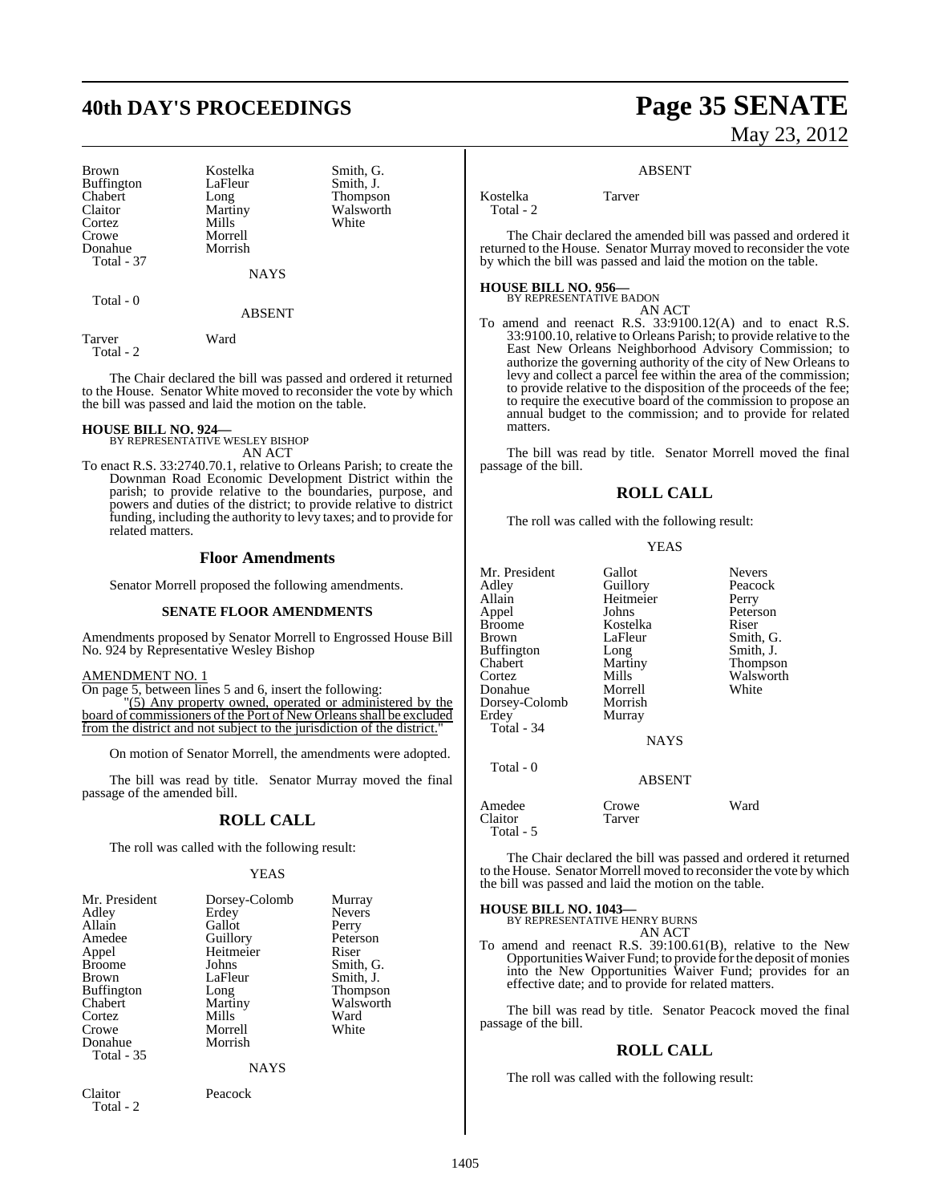| Brown | Kostelka | Smith, G. |
|---|---|---|
| Buffington | LaFleur | Smith, J. |
| Chabert | Long | Thompson |
| Claitor | Martiny | Walsworth |
| Cortez | Mills | White |
| Crowe | Morrell | |
| Donahue | Morrish | |
| Total - 37 | | |

NAYS

Total - 0

ABSENT

| Tarver | Ward |
|---|---|
| Total - 2 | |

The Chair declared the bill was passed and ordered it returned to the House. Senator White moved to reconsider the vote by which the bill was passed and laid the motion on the table.

**HOUSE BILL NO. 924—**
BY REPRESENTATIVE WESLEY BISHOP
AN ACT

To enact R.S. 33:2740.70.1, relative to Orleans Parish; to create the Downman Road Economic Development District within the parish; to provide relative to the boundaries, purpose, and powers and duties of the district; to provide relative to district funding, including the authority to levy taxes; and to provide for related matters.

## Floor Amendments

Senator Morrell proposed the following amendments.

### SENATE FLOOR AMENDMENTS

Amendments proposed by Senator Morrell to Engrossed House Bill No. 924 by Representative Wesley Bishop

AMENDMENT NO. 1

On page 5, between lines 5 and 6, insert the following:

"(5) Any property owned, operated or administered by the board of commissioners of the Port of New Orleans shall be excluded from the district and not subject to the jurisdiction of the district."

On motion of Senator Morrell, the amendments were adopted.

The bill was read by title. Senator Murray moved the final passage of the amended bill.

## ROLL CALL

The roll was called with the following result:

YEAS

| Mr. President | Dorsey-Colomb | Murray |
|---|---|---|
| Adley | Erdey | Nevers |
| Allain | Gallot | Perry |
| Amedee | Guillory | Peterson |
| Appel | Heitmeier | Riser |
| Broome | Johns | Smith, G. |
| Brown | LaFleur | Smith, J. |
| Buffington | Long | Thompson |
| Chabert | Martiny | Walsworth |
| Cortez | Mills | Ward |
| Crowe | Morrell | White |
| Donahue | Morrish | |
| Total - 35 | | |

NAYS

| Claitor | Peacock |
|---|---|
| Total - 2 | |

ABSENT

| Kostelka | Tarver |
|---|---|
| Total - 2 | |

The Chair declared the amended bill was passed and ordered it returned to the House. Senator Murray moved to reconsider the vote by which the bill was passed and laid the motion on the table.

**HOUSE BILL NO. 956—**
BY REPRESENTATIVE BADON
AN ACT

To amend and reenact R.S. 33:9100.12(A) and to enact R.S. 33:9100.10, relative to Orleans Parish; to provide relative to the East New Orleans Neighborhood Advisory Commission; to authorize the governing authority of the city of New Orleans to levy and collect a parcel fee within the area of the commission; to provide relative to the disposition of the proceeds of the fee; to require the executive board of the commission to propose an annual budget to the commission; and to provide for related matters.

The bill was read by title. Senator Morrell moved the final passage of the bill.

## ROLL CALL

The roll was called with the following result:

YEAS

| Mr. President | Gallot | Nevers |
|---|---|---|
| Adley | Guillory | Peacock |
| Allain | Heitmeier | Perry |
| Appel | Johns | Peterson |
| Broome | Kostelka | Riser |
| Brown | LaFleur | Smith, G. |
| Buffington | Long | Smith, J. |
| Chabert | Martiny | Thompson |
| Cortez | Mills | Walsworth |
| Donahue | Morrell | White |
| Dorsey-Colomb | Morrish | |
| Erdey | Murray | |
| Total - 34 | | |

NAYS

Total - 0

ABSENT

| Amedee | Crowe | Ward |
|---|---|---|
| Claitor | Tarver | |
| Total - 5 | | |

The Chair declared the bill was passed and ordered it returned to the House. Senator Morrell moved to reconsider the vote by which the bill was passed and laid the motion on the table.

**HOUSE BILL NO. 1043—**
BY REPRESENTATIVE HENRY BURNS
AN ACT

To amend and reenact R.S. 39:100.61(B), relative to the New Opportunities Waiver Fund; to provide for the deposit of monies into the New Opportunities Waiver Fund; provides for an effective date; and to provide for related matters.

The bill was read by title. Senator Peacock moved the final passage of the bill.

## ROLL CALL

The roll was called with the following result: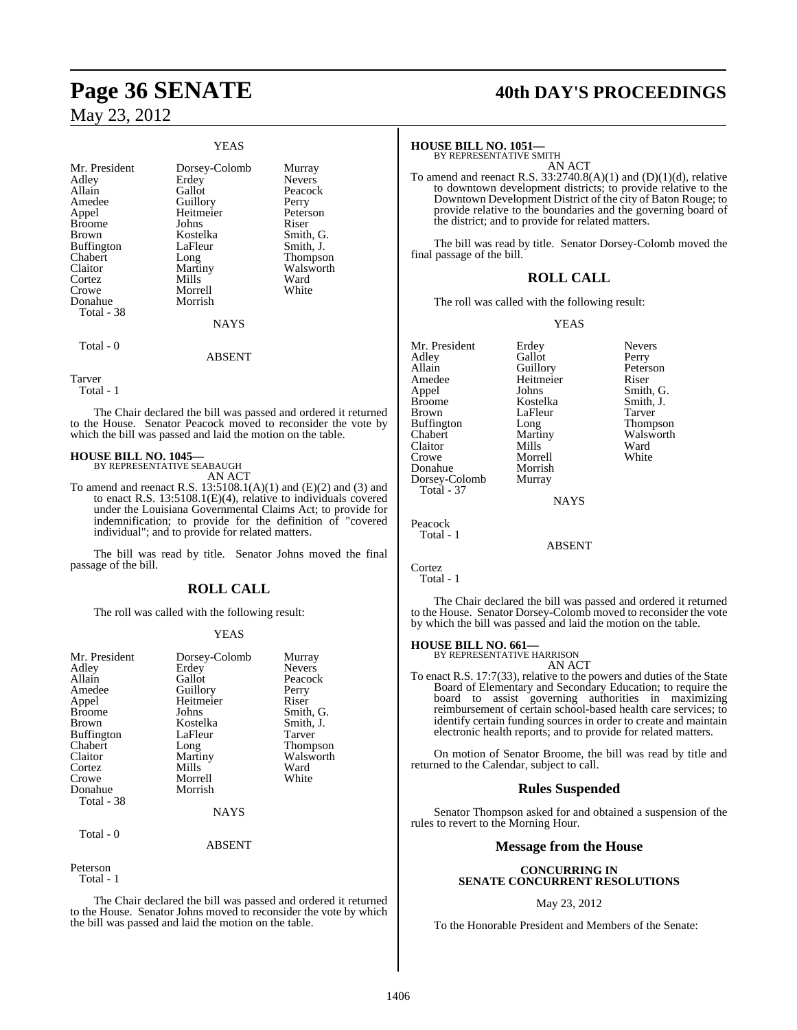### YEAS

| | | |
|---|---|---|
| Mr. President | Dorsey-Colomb | Murray |
| Adley | Erdey | Nevers |
| Allain | Gallot | Peacock |
| Amedee | Guillory | Perry |
| Appel | Heitmeier | Peterson |
| Broome | Johns | Riser |
| Brown | Kostelka | Smith, G. |
| Buffington | LaFleur | Smith, J. |
| Chabert | Long | Thompson |
| Claitor | Martiny | Walsworth |
| Cortez | Mills | Ward |
| Crowe | Morrell | White |
| Donahue | Morrish | |

Total - 38

### NAYS

Total - 0

### ABSENT

Tarver

Total - 1

The Chair declared the bill was passed and ordered it returned to the House. Senator Peacock moved to reconsider the vote by which the bill was passed and laid the motion on the table.

**HOUSE BILL NO. 1045—**
BY REPRESENTATIVE SEABAUGH

AN ACT

To amend and reenact R.S. 13:5108.1(A)(1) and (E)(2) and (3) and to enact R.S. 13:5108.1(E)(4), relative to individuals covered under the Louisiana Governmental Claims Act; to provide for indemnification; to provide for the definition of "covered individual"; and to provide for related matters.

The bill was read by title. Senator Johns moved the final passage of the bill.

## ROLL CALL

The roll was called with the following result:

### YEAS

| | | |
|---|---|---|
| Mr. President | Dorsey-Colomb | Murray |
| Adley | Erdey | Nevers |
| Allain | Gallot | Peacock |
| Amedee | Guillory | Perry |
| Appel | Heitmeier | Riser |
| Broome | Johns | Smith, G. |
| Brown | Kostelka | Smith, J. |
| Buffington | LaFleur | Tarver |
| Chabert | Long | Thompson |
| Claitor | Martiny | Walsworth |
| Cortez | Mills | Ward |
| Crowe | Morrell | White |
| Donahue | Morrish | |

Total - 38

### NAYS

Total - 0

### ABSENT

Peterson

Total - 1

The Chair declared the bill was passed and ordered it returned to the House. Senator Johns moved to reconsider the vote by which the bill was passed and laid the motion on the table.

**HOUSE BILL NO. 1051—**
BY REPRESENTATIVE SMITH

AN ACT

To amend and reenact R.S. 33:2740.8(A)(1) and (D)(1)(d), relative to downtown development districts; to provide relative to the Downtown Development District of the city of Baton Rouge; to provide relative to the boundaries and the governing board of the district; and to provide for related matters.

The bill was read by title. Senator Dorsey-Colomb moved the final passage of the bill.

## ROLL CALL

The roll was called with the following result:

### YEAS

| | | |
|---|---|---|
| Mr. President | Erdey | Nevers |
| Adley | Gallot | Perry |
| Allain | Guillory | Peterson |
| Amedee | Heitmeier | Riser |
| Appel | Johns | Smith, G. |
| Broome | Kostelka | Smith, J. |
| Brown | LaFleur | Tarver |
| Buffington | Long | Thompson |
| Chabert | Martiny | Walsworth |
| Claitor | Mills | Ward |
| Crowe | Morrell | White |
| Donahue | Morrish | |
| Dorsey-Colomb | Murray | |

Total - 37

### NAYS

Peacock

Total - 1

### ABSENT

Cortez

Total - 1

The Chair declared the bill was passed and ordered it returned to the House. Senator Dorsey-Colomb moved to reconsider the vote by which the bill was passed and laid the motion on the table.

**HOUSE BILL NO. 661—**
BY REPRESENTATIVE HARRISON

AN ACT

To enact R.S. 17:7(33), relative to the powers and duties of the State Board of Elementary and Secondary Education; to require the board to assist governing authorities in maximizing reimbursement of certain school-based health care services; to identify certain funding sources in order to create and maintain electronic health reports; and to provide for related matters.

On motion of Senator Broome, the bill was read by title and returned to the Calendar, subject to call.

## Rules Suspended

Senator Thompson asked for and obtained a suspension of the rules to revert to the Morning Hour.

## Message from the House

**CONCURRING IN SENATE CONCURRENT RESOLUTIONS**

May 23, 2012

To the Honorable President and Members of the Senate: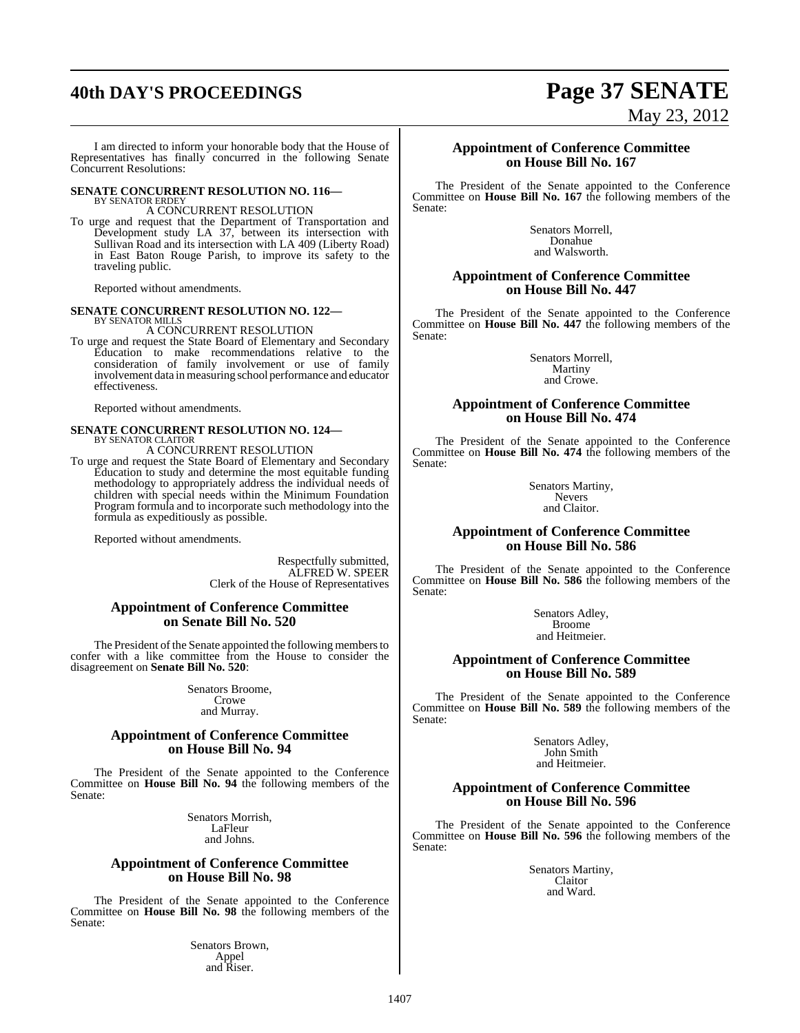I am directed to inform your honorable body that the House of Representatives has finally concurred in the following Senate Concurrent Resolutions:

**SENATE CONCURRENT RESOLUTION NO. 116—**
BY SENATOR ERDEY

A CONCURRENT RESOLUTION

To urge and request that the Department of Transportation and Development study LA 37, between its intersection with Sullivan Road and its intersection with LA 409 (Liberty Road) in East Baton Rouge Parish, to improve its safety to the traveling public.

Reported without amendments.

**SENATE CONCURRENT RESOLUTION NO. 122—**
BY SENATOR MILLS

A CONCURRENT RESOLUTION

To urge and request the State Board of Elementary and Secondary Education to make recommendations relative to the consideration of family involvement or use of family involvement data in measuring school performance and educator effectiveness.

Reported without amendments.

**SENATE CONCURRENT RESOLUTION NO. 124—**
BY SENATOR CLAITOR

A CONCURRENT RESOLUTION

To urge and request the State Board of Elementary and Secondary Education to study and determine the most equitable funding methodology to appropriately address the individual needs of children with special needs within the Minimum Foundation Program formula and to incorporate such methodology into the formula as expeditiously as possible.

Reported without amendments.

Respectfully submitted,
ALFRED W. SPEER
Clerk of the House of Representatives

## Appointment of Conference Committee on Senate Bill No. 520

The President of the Senate appointed the following members to confer with a like committee from the House to consider the disagreement on **Senate Bill No. 520**:

Senators Broome,
Crowe
and Murray.

## Appointment of Conference Committee on House Bill No. 94

The President of the Senate appointed to the Conference Committee on **House Bill No. 94** the following members of the Senate:

Senators Morrish,
LaFleur
and Johns.

## Appointment of Conference Committee on House Bill No. 98

The President of the Senate appointed to the Conference Committee on **House Bill No. 98** the following members of the Senate:

Senators Brown,
Appel
and Riser.

## Appointment of Conference Committee on House Bill No. 167

The President of the Senate appointed to the Conference Committee on **House Bill No. 167** the following members of the Senate:

Senators Morrell,
Donahue
and Walsworth.

## Appointment of Conference Committee on House Bill No. 447

The President of the Senate appointed to the Conference Committee on **House Bill No. 447** the following members of the Senate:

Senators Morrell,
Martiny
and Crowe.

## Appointment of Conference Committee on House Bill No. 474

The President of the Senate appointed to the Conference Committee on **House Bill No. 474** the following members of the Senate:

Senators Martiny,
Nevers
and Claitor.

## Appointment of Conference Committee on House Bill No. 586

The President of the Senate appointed to the Conference Committee on **House Bill No. 586** the following members of the Senate:

Senators Adley,
Broome
and Heitmeier.

## Appointment of Conference Committee on House Bill No. 589

The President of the Senate appointed to the Conference Committee on **House Bill No. 589** the following members of the Senate:

Senators Adley,
John Smith
and Heitmeier.

## Appointment of Conference Committee on House Bill No. 596

The President of the Senate appointed to the Conference Committee on **House Bill No. 596** the following members of the Senate:

Senators Martiny,
Claitor
and Ward.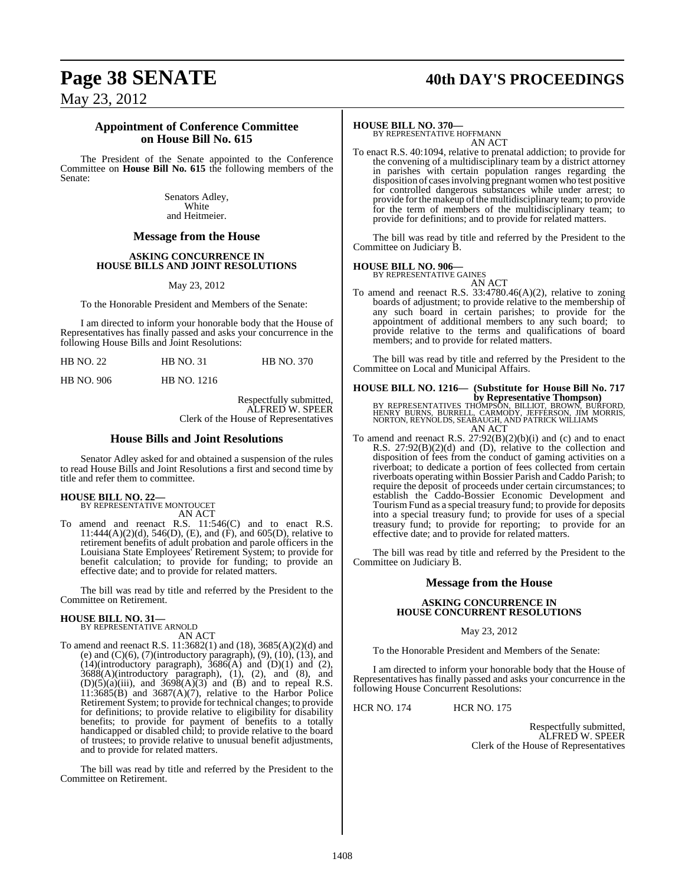## Appointment of Conference Committee on House Bill No. 615

The President of the Senate appointed to the Conference Committee on **House Bill No. 615** the following members of the Senate:

Senators Adley,
White
and Heitmeier.

## Message from the House

**ASKING CONCURRENCE IN HOUSE BILLS AND JOINT RESOLUTIONS**

May 23, 2012

To the Honorable President and Members of the Senate:

I am directed to inform your honorable body that the House of Representatives has finally passed and asks your concurrence in the following House Bills and Joint Resolutions:

HB NO. 22 HB NO. 31 HB NO. 370

HB NO. 906 HB NO. 1216

Respectfully submitted,
ALFRED W. SPEER
Clerk of the House of Representatives

## House Bills and Joint Resolutions

Senator Adley asked for and obtained a suspension of the rules to read House Bills and Joint Resolutions a first and second time by title and refer them to committee.

**HOUSE BILL NO. 22—**
BY REPRESENTATIVE MONTOUCET
AN ACT

To amend and reenact R.S. 11:546(C) and to enact R.S. 11:444(A)(2)(d), 546(D), (E), and (F), and 605(D), relative to retirement benefits of adult probation and parole officers in the Louisiana State Employees' Retirement System; to provide for benefit calculation; to provide for funding; to provide an effective date; and to provide for related matters.

The bill was read by title and referred by the President to the Committee on Retirement.

**HOUSE BILL NO. 31—**
BY REPRESENTATIVE ARNOLD
AN ACT

To amend and reenact R.S. 11:3682(1) and (18), 3685(A)(2)(d) and (e) and (C)(6), (7)(introductory paragraph), (9), (10), (13), and (14)(introductory paragraph), 3686(A) and (D)(1) and (2), 3688(A)(introductory paragraph), (1), (2), and (8), and (D)(5)(a)(iii), and 3698(A)(3) and (B) and to repeal R.S. 11:3685(B) and 3687(A)(7), relative to the Harbor Police Retirement System; to provide for technical changes; to provide for definitions; to provide relative to eligibility for disability benefits; to provide for payment of benefits to a totally handicapped or disabled child; to provide relative to the board of trustees; to provide relative to unusual benefit adjustments, and to provide for related matters.

The bill was read by title and referred by the President to the Committee on Retirement.

**HOUSE BILL NO. 370—**
BY REPRESENTATIVE HOFFMANN
AN ACT

To enact R.S. 40:1094, relative to prenatal addiction; to provide for the convening of a multidisciplinary team by a district attorney in parishes with certain population ranges regarding the disposition of cases involving pregnant women who test positive for controlled dangerous substances while under arrest; to provide for the makeup of the multidisciplinary team; to provide for the term of members of the multidisciplinary team; to provide for definitions; and to provide for related matters.

The bill was read by title and referred by the President to the Committee on Judiciary B.

**HOUSE BILL NO. 906—**
BY REPRESENTATIVE GAINES
AN ACT

To amend and reenact R.S. 33:4780.46(A)(2), relative to zoning boards of adjustment; to provide relative to the membership of any such board in certain parishes; to provide for the appointment of additional members to any such board; to provide relative to the terms and qualifications of board members; and to provide for related matters.

The bill was read by title and referred by the President to the Committee on Local and Municipal Affairs.

**HOUSE BILL NO. 1216— (Substitute for House Bill No. 717 by Representative Thompson)**
BY REPRESENTATIVES THOMPSON, BILLIOT, BROWN, BURFORD, HENRY BURNS, BURRELL, CARMODY, JEFFERSON, JIM MORRIS, NORTON, REYNOLDS, SEABAUGH, AND PATRICK WILLIAMS
AN ACT

To amend and reenact R.S. 27:92(B)(2)(b)(i) and (c) and to enact R.S. 27:92(B)(2)(d) and (D), relative to the collection and disposition of fees from the conduct of gaming activities on a riverboat; to dedicate a portion of fees collected from certain riverboats operating within Bossier Parish and Caddo Parish; to require the deposit of proceeds under certain circumstances; to establish the Caddo-Bossier Economic Development and Tourism Fund as a special treasury fund; to provide for deposits into a special treasury fund; to provide for uses of a special treasury fund; to provide for reporting; to provide for an effective date; and to provide for related matters.

The bill was read by title and referred by the President to the Committee on Judiciary B.

## Message from the House

**ASKING CONCURRENCE IN HOUSE CONCURRENT RESOLUTIONS**

May 23, 2012

To the Honorable President and Members of the Senate:

I am directed to inform your honorable body that the House of Representatives has finally passed and asks your concurrence in the following House Concurrent Resolutions:

HCR NO. 174 HCR NO. 175

Respectfully submitted,
ALFRED W. SPEER
Clerk of the House of Representatives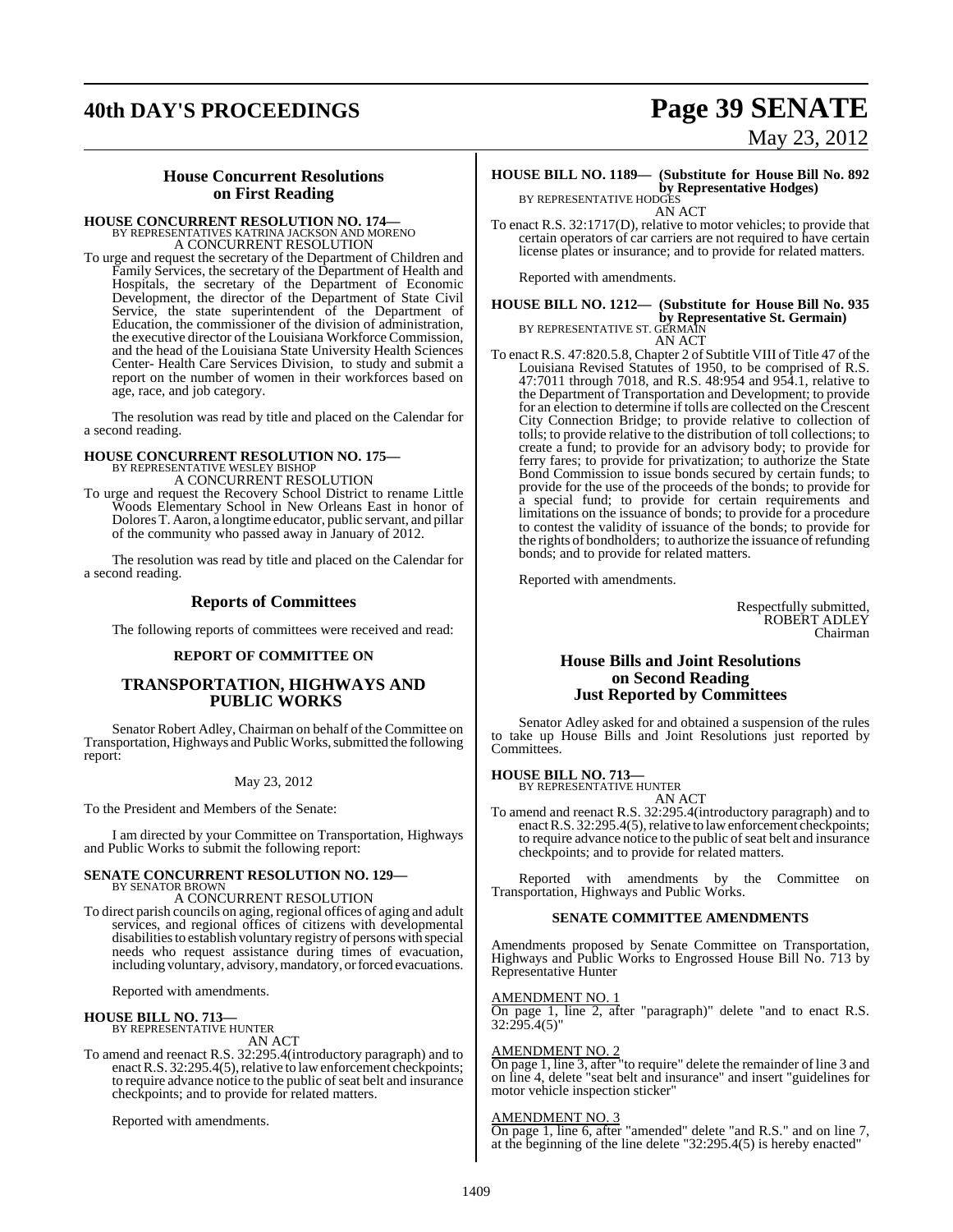## House Concurrent Resolutions on First Reading

**HOUSE CONCURRENT RESOLUTION NO. 174—**
BY REPRESENTATIVES KATRINA JACKSON AND MORENO
A CONCURRENT RESOLUTION

To urge and request the secretary of the Department of Children and Family Services, the secretary of the Department of Health and Hospitals, the secretary of the Department of Economic Development, the director of the Department of State Civil Service, the state superintendent of the Department of Education, the commissioner of the division of administration, the executive director of the Louisiana Workforce Commission, and the head of the Louisiana State University Health Sciences Center- Health Care Services Division, to study and submit a report on the number of women in their workforces based on age, race, and job category.

The resolution was read by title and placed on the Calendar for a second reading.

**HOUSE CONCURRENT RESOLUTION NO. 175—**
BY REPRESENTATIVE WESLEY BISHOP
A CONCURRENT RESOLUTION

To urge and request the Recovery School District to rename Little Woods Elementary School in New Orleans East in honor of Dolores T. Aaron, a longtime educator, public servant, and pillar of the community who passed away in January of 2012.

The resolution was read by title and placed on the Calendar for a second reading.

## Reports of Committees

The following reports of committees were received and read:

### REPORT OF COMMITTEE ON

### TRANSPORTATION, HIGHWAYS AND PUBLIC WORKS

Senator Robert Adley, Chairman on behalf of the Committee on Transportation, Highways and Public Works, submitted the following report:

May 23, 2012

To the President and Members of the Senate:

I am directed by your Committee on Transportation, Highways and Public Works to submit the following report:

**SENATE CONCURRENT RESOLUTION NO. 129—**
BY SENATOR BROWN
A CONCURRENT RESOLUTION

To direct parish councils on aging, regional offices of aging and adult services, and regional offices of citizens with developmental disabilities to establish voluntary registry of persons with special needs who request assistance during times of evacuation, including voluntary, advisory, mandatory, or forced evacuations.

Reported with amendments.

**HOUSE BILL NO. 713—**
BY REPRESENTATIVE HUNTER
AN ACT

To amend and reenact R.S. 32:295.4(introductory paragraph) and to enact R.S. 32:295.4(5), relative to law enforcement checkpoints; to require advance notice to the public of seat belt and insurance checkpoints; and to provide for related matters.

Reported with amendments.

**HOUSE BILL NO. 1189— (Substitute for House Bill No. 892 by Representative Hodges)**
BY REPRESENTATIVE HODGES
AN ACT

To enact R.S. 32:1717(D), relative to motor vehicles; to provide that certain operators of car carriers are not required to have certain license plates or insurance; and to provide for related matters.

Reported with amendments.

**HOUSE BILL NO. 1212— (Substitute for House Bill No. 935 by Representative St. Germain)**
BY REPRESENTATIVE ST. GERMAIN
AN ACT

To enact R.S. 47:820.5.8, Chapter 2 of Subtitle VIII of Title 47 of the Louisiana Revised Statutes of 1950, to be comprised of R.S. 47:7011 through 7018, and R.S. 48:954 and 954.1, relative to the Department of Transportation and Development; to provide for an election to determine if tolls are collected on the Crescent City Connection Bridge; to provide relative to collection of tolls; to provide relative to the distribution of toll collections; to create a fund; to provide for an advisory body; to provide for ferry fares; to provide for privatization; to authorize the State Bond Commission to issue bonds secured by certain funds; to provide for the use of the proceeds of the bonds; to provide for a special fund; to provide for certain requirements and limitations on the issuance of bonds; to provide for a procedure to contest the validity of issuance of the bonds; to provide for the rights of bondholders; to authorize the issuance of refunding bonds; and to provide for related matters.

Reported with amendments.

Respectfully submitted,
ROBERT ADLEY
Chairman

## House Bills and Joint Resolutions on Second Reading Just Reported by Committees

Senator Adley asked for and obtained a suspension of the rules to take up House Bills and Joint Resolutions just reported by Committees.

**HOUSE BILL NO. 713—**
BY REPRESENTATIVE HUNTER
AN ACT

To amend and reenact R.S. 32:295.4(introductory paragraph) and to enact R.S. 32:295.4(5), relative to law enforcement checkpoints; to require advance notice to the public of seat belt and insurance checkpoints; and to provide for related matters.

Reported with amendments by the Committee on Transportation, Highways and Public Works.

### SENATE COMMITTEE AMENDMENTS

Amendments proposed by Senate Committee on Transportation, Highways and Public Works to Engrossed House Bill No. 713 by Representative Hunter

AMENDMENT NO. 1
On page 1, line 2, after "paragraph)" delete "and to enact R.S. 32:295.4(5)"

AMENDMENT NO. 2
On page 1, line 3, after "to require" delete the remainder of line 3 and on line 4, delete "seat belt and insurance" and insert "guidelines for motor vehicle inspection sticker"

AMENDMENT NO. 3
On page 1, line 6, after "amended" delete "and R.S." and on line 7, at the beginning of the line delete "32:295.4(5) is hereby enacted"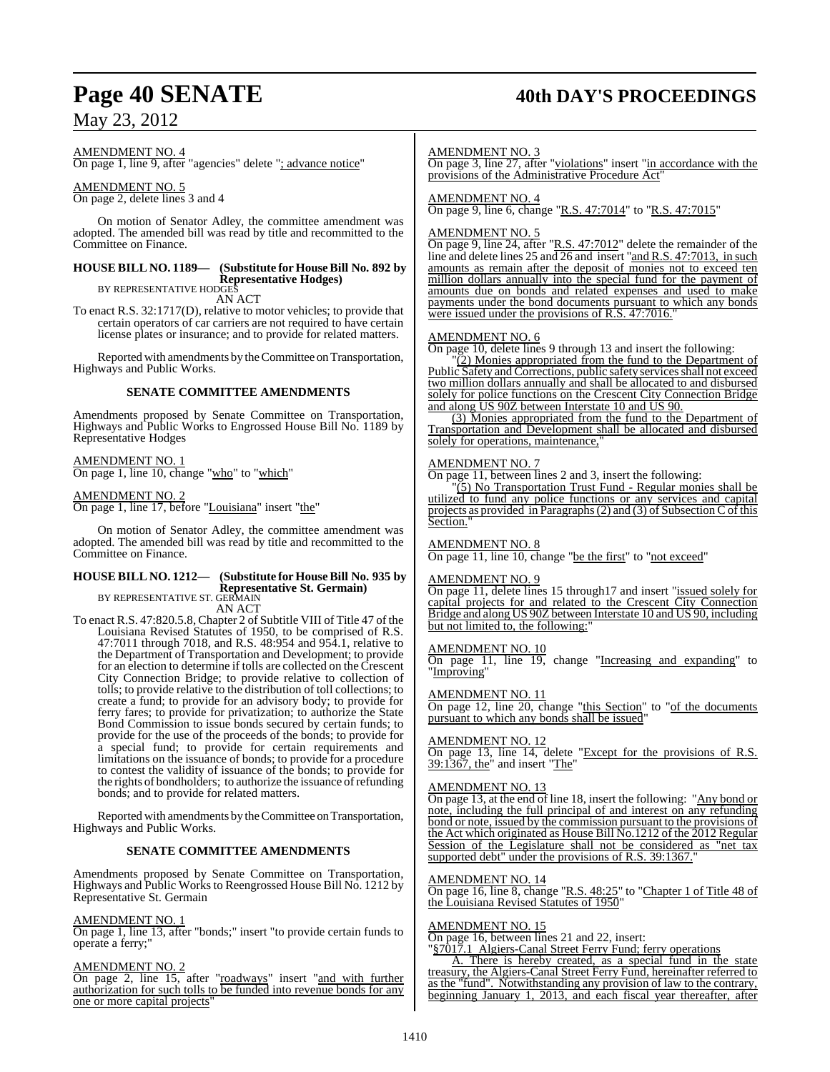AMENDMENT NO. 4
On page 1, line 9, after "agencies" delete "; advance notice"

AMENDMENT NO. 5
On page 2, delete lines 3 and 4

On motion of Senator Adley, the committee amendment was adopted. The amended bill was read by title and recommitted to the Committee on Finance.

**HOUSE BILL NO. 1189— (Substitute for House Bill No. 892 by Representative Hodges)**
BY REPRESENTATIVE HODGES
AN ACT

To enact R.S. 32:1717(D), relative to motor vehicles; to provide that certain operators of car carriers are not required to have certain license plates or insurance; and to provide for related matters.

Reported with amendments by the Committee on Transportation, Highways and Public Works.

**SENATE COMMITTEE AMENDMENTS**

Amendments proposed by Senate Committee on Transportation, Highways and Public Works to Engrossed House Bill No. 1189 by Representative Hodges

AMENDMENT NO. 1
On page 1, line 10, change "who" to "which"

AMENDMENT NO. 2
On page 1, line 17, before "Louisiana" insert "the"

On motion of Senator Adley, the committee amendment was adopted. The amended bill was read by title and recommitted to the Committee on Finance.

**HOUSE BILL NO. 1212— (Substitute for House Bill No. 935 by Representative St. Germain)**
BY REPRESENTATIVE ST. GERMAIN
AN ACT

To enact R.S. 47:820.5.8, Chapter 2 of Subtitle VIII of Title 47 of the Louisiana Revised Statutes of 1950, to be comprised of R.S. 47:7011 through 7018, and R.S. 48:954 and 954.1, relative to the Department of Transportation and Development; to provide for an election to determine if tolls are collected on the Crescent City Connection Bridge; to provide relative to collection of tolls; to provide relative to the distribution of toll collections; to create a fund; to provide for an advisory body; to provide for ferry fares; to provide for privatization; to authorize the State Bond Commission to issue bonds secured by certain funds; to provide for the use of the proceeds of the bonds; to provide for a special fund; to provide for certain requirements and limitations on the issuance of bonds; to provide for a procedure to contest the validity of issuance of the bonds; to provide for the rights of bondholders; to authorize the issuance of refunding bonds; and to provide for related matters.

Reported with amendments by the Committee on Transportation, Highways and Public Works.

**SENATE COMMITTEE AMENDMENTS**

Amendments proposed by Senate Committee on Transportation, Highways and Public Works to Reengrossed House Bill No. 1212 by Representative St. Germain

AMENDMENT NO. 1
On page 1, line 13, after "bonds;" insert "to provide certain funds to operate a ferry;"

AMENDMENT NO. 2
On page 2, line 15, after "roadways" insert "and with further authorization for such tolls to be funded into revenue bonds for any one or more capital projects"

AMENDMENT NO. 3
On page 3, line 27, after "violations" insert "in accordance with the provisions of the Administrative Procedure Act"

AMENDMENT NO. 4
On page 9, line 6, change "R.S. 47:7014" to "R.S. 47:7015"

AMENDMENT NO. 5
On page 9, line 24, after "R.S. 47:7012" delete the remainder of the line and delete lines 25 and 26 and insert "and R.S. 47:7013, in such amounts as remain after the deposit of monies not to exceed ten million dollars annually into the special fund for the payment of amounts due on bonds and related expenses and used to make payments under the bond documents pursuant to which any bonds were issued under the provisions of R.S. 47:7016."

AMENDMENT NO. 6
On page 10, delete lines 9 through 13 and insert the following:

"(2) Monies appropriated from the fund to the Department of Public Safety and Corrections, public safety services shall not exceed two million dollars annually and shall be allocated to and disbursed solely for police functions on the Crescent City Connection Bridge and along US 90Z between Interstate 10 and US 90.

(3) Monies appropriated from the fund to the Department of Transportation and Development shall be allocated and disbursed solely for operations, maintenance,"

AMENDMENT NO. 7
On page 11, between lines 2 and 3, insert the following:

"(5) No Transportation Trust Fund - Regular monies shall be utilized to fund any police functions or any services and capital projects as provided in Paragraphs (2) and (3) of Subsection C of this Section."

AMENDMENT NO. 8
On page 11, line 10, change "be the first" to "not exceed"

AMENDMENT NO. 9
On page 11, delete lines 15 through17 and insert "issued solely for capital projects for and related to the Crescent City Connection Bridge and along US 90Z between Interstate 10 and US 90, including but not limited to, the following:"

AMENDMENT NO. 10
On page 11, line 19, change "Increasing and expanding" to "Improving"

AMENDMENT NO. 11
On page 12, line 20, change "this Section" to "of the documents pursuant to which any bonds shall be issued"

AMENDMENT NO. 12
On page 13, line 14, delete "Except for the provisions of R.S. 39:1367, the" and insert "The"

AMENDMENT NO. 13
On page 13, at the end of line 18, insert the following: "Any bond or note, including the full principal of and interest on any refunding bond or note, issued by the commission pursuant to the provisions of the Act which originated as House Bill No.1212 of the 2012 Regular Session of the Legislature shall not be considered as "net tax supported debt" under the provisions of R.S. 39:1367."

AMENDMENT NO. 14
On page 16, line 8, change "R.S. 48:25" to "Chapter 1 of Title 48 of the Louisiana Revised Statutes of 1950"

AMENDMENT NO. 15
On page 16, between lines 21 and 22, insert:

"§7017.1 Algiers-Canal Street Ferry Fund; ferry operations

A. There is hereby created, as a special fund in the state treasury, the Algiers-Canal Street Ferry Fund, hereinafter referred to as the "fund". Notwithstanding any provision of law to the contrary, beginning January 1, 2013, and each fiscal year thereafter, after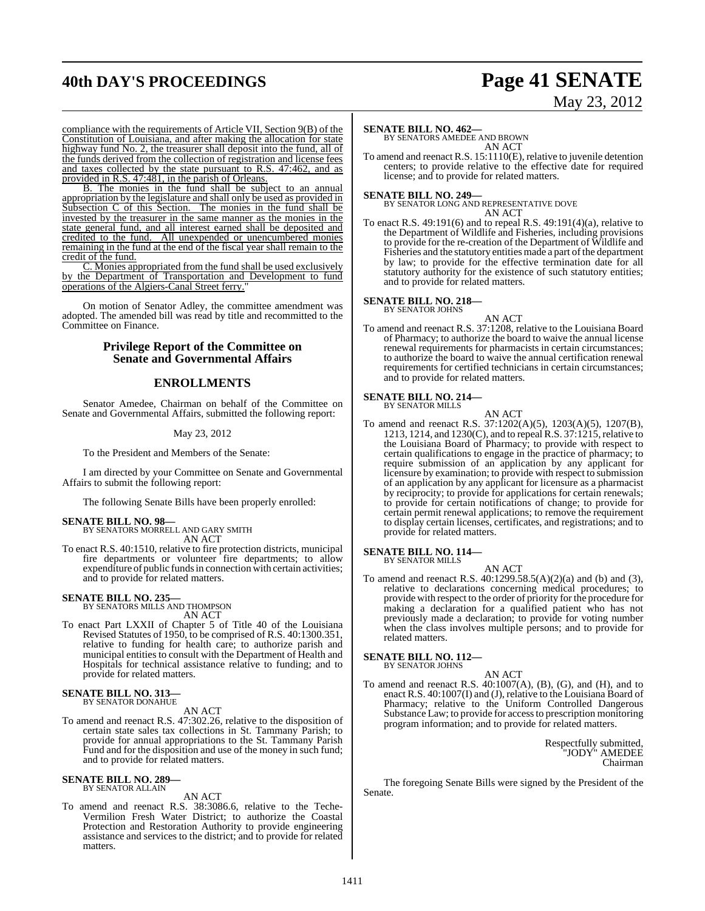compliance with the requirements of Article VII, Section 9(B) of the Constitution of Louisiana, and after making the allocation for state highway fund No. 2, the treasurer shall deposit into the fund, all of the funds derived from the collection of registration and license fees and taxes collected by the state pursuant to R.S. 47:462, and as provided in R.S. 47:481, in the parish of Orleans.

B. The monies in the fund shall be subject to an annual appropriation by the legislature and shall only be used as provided in Subsection C of this Section. The monies in the fund shall be invested by the treasurer in the same manner as the monies in the state general fund, and all interest earned shall be deposited and credited to the fund. All unexpended or unencumbered monies remaining in the fund at the end of the fiscal year shall remain to the credit of the fund.

C. Monies appropriated from the fund shall be used exclusively by the Department of Transportation and Development to fund operations of the Algiers-Canal Street ferry."

On motion of Senator Adley, the committee amendment was adopted. The amended bill was read by title and recommitted to the Committee on Finance.

## Privilege Report of the Committee on Senate and Governmental Affairs

## ENROLLMENTS

Senator Amedee, Chairman on behalf of the Committee on Senate and Governmental Affairs, submitted the following report:

May 23, 2012

To the President and Members of the Senate:

I am directed by your Committee on Senate and Governmental Affairs to submit the following report:

The following Senate Bills have been properly enrolled:

**SENATE BILL NO. 98—**
BY SENATORS MORRELL AND GARY SMITH
AN ACT

To enact R.S. 40:1510, relative to fire protection districts, municipal fire departments or volunteer fire departments; to allow expenditure of public funds in connection with certain activities; and to provide for related matters.

**SENATE BILL NO. 235—**
BY SENATORS MILLS AND THOMPSON
AN ACT

To enact Part LXXII of Chapter 5 of Title 40 of the Louisiana Revised Statutes of 1950, to be comprised of R.S. 40:1300.351, relative to funding for health care; to authorize parish and municipal entities to consult with the Department of Health and Hospitals for technical assistance relative to funding; and to provide for related matters.

**SENATE BILL NO. 313—**
BY SENATOR DONAHUE
AN ACT

To amend and reenact R.S. 47:302.26, relative to the disposition of certain state sales tax collections in St. Tammany Parish; to provide for annual appropriations to the St. Tammany Parish Fund and for the disposition and use of the money in such fund; and to provide for related matters.

**SENATE BILL NO. 289—**
BY SENATOR ALLAIN
AN ACT

To amend and reenact R.S. 38:3086.6, relative to the Teche-Vermilion Fresh Water District; to authorize the Coastal Protection and Restoration Authority to provide engineering assistance and services to the district; and to provide for related matters.

**SENATE BILL NO. 462—**
BY SENATORS AMEDEE AND BROWN
AN ACT

To amend and reenact R.S. 15:1110(E), relative to juvenile detention centers; to provide relative to the effective date for required license; and to provide for related matters.

**SENATE BILL NO. 249—**
BY SENATOR LONG AND REPRESENTATIVE DOVE
AN ACT

To enact R.S. 49:191(6) and to repeal R.S. 49:191(4)(a), relative to the Department of Wildlife and Fisheries, including provisions to provide for the re-creation of the Department of Wildlife and Fisheries and the statutory entities made a part of the department by law; to provide for the effective termination date for all statutory authority for the existence of such statutory entities; and to provide for related matters.

**SENATE BILL NO. 218—**
BY SENATOR JOHNS
AN ACT

To amend and reenact R.S. 37:1208, relative to the Louisiana Board of Pharmacy; to authorize the board to waive the annual license renewal requirements for pharmacists in certain circumstances; to authorize the board to waive the annual certification renewal requirements for certified technicians in certain circumstances; and to provide for related matters.

**SENATE BILL NO. 214—**
BY SENATOR MILLS
AN ACT

To amend and reenact R.S. 37:1202(A)(5), 1203(A)(5), 1207(B), 1213, 1214, and 1230(C), and to repeal R.S. 37:1215, relative to the Louisiana Board of Pharmacy; to provide with respect to certain qualifications to engage in the practice of pharmacy; to require submission of an application by any applicant for licensure by examination; to provide with respect to submission of an application by any applicant for licensure as a pharmacist by reciprocity; to provide for applications for certain renewals; to provide for certain notifications of change; to provide for certain permit renewal applications; to remove the requirement to display certain licenses, certificates, and registrations; and to provide for related matters.

**SENATE BILL NO. 114—**
BY SENATOR MILLS
AN ACT

To amend and reenact R.S. 40:1299.58.5(A)(2)(a) and (b) and (3), relative to declarations concerning medical procedures; to provide with respect to the order of priority for the procedure for making a declaration for a qualified patient who has not previously made a declaration; to provide for voting number when the class involves multiple persons; and to provide for related matters.

**SENATE BILL NO. 112—**
BY SENATOR JOHNS
AN ACT

To amend and reenact R.S. 40:1007(A), (B), (G), and (H), and to enact R.S. 40:1007(I) and (J), relative to the Louisiana Board of Pharmacy; relative to the Uniform Controlled Dangerous Substance Law; to provide for access to prescription monitoring program information; and to provide for related matters.

Respectfully submitted,
"JODY" AMEDEE
Chairman

The foregoing Senate Bills were signed by the President of the Senate.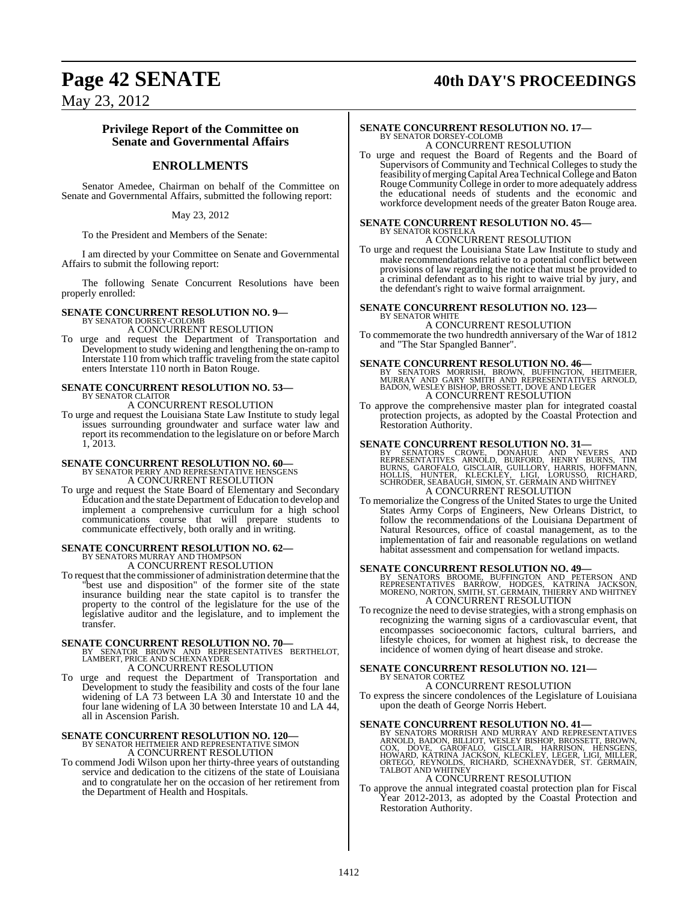## Privilege Report of the Committee on Senate and Governmental Affairs

## ENROLLMENTS

Senator Amedee, Chairman on behalf of the Committee on Senate and Governmental Affairs, submitted the following report:

May 23, 2012

To the President and Members of the Senate:

I am directed by your Committee on Senate and Governmental Affairs to submit the following report:

The following Senate Concurrent Resolutions have been properly enrolled:

**SENATE CONCURRENT RESOLUTION NO. 9—**
BY SENATOR DORSEY-COLOMB
A CONCURRENT RESOLUTION

To urge and request the Department of Transportation and Development to study widening and lengthening the on-ramp to Interstate 110 from which traffic traveling from the state capitol enters Interstate 110 north in Baton Rouge.

**SENATE CONCURRENT RESOLUTION NO. 53—**
BY SENATOR CLAITOR
A CONCURRENT RESOLUTION

To urge and request the Louisiana State Law Institute to study legal issues surrounding groundwater and surface water law and report its recommendation to the legislature on or before March 1, 2013.

**SENATE CONCURRENT RESOLUTION NO. 60—**
BY SENATOR PERRY AND REPRESENTATIVE HENSGENS
A CONCURRENT RESOLUTION

To urge and request the State Board of Elementary and Secondary Education and the state Department of Education to develop and implement a comprehensive curriculum for a high school communications course that will prepare students to communicate effectively, both orally and in writing.

**SENATE CONCURRENT RESOLUTION NO. 62—**
BY SENATORS MURRAY AND THOMPSON
A CONCURRENT RESOLUTION

To request that the commissioner of administration determine that the "best use and disposition" of the former site of the state insurance building near the state capitol is to transfer the property to the control of the legislature for the use of the legislative auditor and the legislature, and to implement the transfer.

**SENATE CONCURRENT RESOLUTION NO. 70—**
BY SENATOR BROWN AND REPRESENTATIVES BERTHELOT, LAMBERT, PRICE AND SCHEXNAYDER
A CONCURRENT RESOLUTION

To urge and request the Department of Transportation and Development to study the feasibility and costs of the four lane widening of LA 73 between LA 30 and Interstate 10 and the four lane widening of LA 30 between Interstate 10 and LA 44, all in Ascension Parish.

**SENATE CONCURRENT RESOLUTION NO. 120—**
BY SENATOR HEITMEIER AND REPRESENTATIVE SIMON
A CONCURRENT RESOLUTION

To commend Jodi Wilson upon her thirty-three years of outstanding service and dedication to the citizens of the state of Louisiana and to congratulate her on the occasion of her retirement from the Department of Health and Hospitals.

**SENATE CONCURRENT RESOLUTION NO. 17—**
BY SENATOR DORSEY-COLOMB
A CONCURRENT RESOLUTION

To urge and request the Board of Regents and the Board of Supervisors of Community and Technical Colleges to study the feasibility of merging Capital Area Technical College and Baton Rouge Community College in order to more adequately address the educational needs of students and the economic and workforce development needs of the greater Baton Rouge area.

**SENATE CONCURRENT RESOLUTION NO. 45—**
BY SENATOR KOSTELKA
A CONCURRENT RESOLUTION

To urge and request the Louisiana State Law Institute to study and make recommendations relative to a potential conflict between provisions of law regarding the notice that must be provided to a criminal defendant as to his right to waive trial by jury, and the defendant's right to waive formal arraignment.

**SENATE CONCURRENT RESOLUTION NO. 123—**
BY SENATOR WHITE
A CONCURRENT RESOLUTION

To commemorate the two hundredth anniversary of the War of 1812 and "The Star Spangled Banner".

**SENATE CONCURRENT RESOLUTION NO. 46—**
BY SENATORS MORRISH, BROWN, BUFFINGTON, HEITMEIER, MURRAY AND GARY SMITH AND REPRESENTATIVES ARNOLD, BADON, WESLEY BISHOP, BROSSETT, DOVE AND LEGER
A CONCURRENT RESOLUTION

To approve the comprehensive master plan for integrated coastal protection projects, as adopted by the Coastal Protection and Restoration Authority.

**SENATE CONCURRENT RESOLUTION NO. 31—**
BY SENATORS CROWE, DONAHUE AND NEVERS AND REPRESENTATIVES ARNOLD, BURFORD, HENRY BURNS, TIM BURNS, GAROFALO, GISCLAIR, GUILLORY, HARRIS, HOFFMANN, HOLLIS, HUNTER, KLECKLEY, LIGI, LORUSSO, RICHARD, SCHRODER, SEABAUGH, SIMON, ST. GERMAIN AND WHITNEY
A CONCURRENT RESOLUTION

To memorialize the Congress of the United States to urge the United States Army Corps of Engineers, New Orleans District, to follow the recommendations of the Louisiana Department of Natural Resources, office of coastal management, as to the implementation of fair and reasonable regulations on wetland habitat assessment and compensation for wetland impacts.

**SENATE CONCURRENT RESOLUTION NO. 49—**
BY SENATORS BROOME, BUFFINGTON AND PETERSON AND REPRESENTATIVES BARROW, HODGES, KATRINA JACKSON, MORENO, NORTON, SMITH, ST. GERMAIN, THIERRY AND WHITNEY
A CONCURRENT RESOLUTION

To recognize the need to devise strategies, with a strong emphasis on recognizing the warning signs of a cardiovascular event, that encompasses socioeconomic factors, cultural barriers, and lifestyle choices, for women at highest risk, to decrease the incidence of women dying of heart disease and stroke.

**SENATE CONCURRENT RESOLUTION NO. 121—**
BY SENATOR CORTEZ
A CONCURRENT RESOLUTION

To express the sincere condolences of the Legislature of Louisiana upon the death of George Norris Hebert.

**SENATE CONCURRENT RESOLUTION NO. 41—**
BY SENATORS MORRISH AND MURRAY AND REPRESENTATIVES ARNOLD, BADON, BILLIOT, WESLEY BISHOP, BROSSETT, BROWN, COX, DOVE, GAROFALO, GISCLAIR, HARRISON, HENSGENS, HOWARD, KATRINA JACKSON, KLECKLEY, LEGER, LIGI, MILLER, ORTEGO, REYNOLDS, RICHARD, SCHEXNAYDER, ST. GERMAIN, TALBOT AND WHITNEY
A CONCURRENT RESOLUTION

To approve the annual integrated coastal protection plan for Fiscal Year 2012-2013, as adopted by the Coastal Protection and Restoration Authority.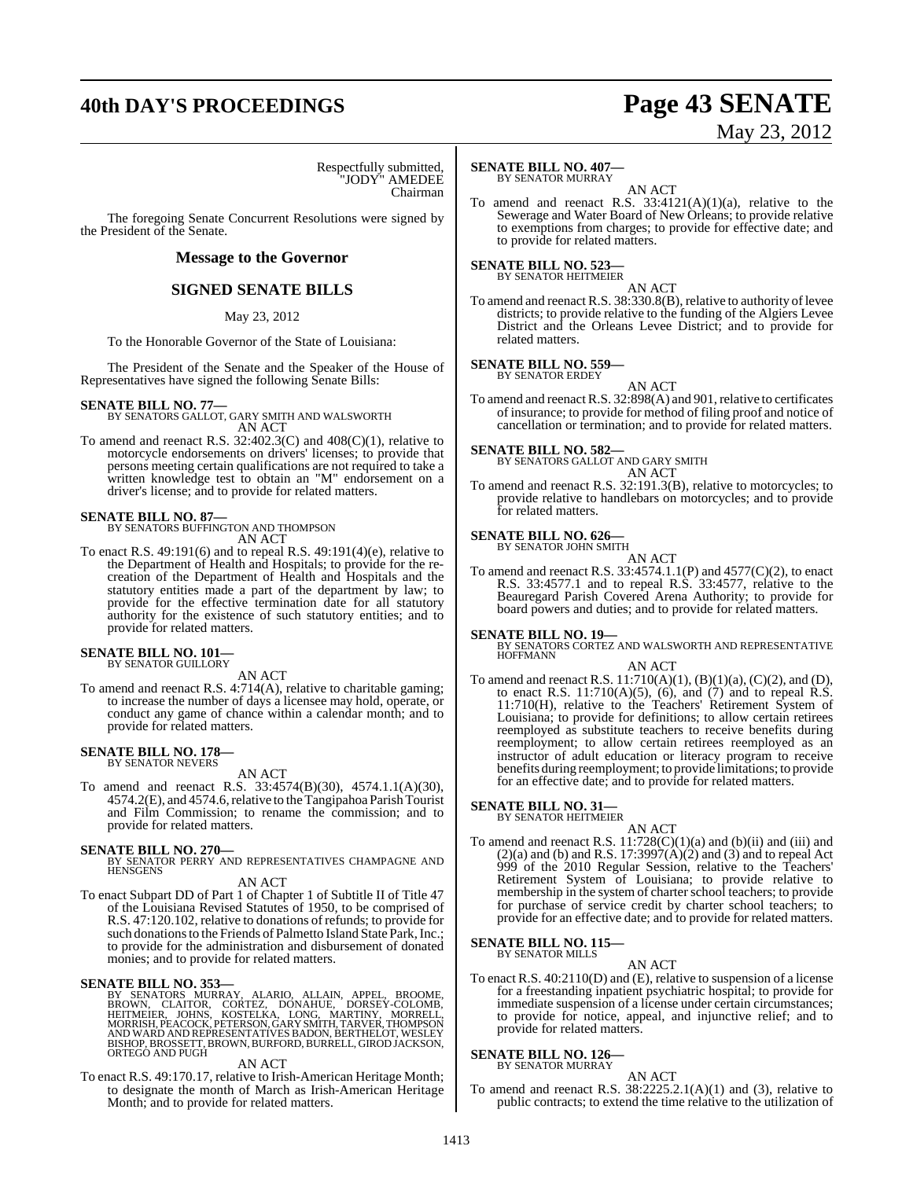Respectfully submitted,
"JODY" AMEDEE
Chairman

The foregoing Senate Concurrent Resolutions were signed by the President of the Senate.

## Message to the Governor

## SIGNED SENATE BILLS

May 23, 2012

To the Honorable Governor of the State of Louisiana:

The President of the Senate and the Speaker of the House of Representatives have signed the following Senate Bills:

**SENATE BILL NO. 77—**
BY SENATORS GALLOT, GARY SMITH AND WALSWORTH
AN ACT

To amend and reenact R.S. 32:402.3(C) and 408(C)(1), relative to motorcycle endorsements on drivers' licenses; to provide that persons meeting certain qualifications are not required to take a written knowledge test to obtain an "M" endorsement on a driver's license; and to provide for related matters.

**SENATE BILL NO. 87—**
BY SENATORS BUFFINGTON AND THOMPSON
AN ACT

To enact R.S. 49:191(6) and to repeal R.S. 49:191(4)(e), relative to the Department of Health and Hospitals; to provide for the re-creation of the Department of Health and Hospitals and the statutory entities made a part of the department by law; to provide for the effective termination date for all statutory authority for the existence of such statutory entities; and to provide for related matters.

**SENATE BILL NO. 101—**
BY SENATOR GUILLORY
AN ACT

To amend and reenact R.S. 4:714(A), relative to charitable gaming; to increase the number of days a licensee may hold, operate, or conduct any game of chance within a calendar month; and to provide for related matters.

**SENATE BILL NO. 178—**
BY SENATOR NEVERS
AN ACT

To amend and reenact R.S. 33:4574(B)(30), 4574.1.1(A)(30), 4574.2(E), and 4574.6, relative to the Tangipahoa Parish Tourist and Film Commission; to rename the commission; and to provide for related matters.

**SENATE BILL NO. 270—**
BY SENATOR PERRY AND REPRESENTATIVES CHAMPAGNE AND HENSGENS
AN ACT

To enact Subpart DD of Part 1 of Chapter 1 of Subtitle II of Title 47 of the Louisiana Revised Statutes of 1950, to be comprised of R.S. 47:120.102, relative to donations of refunds; to provide for such donations to the Friends of Palmetto Island State Park, Inc.; to provide for the administration and disbursement of donated monies; and to provide for related matters.

**SENATE BILL NO. 353—**
BY SENATORS MURRAY, ALARIO, ALLAIN, APPEL, BROOME, BROWN, CLAITOR, CORTEZ, DONAHUE, DORSEY-COLOMB, HEITMEIER, JOHNS, KOSTELKA, LONG, MARTINY, MORRELL, MORRISH, PEACOCK, PETERSON, GARY SMITH, TARVER, THOMPSON AND WARD AND REPRESENTATIVES BADON, BERTHELOT, WESLEY BISHOP, BROSSETT, BROWN, BURFORD, BURRELL, GIROD JACKSON, ORTEGO AND PUGH
AN ACT

To enact R.S. 49:170.17, relative to Irish-American Heritage Month; to designate the month of March as Irish-American Heritage Month; and to provide for related matters.

**SENATE BILL NO. 407—**
BY SENATOR MURRAY
AN ACT

To amend and reenact R.S. 33:4121(A)(1)(a), relative to the Sewerage and Water Board of New Orleans; to provide relative to exemptions from charges; to provide for effective date; and to provide for related matters.

**SENATE BILL NO. 523—**
BY SENATOR HEITMEIER
AN ACT

To amend and reenact R.S. 38:330.8(B), relative to authority of levee districts; to provide relative to the funding of the Algiers Levee District and the Orleans Levee District; and to provide for related matters.

**SENATE BILL NO. 559—**
BY SENATOR ERDEY
AN ACT

To amend and reenact R.S. 32:898(A) and 901, relative to certificates of insurance; to provide for method of filing proof and notice of cancellation or termination; and to provide for related matters.

**SENATE BILL NO. 582—**
BY SENATORS GALLOT AND GARY SMITH
AN ACT

To amend and reenact R.S. 32:191.3(B), relative to motorcycles; to provide relative to handlebars on motorcycles; and to provide for related matters.

**SENATE BILL NO. 626—**
BY SENATOR JOHN SMITH
AN ACT

To amend and reenact R.S. 33:4574.1.1(P) and 4577(C)(2), to enact R.S. 33:4577.1 and to repeal R.S. 33:4577, relative to the Beauregard Parish Covered Arena Authority; to provide for board powers and duties; and to provide for related matters.

**SENATE BILL NO. 19—**
BY SENATORS CORTEZ AND WALSWORTH AND REPRESENTATIVE HOFFMANN
AN ACT

To amend and reenact R.S. 11:710(A)(1), (B)(1)(a), (C)(2), and (D), to enact R.S. 11:710(A)(5), (6), and (7) and to repeal R.S. 11:710(H), relative to the Teachers' Retirement System of Louisiana; to provide for definitions; to allow certain retirees reemployed as substitute teachers to receive benefits during reemployment; to allow certain retirees reemployed as an instructor of adult education or literacy program to receive benefits during reemployment; to provide limitations; to provide for an effective date; and to provide for related matters.

**SENATE BILL NO. 31—**
BY SENATOR HEITMEIER
AN ACT

To amend and reenact R.S. 11:728(C)(1)(a) and (b)(ii) and (iii) and (2)(a) and (b) and R.S. 17:3997(A)(2) and (3) and to repeal Act 999 of the 2010 Regular Session, relative to the Teachers' Retirement System of Louisiana; to provide relative to membership in the system of charter school teachers; to provide for purchase of service credit by charter school teachers; to provide for an effective date; and to provide for related matters.

**SENATE BILL NO. 115—**
BY SENATOR MILLS
AN ACT

To enact R.S. 40:2110(D) and (E), relative to suspension of a license for a freestanding inpatient psychiatric hospital; to provide for immediate suspension of a license under certain circumstances; to provide for notice, appeal, and injunctive relief; and to provide for related matters.

**SENATE BILL NO. 126—**
BY SENATOR MURRAY
AN ACT

To amend and reenact R.S. 38:2225.2.1(A)(1) and (3), relative to public contracts; to extend the time relative to the utilization of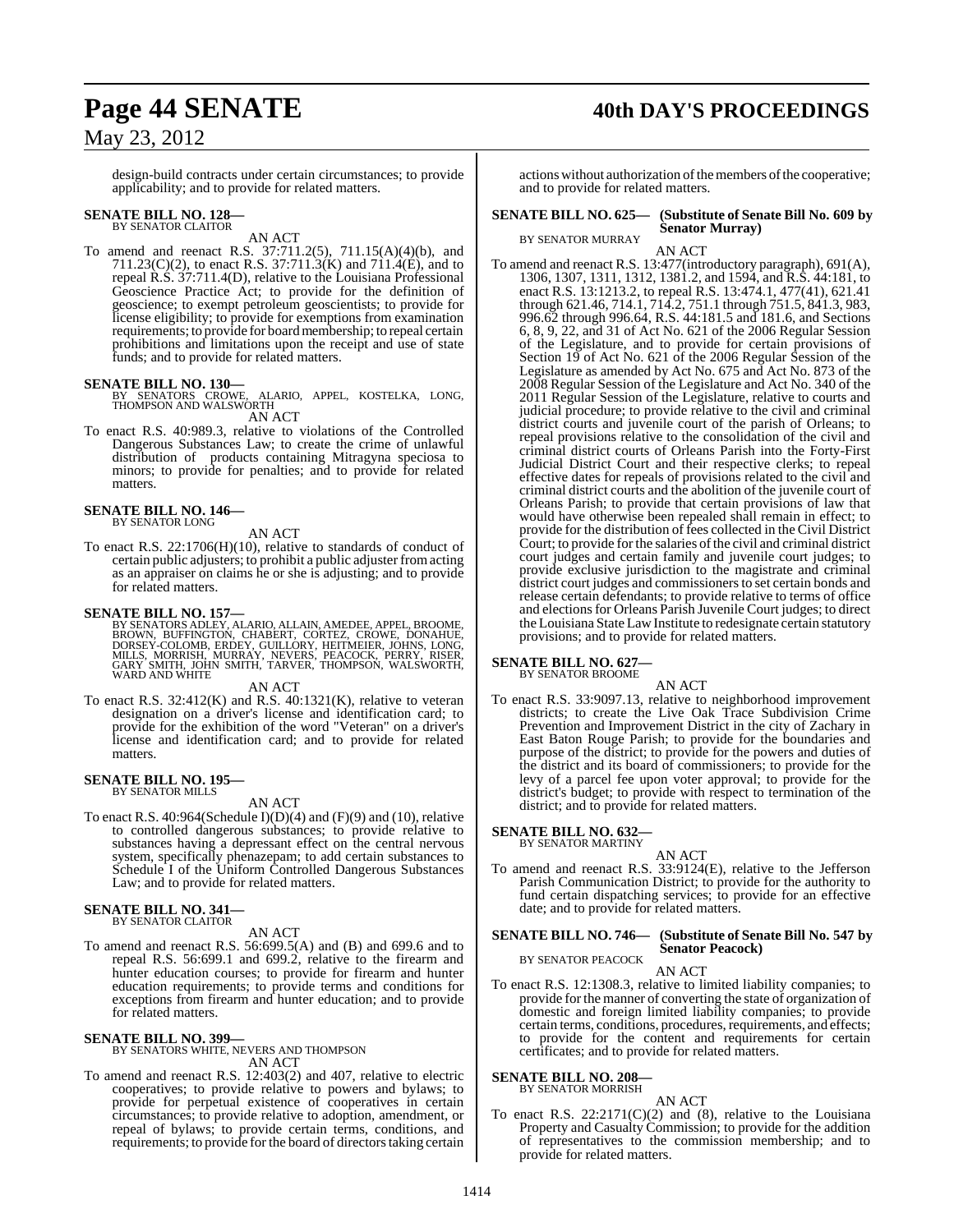design-build contracts under certain circumstances; to provide applicability; and to provide for related matters.

**SENATE BILL NO. 128—**
BY SENATOR CLAITOR

AN ACT

To amend and reenact R.S. 37:711.2(5), 711.15(A)(4)(b), and 711.23(C)(2), to enact R.S. 37:711.3(K) and 711.4(E), and to repeal R.S. 37:711.4(D), relative to the Louisiana Professional Geoscience Practice Act; to provide for the definition of geoscience; to exempt petroleum geoscientists; to provide for license eligibility; to provide for exemptions from examination requirements; to provide for board membership; to repeal certain prohibitions and limitations upon the receipt and use of state funds; and to provide for related matters.

**SENATE BILL NO. 130—**
BY SENATORS CROWE, ALARIO, APPEL, KOSTELKA, LONG, THOMPSON AND WALSWORTH

AN ACT

To enact R.S. 40:989.3, relative to violations of the Controlled Dangerous Substances Law; to create the crime of unlawful distribution of products containing Mitragyna speciosa to minors; to provide for penalties; and to provide for related matters.

**SENATE BILL NO. 146—**
BY SENATOR LONG

AN ACT

To enact R.S. 22:1706(H)(10), relative to standards of conduct of certain public adjusters; to prohibit a public adjuster from acting as an appraiser on claims he or she is adjusting; and to provide for related matters.

**SENATE BILL NO. 157—**
BY SENATORS ADLEY, ALARIO, ALLAIN, AMEDEE, APPEL, BROOME, BROWN, BUFFINGTON, CHABERT, CORTEZ, CROWE, DONAHUE, DORSEY-COLOMB, ERDEY, GUILLORY, HEITMEIER, JOHNS, LONG, MILLS, MORRISH, MURRAY, NEVERS, PEACOCK, PERRY, RISER, GARY SMITH, JOHN SMITH, TARVER, THOMPSON, WALSWORTH, WARD AND WHITE

AN ACT

To enact R.S. 32:412(K) and R.S. 40:1321(K), relative to veteran designation on a driver's license and identification card; to provide for the exhibition of the word "Veteran" on a driver's license and identification card; and to provide for related matters.

**SENATE BILL NO. 195—**
BY SENATOR MILLS

AN ACT

To enact R.S. 40:964(Schedule I)(D)(4) and (F)(9) and (10), relative to controlled dangerous substances; to provide relative to substances having a depressant effect on the central nervous system, specifically phenazepam; to add certain substances to Schedule I of the Uniform Controlled Dangerous Substances Law; and to provide for related matters.

**SENATE BILL NO. 341—**
BY SENATOR CLAITOR

AN ACT

To amend and reenact R.S. 56:699.5(A) and (B) and 699.6 and to repeal R.S. 56:699.1 and 699.2, relative to the firearm and hunter education courses; to provide for firearm and hunter education requirements; to provide terms and conditions for exceptions from firearm and hunter education; and to provide for related matters.

**SENATE BILL NO. 399—**
BY SENATORS WHITE, NEVERS AND THOMPSON

AN ACT

To amend and reenact R.S. 12:403(2) and 407, relative to electric cooperatives; to provide relative to powers and bylaws; to provide for perpetual existence of cooperatives in certain circumstances; to provide relative to adoption, amendment, or repeal of bylaws; to provide certain terms, conditions, and requirements; to provide for the board of directors taking certain actions without authorization of the members of the cooperative; and to provide for related matters.

**SENATE BILL NO. 625— (Substitute of Senate Bill No. 609 by Senator Murray)**
BY SENATOR MURRAY

AN ACT

To amend and reenact R.S. 13:477(introductory paragraph), 691(A), 1306, 1307, 1311, 1312, 1381.2, and 1594, and R.S. 44:181, to enact R.S. 13:1213.2, to repeal R.S. 13:474.1, 477(41), 621.41 through 621.46, 714.1, 714.2, 751.1 through 751.5, 841.3, 983, 996.62 through 996.64, R.S. 44:181.5 and 181.6, and Sections 6, 8, 9, 22, and 31 of Act No. 621 of the 2006 Regular Session of the Legislature, and to provide for certain provisions of Section 19 of Act No. 621 of the 2006 Regular Session of the Legislature as amended by Act No. 675 and Act No. 873 of the 2008 Regular Session of the Legislature and Act No. 340 of the 2011 Regular Session of the Legislature, relative to courts and judicial procedure; to provide relative to the civil and criminal district courts and juvenile court of the parish of Orleans; to repeal provisions relative to the consolidation of the civil and criminal district courts of Orleans Parish into the Forty-First Judicial District Court and their respective clerks; to repeal effective dates for repeals of provisions related to the civil and criminal district courts and the abolition of the juvenile court of Orleans Parish; to provide that certain provisions of law that would have otherwise been repealed shall remain in effect; to provide for the distribution of fees collected in the Civil District Court; to provide for the salaries of the civil and criminal district court judges and certain family and juvenile court judges; to provide exclusive jurisdiction to the magistrate and criminal district court judges and commissioners to set certain bonds and release certain defendants; to provide relative to terms of office and elections for Orleans Parish Juvenile Court judges; to direct the Louisiana State Law Institute to redesignate certain statutory provisions; and to provide for related matters.

**SENATE BILL NO. 627—**
BY SENATOR BROOME

AN ACT

To enact R.S. 33:9097.13, relative to neighborhood improvement districts; to create the Live Oak Trace Subdivision Crime Prevention and Improvement District in the city of Zachary in East Baton Rouge Parish; to provide for the boundaries and purpose of the district; to provide for the powers and duties of the district and its board of commissioners; to provide for the levy of a parcel fee upon voter approval; to provide for the district's budget; to provide with respect to termination of the district; and to provide for related matters.

**SENATE BILL NO. 632—**
BY SENATOR MARTINY

AN ACT

To amend and reenact R.S. 33:9124(E), relative to the Jefferson Parish Communication District; to provide for the authority to fund certain dispatching services; to provide for an effective date; and to provide for related matters.

**SENATE BILL NO. 746— (Substitute of Senate Bill No. 547 by Senator Peacock)**
BY SENATOR PEACOCK

AN ACT

To enact R.S. 12:1308.3, relative to limited liability companies; to provide for the manner of converting the state of organization of domestic and foreign limited liability companies; to provide certain terms, conditions, procedures, requirements, and effects; to provide for the content and requirements for certain certificates; and to provide for related matters.

**SENATE BILL NO. 208—**
BY SENATOR MORRISH

AN ACT

To enact R.S. 22:2171(C)(2) and (8), relative to the Louisiana Property and Casualty Commission; to provide for the addition of representatives to the commission membership; and to provide for related matters.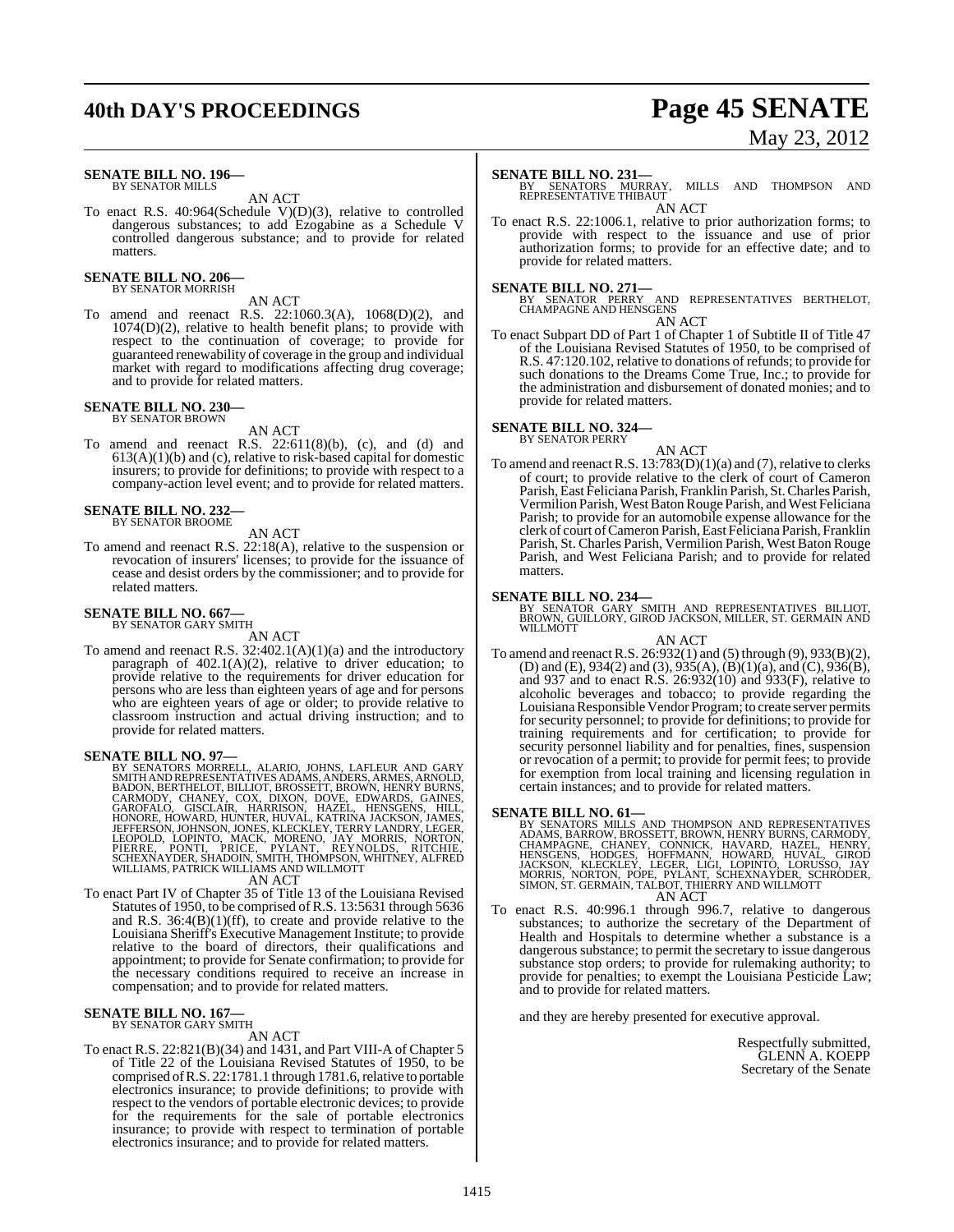**SENATE BILL NO. 196—**
BY SENATOR MILLS

AN ACT

To enact R.S. 40:964(Schedule V)(D)(3), relative to controlled dangerous substances; to add Ezogabine as a Schedule V controlled dangerous substance; and to provide for related matters.

**SENATE BILL NO. 206—**
BY SENATOR MORRISH

AN ACT

To amend and reenact R.S. 22:1060.3(A), 1068(D)(2), and 1074(D)(2), relative to health benefit plans; to provide with respect to the continuation of coverage; to provide for guaranteed renewability of coverage in the group and individual market with regard to modifications affecting drug coverage; and to provide for related matters.

**SENATE BILL NO. 230—**
BY SENATOR BROWN

AN ACT

To amend and reenact R.S. 22:611(8)(b), (c), and (d) and 613(A)(1)(b) and (c), relative to risk-based capital for domestic insurers; to provide for definitions; to provide with respect to a company-action level event; and to provide for related matters.

**SENATE BILL NO. 232—**
BY SENATOR BROOME

AN ACT

To amend and reenact R.S. 22:18(A), relative to the suspension or revocation of insurers' licenses; to provide for the issuance of cease and desist orders by the commissioner; and to provide for related matters.

**SENATE BILL NO. 667—**
BY SENATOR GARY SMITH

AN ACT

To amend and reenact R.S. 32:402.1(A)(1)(a) and the introductory paragraph of 402.1(A)(2), relative to driver education; to provide relative to the requirements for driver education for persons who are less than eighteen years of age and for persons who are eighteen years of age or older; to provide relative to classroom instruction and actual driving instruction; and to provide for related matters.

**SENATE BILL NO. 97—**
BY SENATORS MORRELL, ALARIO, JOHNS, LAFLEUR AND GARY SMITH AND REPRESENTATIVES ADAMS, ANDERS, ARMES, ARNOLD, BADON, BERTHELOT, BILLIOT, BROSSETT, BROWN, HENRY BURNS, CARMODY, CHANEY, COX, DIXON, DOVE, EDWARDS, GAINES, GAROFALO, GISCLAIR, HARRISON, HAZEL, HENSGENS, HILL, HONORE, HOWARD, HUNTER, HUVAL, KATRINA JACKSON, JAMES, JEFFERSON, JOHNSON, JONES, KLECKLEY, TERRY LANDRY, LEGER, LEOPOLD, LOPINTO, MACK, MORENO, JAY MORRIS, NORTON, PIERRE, PONTI, PRICE, PYLANT, REYNOLDS, RITCHIE, SCHEXNAYDER, SHADOIN, SMITH, THOMPSON, WHITNEY, ALFRED WILLIAMS, PATRICK WILLIAMS AND WILLMOTT

AN ACT

To enact Part IV of Chapter 35 of Title 13 of the Louisiana Revised Statutes of 1950, to be comprised of R.S. 13:5631 through 5636 and R.S. 36:4(B)(1)(ff), to create and provide relative to the Louisiana Sheriff's Executive Management Institute; to provide relative to the board of directors, their qualifications and appointment; to provide for Senate confirmation; to provide for the necessary conditions required to receive an increase in compensation; and to provide for related matters.

**SENATE BILL NO. 167—**
BY SENATOR GARY SMITH

AN ACT

To enact R.S. 22:821(B)(34) and 1431, and Part VIII-A of Chapter 5 of Title 22 of the Louisiana Revised Statutes of 1950, to be comprised of R.S. 22:1781.1 through 1781.6, relative to portable electronics insurance; to provide definitions; to provide with respect to the vendors of portable electronic devices; to provide for the requirements for the sale of portable electronics insurance; to provide with respect to termination of portable electronics insurance; and to provide for related matters.

**SENATE BILL NO. 231—**
BY SENATORS MURRAY, MILLS AND THOMPSON AND REPRESENTATIVE THIBAUT

AN ACT

To enact R.S. 22:1006.1, relative to prior authorization forms; to provide with respect to the issuance and use of prior authorization forms; to provide for an effective date; and to provide for related matters.

**SENATE BILL NO. 271—**
BY SENATOR PERRY AND REPRESENTATIVES BERTHELOT, CHAMPAGNE AND HENSGENS

AN ACT

To enact Subpart DD of Part 1 of Chapter 1 of Subtitle II of Title 47 of the Louisiana Revised Statutes of 1950, to be comprised of R.S. 47:120.102, relative to donations of refunds; to provide for such donations to the Dreams Come True, Inc.; to provide for the administration and disbursement of donated monies; and to provide for related matters.

**SENATE BILL NO. 324—**
BY SENATOR PERRY

AN ACT

To amend and reenact R.S. 13:783(D)(1)(a) and (7), relative to clerks of court; to provide relative to the clerk of court of Cameron Parish, East Feliciana Parish, Franklin Parish, St. Charles Parish, Vermilion Parish, West Baton Rouge Parish, and West Feliciana Parish; to provide for an automobile expense allowance for the clerk of court of Cameron Parish, East Feliciana Parish, Franklin Parish, St. Charles Parish, Vermilion Parish, West Baton Rouge Parish, and West Feliciana Parish; and to provide for related matters.

**SENATE BILL NO. 234—**
BY SENATOR GARY SMITH AND REPRESENTATIVES BILLIOT, BROWN, GUILLORY, GIROD JACKSON, MILLER, ST. GERMAIN AND WILLMOTT

AN ACT

To amend and reenact R.S. 26:932(1) and (5) through (9), 933(B)(2), (D) and (E), 934(2) and (3), 935(A), (B)(1)(a), and (C), 936(B), and 937 and to enact R.S. 26:932(10) and 933(F), relative to alcoholic beverages and tobacco; to provide regarding the Louisiana Responsible Vendor Program; to create server permits for security personnel; to provide for definitions; to provide for training requirements and for certification; to provide for security personnel liability and for penalties, fines, suspension or revocation of a permit; to provide for permit fees; to provide for exemption from local training and licensing regulation in certain instances; and to provide for related matters.

**SENATE BILL NO. 61—**
BY SENATORS MILLS AND THOMPSON AND REPRESENTATIVES ADAMS, BARROW, BROSSETT, BROWN, HENRY BURNS, CARMODY, CHAMPAGNE, CHANEY, CONNICK, HAVARD, HAZEL, HENRY, HENSGENS, HODGES, HOFFMANN, HOWARD, HUVAL, GIROD JACKSON, KLECKLEY, LEGER, LIGI, LOPINTO, LORUSSO, JAY MORRIS, NORTON, POPE, PYLANT, SCHEXNAYDER, SCHRODER, SIMON, ST. GERMAIN, TALBOT, THIERRY AND WILLMOTT

AN ACT

To enact R.S. 40:996.1 through 996.7, relative to dangerous substances; to authorize the secretary of the Department of Health and Hospitals to determine whether a substance is a dangerous substance; to permit the secretary to issue dangerous substance stop orders; to provide for rulemaking authority; to provide for penalties; to exempt the Louisiana Pesticide Law; and to provide for related matters.

and they are hereby presented for executive approval.

Respectfully submitted,
GLENN A. KOEPP
Secretary of the Senate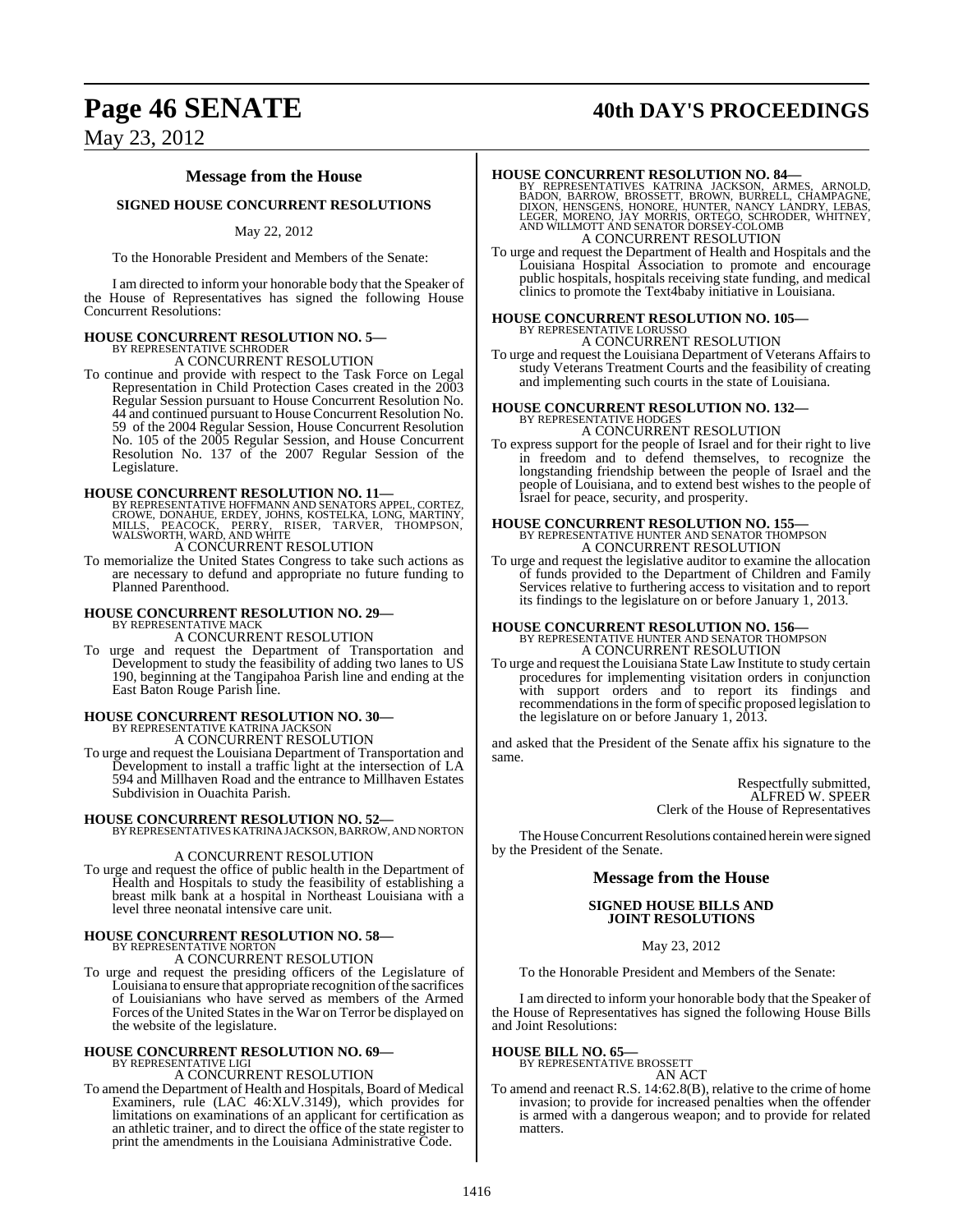## Message from the House

### SIGNED HOUSE CONCURRENT RESOLUTIONS

May 22, 2012

To the Honorable President and Members of the Senate:

I am directed to inform your honorable body that the Speaker of the House of Representatives has signed the following House Concurrent Resolutions:

**HOUSE CONCURRENT RESOLUTION NO. 5—**
BY REPRESENTATIVE SCHRODER
A CONCURRENT RESOLUTION

To continue and provide with respect to the Task Force on Legal Representation in Child Protection Cases created in the 2003 Regular Session pursuant to House Concurrent Resolution No. 44 and continued pursuant to House Concurrent Resolution No. 59 of the 2004 Regular Session, House Concurrent Resolution No. 105 of the 2005 Regular Session, and House Concurrent Resolution No. 137 of the 2007 Regular Session of the Legislature.

**HOUSE CONCURRENT RESOLUTION NO. 11—**
BY REPRESENTATIVE HOFFMANN AND SENATORS APPEL, CORTEZ, CROWE, DONAHUE, ERDEY, JOHNS, KOSTELKA, LONG, MARTINY, MILLS, PEACOCK, PERRY, RISER, TARVER, THOMPSON, WALSWORTH, WARD, AND WHITE
A CONCURRENT RESOLUTION

To memorialize the United States Congress to take such actions as are necessary to defund and appropriate no future funding to Planned Parenthood.

**HOUSE CONCURRENT RESOLUTION NO. 29—**
BY REPRESENTATIVE MACK
A CONCURRENT RESOLUTION

To urge and request the Department of Transportation and Development to study the feasibility of adding two lanes to US 190, beginning at the Tangipahoa Parish line and ending at the East Baton Rouge Parish line.

**HOUSE CONCURRENT RESOLUTION NO. 30—**
BY REPRESENTATIVE KATRINA JACKSON
A CONCURRENT RESOLUTION

To urge and request the Louisiana Department of Transportation and Development to install a traffic light at the intersection of LA 594 and Millhaven Road and the entrance to Millhaven Estates Subdivision in Ouachita Parish.

**HOUSE CONCURRENT RESOLUTION NO. 52—**
BY REPRESENTATIVES KATRINA JACKSON, BARROW, AND NORTON
A CONCURRENT RESOLUTION

To urge and request the office of public health in the Department of Health and Hospitals to study the feasibility of establishing a breast milk bank at a hospital in Northeast Louisiana with a level three neonatal intensive care unit.

**HOUSE CONCURRENT RESOLUTION NO. 58—**
BY REPRESENTATIVE NORTON
A CONCURRENT RESOLUTION

To urge and request the presiding officers of the Legislature of Louisiana to ensure that appropriate recognition of the sacrifices of Louisianians who have served as members of the Armed Forces of the United States in the War on Terror be displayed on the website of the legislature.

**HOUSE CONCURRENT RESOLUTION NO. 69—**
BY REPRESENTATIVE LIGI
A CONCURRENT RESOLUTION

To amend the Department of Health and Hospitals, Board of Medical Examiners, rule (LAC 46:XLV.3149), which provides for limitations on examinations of an applicant for certification as an athletic trainer, and to direct the office of the state register to print the amendments in the Louisiana Administrative Code.

**HOUSE CONCURRENT RESOLUTION NO. 84—**
BY REPRESENTATIVES KATRINA JACKSON, ARMES, ARNOLD, BADON, BARROW, BROSSETT, BROWN, BURRELL, CHAMPAGNE, DIXON, HENSGENS, HONORE, HUNTER, NANCY LANDRY, LEBAS, LEGER, MORENO, JAY MORRIS, ORTEGO, SCHRODER, WHITNEY, AND WILLMOTT AND SENATOR DORSEY-COLOMB
A CONCURRENT RESOLUTION

To urge and request the Department of Health and Hospitals and the Louisiana Hospital Association to promote and encourage public hospitals, hospitals receiving state funding, and medical clinics to promote the Text4baby initiative in Louisiana.

**HOUSE CONCURRENT RESOLUTION NO. 105—**
BY REPRESENTATIVE LORUSSO
A CONCURRENT RESOLUTION

To urge and request the Louisiana Department of Veterans Affairs to study Veterans Treatment Courts and the feasibility of creating and implementing such courts in the state of Louisiana.

**HOUSE CONCURRENT RESOLUTION NO. 132—**
BY REPRESENTATIVE HODGES
A CONCURRENT RESOLUTION

To express support for the people of Israel and for their right to live in freedom and to defend themselves, to recognize the longstanding friendship between the people of Israel and the people of Louisiana, and to extend best wishes to the people of Israel for peace, security, and prosperity.

**HOUSE CONCURRENT RESOLUTION NO. 155—**
BY REPRESENTATIVE HUNTER AND SENATOR THOMPSON
A CONCURRENT RESOLUTION

To urge and request the legislative auditor to examine the allocation of funds provided to the Department of Children and Family Services relative to furthering access to visitation and to report its findings to the legislature on or before January 1, 2013.

**HOUSE CONCURRENT RESOLUTION NO. 156—**
BY REPRESENTATIVE HUNTER AND SENATOR THOMPSON
A CONCURRENT RESOLUTION

To urge and request the Louisiana State Law Institute to study certain procedures for implementing visitation orders in conjunction with support orders and to report its findings and recommendations in the form of specific proposed legislation to the legislature on or before January 1, 2013.

and asked that the President of the Senate affix his signature to the same.

Respectfully submitted,
ALFRED W. SPEER
Clerk of the House of Representatives

The House Concurrent Resolutions contained herein were signed by the President of the Senate.

## Message from the House

### SIGNED HOUSE BILLS AND JOINT RESOLUTIONS

May 23, 2012

To the Honorable President and Members of the Senate:

I am directed to inform your honorable body that the Speaker of the House of Representatives has signed the following House Bills and Joint Resolutions:

**HOUSE BILL NO. 65—**
BY REPRESENTATIVE BROSSETT
AN ACT

To amend and reenact R.S. 14:62.8(B), relative to the crime of home invasion; to provide for increased penalties when the offender is armed with a dangerous weapon; and to provide for related matters.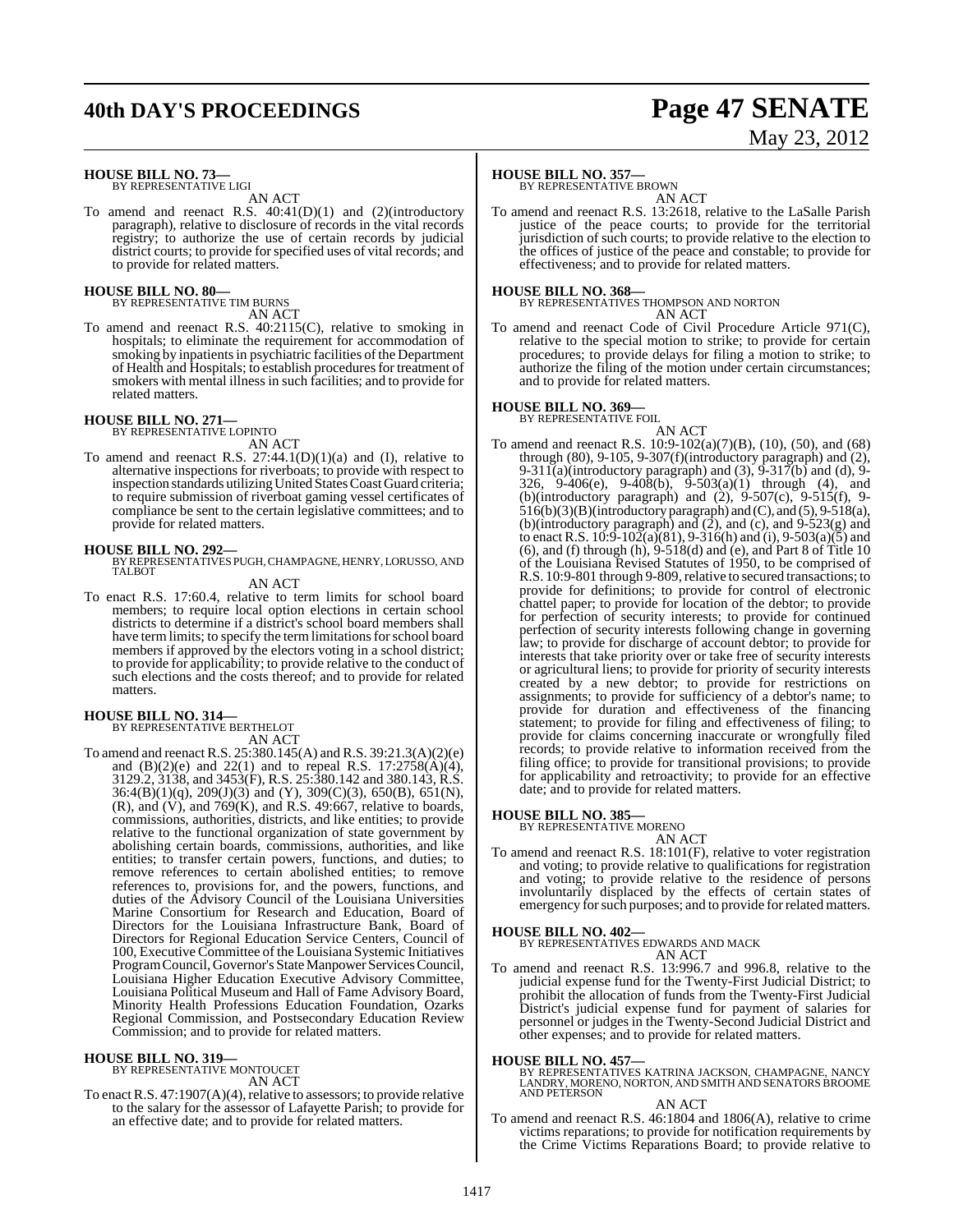**HOUSE BILL NO. 73—**
BY REPRESENTATIVE LIGI

AN ACT

To amend and reenact R.S. 40:41(D)(1) and (2)(introductory paragraph), relative to disclosure of records in the vital records registry; to authorize the use of certain records by judicial district courts; to provide for specified uses of vital records; and to provide for related matters.

**HOUSE BILL NO. 80—**
BY REPRESENTATIVE TIM BURNS

AN ACT

To amend and reenact R.S. 40:2115(C), relative to smoking in hospitals; to eliminate the requirement for accommodation of smoking by inpatients in psychiatric facilities of the Department of Health and Hospitals; to establish procedures for treatment of smokers with mental illness in such facilities; and to provide for related matters.

**HOUSE BILL NO. 271—**
BY REPRESENTATIVE LOPINTO

AN ACT

To amend and reenact R.S. 27:44.1(D)(1)(a) and (I), relative to alternative inspections for riverboats; to provide with respect to inspection standards utilizing United States Coast Guard criteria; to require submission of riverboat gaming vessel certificates of compliance be sent to the certain legislative committees; and to provide for related matters.

**HOUSE BILL NO. 292—**
BY REPRESENTATIVES PUGH, CHAMPAGNE, HENRY, LORUSSO, AND TALBOT

AN ACT

To enact R.S. 17:60.4, relative to term limits for school board members; to require local option elections in certain school districts to determine if a district's school board members shall have term limits; to specify the term limitations for school board members if approved by the electors voting in a school district; to provide for applicability; to provide relative to the conduct of such elections and the costs thereof; and to provide for related matters.

**HOUSE BILL NO. 314—**
BY REPRESENTATIVE BERTHELOT

AN ACT

To amend and reenact R.S. 25:380.145(A) and R.S. 39:21.3(A)(2)(e) and (B)(2)(e) and 22(1) and to repeal R.S. 17:2758(A)(4), 3129.2, 3138, and 3453(F), R.S. 25:380.142 and 380.143, R.S. 36:4(B)(1)(q), 209(J)(3) and (Y), 309(C)(3), 650(B), 651(N), (R), and (V), and 769(K), and R.S. 49:667, relative to boards, commissions, authorities, districts, and like entities; to provide relative to the functional organization of state government by abolishing certain boards, commissions, authorities, and like entities; to transfer certain powers, functions, and duties; to remove references to certain abolished entities; to remove references to, provisions for, and the powers, functions, and duties of the Advisory Council of the Louisiana Universities Marine Consortium for Research and Education, Board of Directors for the Louisiana Infrastructure Bank, Board of Directors for Regional Education Service Centers, Council of 100, Executive Committee of the Louisiana Systemic Initiatives Program Council, Governor's State Manpower Services Council, Louisiana Higher Education Executive Advisory Committee, Louisiana Political Museum and Hall of Fame Advisory Board, Minority Health Professions Education Foundation, Ozarks Regional Commission, and Postsecondary Education Review Commission; and to provide for related matters.

**HOUSE BILL NO. 319—**
BY REPRESENTATIVE MONTOUCET

AN ACT

To enact R.S. 47:1907(A)(4), relative to assessors; to provide relative to the salary for the assessor of Lafayette Parish; to provide for an effective date; and to provide for related matters.

**HOUSE BILL NO. 357—**
BY REPRESENTATIVE BROWN

AN ACT

To amend and reenact R.S. 13:2618, relative to the LaSalle Parish justice of the peace courts; to provide for the territorial jurisdiction of such courts; to provide relative to the election to the offices of justice of the peace and constable; to provide for effectiveness; and to provide for related matters.

**HOUSE BILL NO. 368—**
BY REPRESENTATIVES THOMPSON AND NORTON

AN ACT

To amend and reenact Code of Civil Procedure Article 971(C), relative to the special motion to strike; to provide for certain procedures; to provide delays for filing a motion to strike; to authorize the filing of the motion under certain circumstances; and to provide for related matters.

**HOUSE BILL NO. 369—**
BY REPRESENTATIVE FOIL

AN ACT

To amend and reenact R.S. 10:9-102(a)(7)(B), (10), (50), and (68) through (80), 9-105, 9-307(f)(introductory paragraph) and (2), 9-311(a)(introductory paragraph) and (3), 9-317(b) and (d), 9-326, 9-406(e), 9-408(b), 9-503(a)(1) through (4), and (b)(introductory paragraph) and (2), 9-507(c), 9-515(f), 9-516(b)(3)(B)(introductory paragraph) and (C), and (5), 9-518(a), (b)(introductory paragraph) and (2), and (c), and 9-523(g) and to enact R.S. 10:9-102(a)(81), 9-316(h) and (i), 9-503(a)(5) and (6), and (f) through (h), 9-518(d) and (e), and Part 8 of Title 10 of the Louisiana Revised Statutes of 1950, to be comprised of R.S. 10:9-801 through 9-809, relative to secured transactions; to provide for definitions; to provide for control of electronic chattel paper; to provide for location of the debtor; to provide for perfection of security interests; to provide for continued perfection of security interests following change in governing law; to provide for discharge of account debtor; to provide for interests that take priority over or take free of security interests or agricultural liens; to provide for priority of security interests created by a new debtor; to provide for restrictions on assignments; to provide for sufficiency of a debtor's name; to provide for duration and effectiveness of the financing statement; to provide for filing and effectiveness of filing; to provide for claims concerning inaccurate or wrongfully filed records; to provide relative to information received from the filing office; to provide for transitional provisions; to provide for applicability and retroactivity; to provide for an effective date; and to provide for related matters.

**HOUSE BILL NO. 385—**
BY REPRESENTATIVE MORENO

AN ACT

To amend and reenact R.S. 18:101(F), relative to voter registration and voting; to provide relative to qualifications for registration and voting; to provide relative to the residence of persons involuntarily displaced by the effects of certain states of emergency for such purposes; and to provide for related matters.

**HOUSE BILL NO. 402—**
BY REPRESENTATIVES EDWARDS AND MACK

AN ACT

To amend and reenact R.S. 13:996.7 and 996.8, relative to the judicial expense fund for the Twenty-First Judicial District; to prohibit the allocation of funds from the Twenty-First Judicial District's judicial expense fund for payment of salaries for personnel or judges in the Twenty-Second Judicial District and other expenses; and to provide for related matters.

**HOUSE BILL NO. 457—**
BY REPRESENTATIVES KATRINA JACKSON, CHAMPAGNE, NANCY LANDRY, MORENO, NORTON, AND SMITH AND SENATORS BROOME AND PETERSON

AN ACT

To amend and reenact R.S. 46:1804 and 1806(A), relative to crime victims reparations; to provide for notification requirements by the Crime Victims Reparations Board; to provide relative to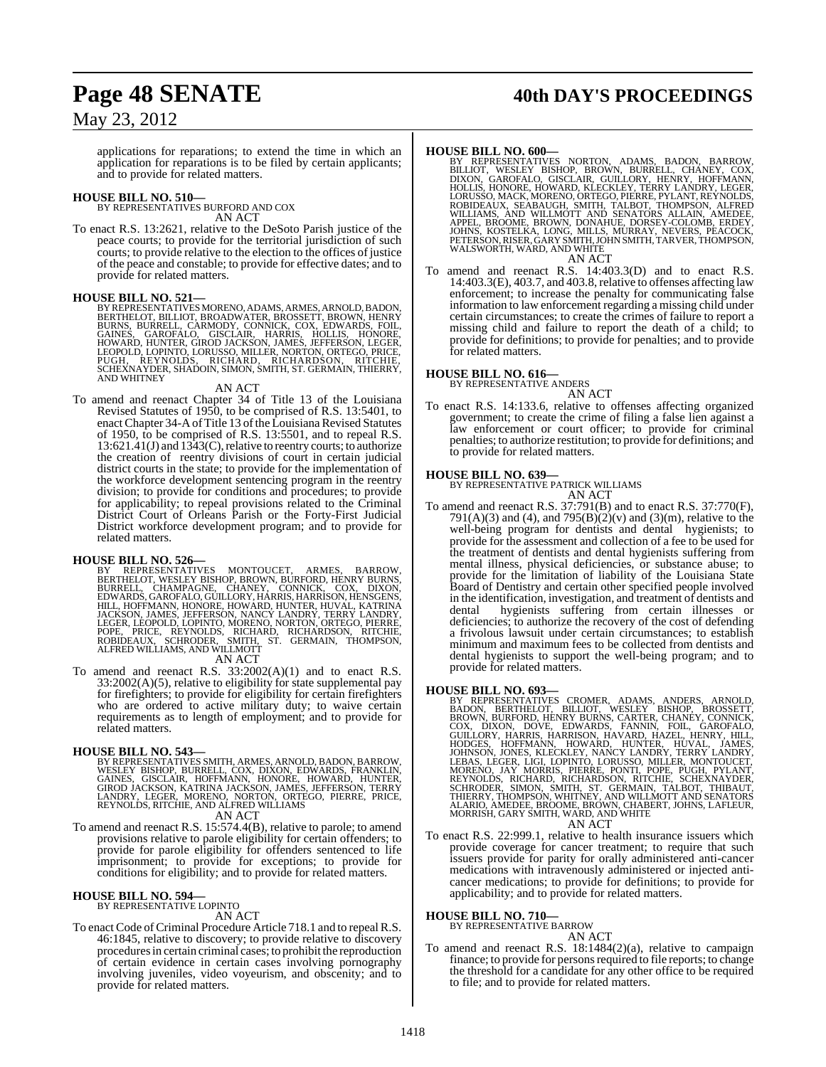applications for reparations; to extend the time in which an application for reparations is to be filed by certain applicants; and to provide for related matters.

**HOUSE BILL NO. 510—**
BY REPRESENTATIVES BURFORD AND COX
AN ACT

To enact R.S. 13:2621, relative to the DeSoto Parish justice of the peace courts; to provide for the territorial jurisdiction of such courts; to provide relative to the election to the offices of justice of the peace and constable; to provide for effective dates; and to provide for related matters.

**HOUSE BILL NO. 521—**
BY REPRESENTATIVES MORENO, ADAMS, ARMES, ARNOLD, BADON, BERTHELOT, BILLIOT, BROADWATER, BROSSETT, BROWN, HENRY BURNS, BURRELL, CARMODY, CONNICK, COX, EDWARDS, FOIL, GAINES, GAROFALO, GISCLAIR, HARRIS, HOLLIS, HONORE, HOWARD, HUNTER, GIROD JACKSON, JAMES, JEFFERSON, LEGER, LEOPOLD, LOPINTO, LORUSSO, MILLER, NORTON, ORTEGO, PRICE, PUGH, REYNOLDS, RICHARD, RICHARDSON, RITCHIE, SCHEXNAYDER, SHADOIN, SIMON, SMITH, ST. GERMAIN, THIERRY, AND WHITNEY
AN ACT

To amend and reenact Chapter 34 of Title 13 of the Louisiana Revised Statutes of 1950, to be comprised of R.S. 13:5401, to enact Chapter 34-A of Title 13 of the Louisiana Revised Statutes of 1950, to be comprised of R.S. 13:5501, and to repeal R.S. 13:621.41(J) and 1343(C), relative to reentry courts; to authorize the creation of reentry divisions of court in certain judicial district courts in the state; to provide for the implementation of the workforce development sentencing program in the reentry division; to provide for conditions and procedures; to provide for applicability; to repeal provisions related to the Criminal District Court of Orleans Parish or the Forty-First Judicial District workforce development program; and to provide for related matters.

**HOUSE BILL NO. 526—**
BY REPRESENTATIVES MONTOUCET, ARMES, BARROW, BERTHELOT, WESLEY BISHOP, BROWN, BURFORD, HENRY BURNS, BURRELL, CHAMPAGNE, CHANEY, CONNICK, COX, DIXON, EDWARDS, GAROFALO, GUILLORY, HARRIS, HARRISON, HENSGENS, HILL, HOFFMANN, HONORE, HOWARD, HUNTER, HUVAL, KATRINA JACKSON, JAMES, JEFFERSON, NANCY LANDRY, TERRY LANDRY, LEGER, LEOPOLD, LOPINTO, MORENO, NORTON, ORTEGO, PIERRE, POPE, PRICE, REYNOLDS, RICHARD, RICHARDSON, RITCHIE, ROBIDEAUX, SCHRODER, SMITH, ST. GERMAIN, THOMPSON, ALFRED WILLIAMS, AND WILLMOTT
AN ACT

To amend and reenact R.S. 33:2002(A)(1) and to enact R.S. 33:2002(A)(5), relative to eligibility for state supplemental pay for firefighters; to provide for eligibility for certain firefighters who are ordered to active military duty; to waive certain requirements as to length of employment; and to provide for related matters.

**HOUSE BILL NO. 543—**
BY REPRESENTATIVES SMITH, ARMES, ARNOLD, BADON, BARROW, WESLEY BISHOP, BURRELL, COX, DIXON, EDWARDS, FRANKLIN, GAINES, GISCLAIR, HOFFMANN, HONORE, HOWARD, HUNTER, GIROD JACKSON, KATRINA JACKSON, JAMES, JEFFERSON, TERRY LANDRY, LEGER, MORENO, NORTON, ORTEGO, PIERRE, PRICE, REYNOLDS, RITCHIE, AND ALFRED WILLIAMS
AN ACT

To amend and reenact R.S. 15:574.4(B), relative to parole; to amend provisions relative to parole eligibility for certain offenders; to provide for parole eligibility for offenders sentenced to life imprisonment; to provide for exceptions; to provide for conditions for eligibility; and to provide for related matters.

**HOUSE BILL NO. 594—**
BY REPRESENTATIVE LOPINTO
AN ACT

To enact Code of Criminal Procedure Article 718.1 and to repeal R.S. 46:1845, relative to discovery; to provide relative to discovery procedures in certain criminal cases; to prohibit the reproduction of certain evidence in certain cases involving pornography involving juveniles, video voyeurism, and obscenity; and to provide for related matters.

**HOUSE BILL NO. 600—**
BY REPRESENTATIVES NORTON, ADAMS, BADON, BARROW, BILLIOT, WESLEY BISHOP, BROWN, BURRELL, CHANEY, COX, DIXON, GAROFALO, GISCLAIR, GUILLORY, HENRY, HOFFMANN, HOLLIS, HONORE, HOWARD, KLECKLEY, TERRY LANDRY, LEGER, LORUSSO, MACK, MORENO, ORTEGO, PIERRE, PYLANT, REYNOLDS, ROBIDEAUX, SEABAUGH, SMITH, TALBOT, THOMPSON, ALFRED WILLIAMS, AND WILLMOTT AND SENATORS ALLAIN, AMEDEE, APPEL, BROOME, BROWN, DONAHUE, DORSEY-COLOMB, ERDEY, JOHNS, KOSTELKA, LONG, MILLS, MURRAY, NEVERS, PEACOCK, PETERSON, RISER, GARY SMITH, JOHN SMITH, TARVER, THOMPSON, WALSWORTH, WARD, AND WHITE
AN ACT

To amend and reenact R.S. 14:403.3(D) and to enact R.S. 14:403.3(E), 403.7, and 403.8, relative to offenses affecting law enforcement; to increase the penalty for communicating false information to law enforcement regarding a missing child under certain circumstances; to create the crimes of failure to report a missing child and failure to report the death of a child; to provide for definitions; to provide for penalties; and to provide for related matters.

**HOUSE BILL NO. 616—**
BY REPRESENTATIVE ANDERS
AN ACT

To enact R.S. 14:133.6, relative to offenses affecting organized government; to create the crime of filing a false lien against a law enforcement or court officer; to provide for criminal penalties; to authorize restitution; to provide for definitions; and to provide for related matters.

**HOUSE BILL NO. 639—**
BY REPRESENTATIVE PATRICK WILLIAMS
AN ACT

To amend and reenact R.S. 37:791(B) and to enact R.S. 37:770(F), 791(A)(3) and (4), and 795(B)(2)(v) and (3)(m), relative to the well-being program for dentists and dental hygienists; to provide for the assessment and collection of a fee to be used for the treatment of dentists and dental hygienists suffering from mental illness, physical deficiencies, or substance abuse; to provide for the limitation of liability of the Louisiana State Board of Dentistry and certain other specified people involved in the identification, investigation, and treatment of dentists and dental hygienists suffering from certain illnesses or deficiencies; to authorize the recovery of the cost of defending a frivolous lawsuit under certain circumstances; to establish minimum and maximum fees to be collected from dentists and dental hygienists to support the well-being program; and to provide for related matters.

**HOUSE BILL NO. 693—**
BY REPRESENTATIVES CROMER, ADAMS, ANDERS, ARNOLD, BADON, BERTHELOT, BILLIOT, WESLEY BISHOP, BROSSETT, BROWN, BURFORD, HENRY BURNS, CARTER, CHANEY, CONNICK, COX, DIXON, DOVE, EDWARDS, FANNIN, FOIL, GAROFALO, GUILLORY, HARRIS, HARRISON, HAVARD, HAZEL, HENRY, HILL, HODGES, HOFFMANN, HOWARD, HUNTER, HUVAL, JAMES, JOHNSON, JONES, KLECKLEY, NANCY LANDRY, TERRY LANDRY, LEBAS, LEGER, LIGI, LOPINTO, LORUSSO, MILLER, MONTOUCET, MORENO, JAY MORRIS, PIERRE, PONTI, POPE, PUGH, PYLANT, REYNOLDS, RICHARD, RICHARDSON, RITCHIE, SCHEXNAYDER, SCHRODER, SIMON, SMITH, ST. GERMAIN, TALBOT, THIBAUT, THIERRY, THOMPSON, WHITNEY, AND WILLMOTT AND SENATORS ALARIO, AMEDEE, BROOME, BROWN, CHABERT, JOHNS, LAFLEUR, MORRISH, GARY SMITH, WARD, AND WHITE
AN ACT

To enact R.S. 22:999.1, relative to health insurance issuers which provide coverage for cancer treatment; to require that such issuers provide for parity for orally administered anti-cancer medications with intravenously administered or injected anti-cancer medications; to provide for definitions; to provide for applicability; and to provide for related matters.

**HOUSE BILL NO. 710—**
BY REPRESENTATIVE BARROW
AN ACT

To amend and reenact R.S. 18:1484(2)(a), relative to campaign finance; to provide for persons required to file reports; to change the threshold for a candidate for any other office to be required to file; and to provide for related matters.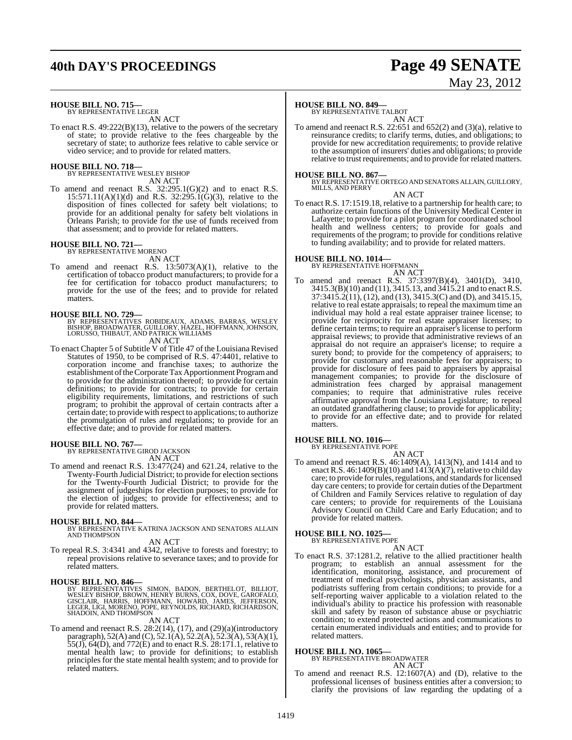**HOUSE BILL NO. 715—**
BY REPRESENTATIVE LEGER

AN ACT

To enact R.S. 49:222(B)(13), relative to the powers of the secretary of state; to provide relative to the fees chargeable by the secretary of state; to authorize fees relative to cable service or video service; and to provide for related matters.

**HOUSE BILL NO. 718—**
BY REPRESENTATIVE WESLEY BISHOP

AN ACT

To amend and reenact R.S. 32:295.1(G)(2) and to enact R.S. 15:571.11(A)(1)(d) and R.S. 32:295.1(G)(3), relative to the disposition of fines collected for safety belt violations; to provide for an additional penalty for safety belt violations in Orleans Parish; to provide for the use of funds received from that assessment; and to provide for related matters.

**HOUSE BILL NO. 721—**
BY REPRESENTATIVE MORENO

AN ACT

To amend and reenact R.S. 13:5073(A)(1), relative to the certification of tobacco product manufacturers; to provide for a fee for certification for tobacco product manufacturers; to provide for the use of the fees; and to provide for related matters.

**HOUSE BILL NO. 729—**
BY REPRESENTATIVES ROBIDEAUX, ADAMS, BARRAS, WESLEY BISHOP, BROADWATER, GUILLORY, HAZEL, HOFFMANN, JOHNSON, LORUSSO, THIBAUT, AND PATRICK WILLIAMS

AN ACT

To enact Chapter 5 of Subtitle V of Title 47 of the Louisiana Revised Statutes of 1950, to be comprised of R.S. 47:4401, relative to corporation income and franchise taxes; to authorize the establishment of the Corporate Tax Apportionment Program and to provide for the administration thereof; to provide for certain definitions; to provide for contracts; to provide for certain eligibility requirements, limitations, and restrictions of such program; to prohibit the approval of certain contracts after a certain date; to provide with respect to applications; to authorize the promulgation of rules and regulations; to provide for an effective date; and to provide for related matters.

**HOUSE BILL NO. 767—**
BY REPRESENTATIVE GIROD JACKSON

AN ACT

To amend and reenact R.S. 13:477(24) and 621.24, relative to the Twenty-Fourth Judicial District; to provide for election sections for the Twenty-Fourth Judicial District; to provide for the assignment of judgeships for election purposes; to provide for the election of judges; to provide for effectiveness; and to provide for related matters.

**HOUSE BILL NO. 844—**
BY REPRESENTATIVE KATRINA JACKSON AND SENATORS ALLAIN AND THOMPSON

AN ACT

To repeal R.S. 3:4341 and 4342, relative to forests and forestry; to repeal provisions relative to severance taxes; and to provide for related matters.

**HOUSE BILL NO. 846—**
BY REPRESENTATIVES SIMON, BADON, BERTHELOT, BILLIOT, WESLEY BISHOP, BROWN, HENRY BURNS, COX, DOVE, GAROFALO, GISCLAIR, HARRIS, HOFFMANN, HOWARD, JAMES, JEFFERSON, LEGER, LIGI, MORENO, POPE, REYNOLDS, RICHARD, RICHARDSON, SHADOIN, AND THOMPSON

AN ACT

To amend and reenact R.S. 28:2(14), (17), and (29)(a)(introductory paragraph), 52(A) and (C), 52.1(A), 52.2(A), 52.3(A), 53(A)(1), 55(J), 64(D), and 772(E) and to enact R.S. 28:171.1, relative to mental health law; to provide for definitions; to establish principles for the state mental health system; and to provide for related matters.

**HOUSE BILL NO. 849—**
BY REPRESENTATIVE TALBOT

AN ACT

To amend and reenact R.S. 22:651 and 652(2) and (3)(a), relative to reinsurance credits; to clarify terms, duties, and obligations; to provide for new accreditation requirements; to provide relative to the assumption of insurers' duties and obligations; to provide relative to trust requirements; and to provide for related matters.

**HOUSE BILL NO. 867—**
BY REPRESENTATIVE ORTEGO AND SENATORS ALLAIN, GUILLORY, MILLS, AND PERRY

AN ACT

To enact R.S. 17:1519.18, relative to a partnership for health care; to authorize certain functions of the University Medical Center in Lafayette; to provide for a pilot program for coordinated school health and wellness centers; to provide for goals and requirements of the program; to provide for conditions relative to funding availability; and to provide for related matters.

**HOUSE BILL NO. 1014—**
BY REPRESENTATIVE HOFFMANN

AN ACT

To amend and reenact R.S. 37:3397(B)(4), 3401(D), 3410, 3415.3(B)(10) and (11), 3415.13, and 3415.21 and to enact R.S. 37:3415.2(11), (12), and (13), 3415.3(C) and (D), and 3415.15, relative to real estate appraisals; to repeal the maximum time an individual may hold a real estate appraiser trainee license; to provide for reciprocity for real estate appraiser licenses; to define certain terms; to require an appraiser's license to perform appraisal reviews; to provide that administrative reviews of an appraisal do not require an appraiser's license; to require a surety bond; to provide for the competency of appraisers; to provide for customary and reasonable fees for appraisers; to provide for disclosure of fees paid to appraisers by appraisal management companies; to provide for the disclosure of administration fees charged by appraisal management companies; to require that administrative rules receive affirmative approval from the Louisiana Legislature; to repeal an outdated grandfathering clause; to provide for applicability; to provide for an effective date; and to provide for related matters.

**HOUSE BILL NO. 1016—**
BY REPRESENTATIVE POPE

AN ACT

To amend and reenact R.S. 46:1409(A), 1413(N), and 1414 and to enact R.S. 46:1409(B)(10) and 1413(A)(7), relative to child day care; to provide for rules, regulations, and standards for licensed day care centers; to provide for certain duties of the Department of Children and Family Services relative to regulation of day care centers; to provide for requirements of the Louisiana Advisory Council on Child Care and Early Education; and to provide for related matters.

**HOUSE BILL NO. 1025—**
BY REPRESENTATIVE POPE

AN ACT

To enact R.S. 37:1281.2, relative to the allied practitioner health program; to establish an annual assessment for the identification, monitoring, assistance, and procurement of treatment of medical psychologists, physician assistants, and podiatrists suffering from certain conditions; to provide for a self-reporting waiver applicable to a violation related to the individual's ability to practice his profession with reasonable skill and safety by reason of substance abuse or psychiatric condition; to extend protected actions and communications to certain enumerated individuals and entities; and to provide for related matters.

**HOUSE BILL NO. 1065—**
BY REPRESENTATIVE BROADWATER

AN ACT

To amend and reenact R.S. 12:1607(A) and (D), relative to the professional licenses of business entities after a conversion; to clarify the provisions of law regarding the updating of a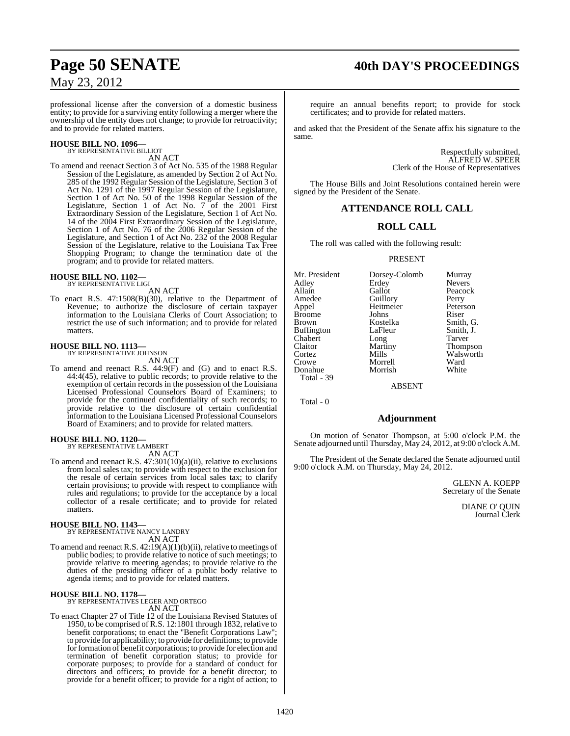professional license after the conversion of a domestic business entity; to provide for a surviving entity following a merger where the ownership of the entity does not change; to provide for retroactivity; and to provide for related matters.

**HOUSE BILL NO. 1096—**
BY REPRESENTATIVE BILLIOT
AN ACT

To amend and reenact Section 3 of Act No. 535 of the 1988 Regular Session of the Legislature, as amended by Section 2 of Act No. 285 of the 1992 Regular Session of the Legislature, Section 3 of Act No. 1291 of the 1997 Regular Session of the Legislature, Section 1 of Act No. 50 of the 1998 Regular Session of the Legislature, Section 1 of Act No. 7 of the 2001 First Extraordinary Session of the Legislature, Section 1 of Act No. 14 of the 2004 First Extraordinary Session of the Legislature, Section 1 of Act No. 76 of the 2006 Regular Session of the Legislature, and Section 1 of Act No. 232 of the 2008 Regular Session of the Legislature, relative to the Louisiana Tax Free Shopping Program; to change the termination date of the program; and to provide for related matters.

**HOUSE BILL NO. 1102—**
BY REPRESENTATIVE LIGI
AN ACT

To enact R.S. 47:1508(B)(30), relative to the Department of Revenue; to authorize the disclosure of certain taxpayer information to the Louisiana Clerks of Court Association; to restrict the use of such information; and to provide for related matters.

**HOUSE BILL NO. 1113—**
BY REPRESENTATIVE JOHNSON
AN ACT

To amend and reenact R.S. 44:9(F) and (G) and to enact R.S. 44:4(45), relative to public records; to provide relative to the exemption of certain records in the possession of the Louisiana Licensed Professional Counselors Board of Examiners; to provide for the continued confidentiality of such records; to provide relative to the disclosure of certain confidential information to the Louisiana Licensed Professional Counselors Board of Examiners; and to provide for related matters.

**HOUSE BILL NO. 1120—**
BY REPRESENTATIVE LAMBERT
AN ACT

To amend and reenact R.S. 47:301(10)(a)(ii), relative to exclusions from local sales tax; to provide with respect to the exclusion for the resale of certain services from local sales tax; to clarify certain provisions; to provide with respect to compliance with rules and regulations; to provide for the acceptance by a local collector of a resale certificate; and to provide for related matters.

**HOUSE BILL NO. 1143—**
BY REPRESENTATIVE NANCY LANDRY
AN ACT

To amend and reenact R.S. 42:19(A)(1)(b)(ii), relative to meetings of public bodies; to provide relative to notice of such meetings; to provide relative to meeting agendas; to provide relative to the duties of the presiding officer of a public body relative to agenda items; and to provide for related matters.

**HOUSE BILL NO. 1178—**
BY REPRESENTATIVES LEGER AND ORTEGO
AN ACT

To enact Chapter 27 of Title 12 of the Louisiana Revised Statutes of 1950, to be comprised of R.S. 12:1801 through 1832, relative to benefit corporations; to enact the "Benefit Corporations Law"; to provide for applicability; to provide for definitions; to provide for formation of benefit corporations; to provide for election and termination of benefit corporation status; to provide for corporate purposes; to provide for a standard of conduct for directors and officers; to provide for a benefit director; to provide for a benefit officer; to provide for a right of action; to require an annual benefits report; to provide for stock certificates; and to provide for related matters.

and asked that the President of the Senate affix his signature to the same.

Respectfully submitted,
ALFRED W. SPEER
Clerk of the House of Representatives

The House Bills and Joint Resolutions contained herein were signed by the President of the Senate.

## ATTENDANCE ROLL CALL

## ROLL CALL

The roll was called with the following result:

PRESENT

| | | |
|---|---|---|
| Mr. President | Dorsey-Colomb | Murray |
| Adley | Erdey | Nevers |
| Allain | Gallot | Peacock |
| Amedee | Guillory | Perry |
| Appel | Heitmeier | Peterson |
| Broome | Johns | Riser |
| Brown | Kostelka | Smith, G. |
| Buffington | LaFleur | Smith, J. |
| Chabert | Long | Tarver |
| Claitor | Martiny | Thompson |
| Cortez | Mills | Walsworth |
| Crowe | Morrell | Ward |
| Donahue | Morrish | White |

Total - 39

ABSENT

Total - 0

## Adjournment

On motion of Senator Thompson, at 5:00 o'clock P.M. the Senate adjourned until Thursday, May 24, 2012, at 9:00 o'clock A.M.

The President of the Senate declared the Senate adjourned until 9:00 o'clock A.M. on Thursday, May 24, 2012.

GLENN A. KOEPP
Secretary of the Senate

DIANE O' QUIN
Journal Clerk